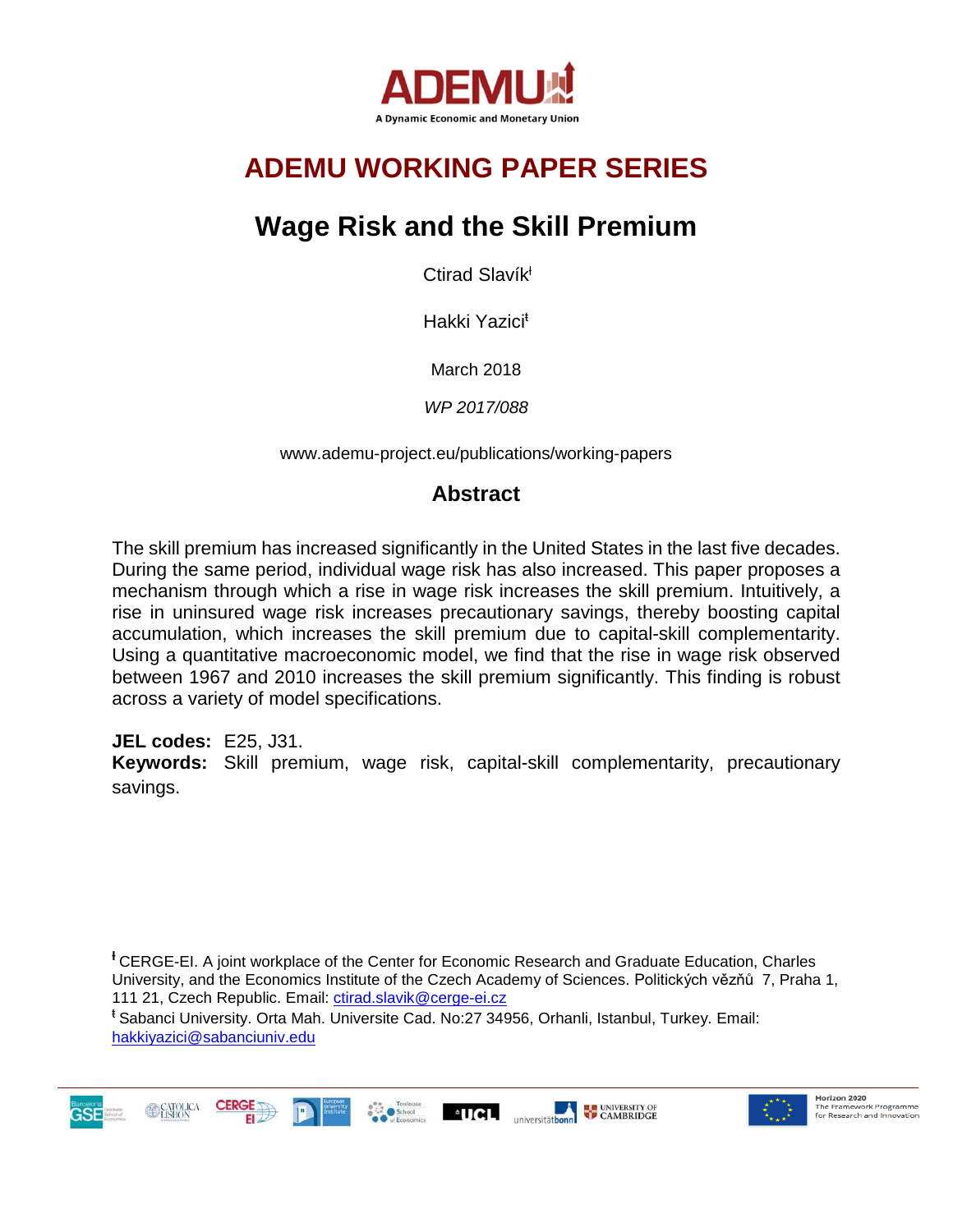ADEMU

A Dynamic Economic and Monetary Union

# ADEMU WORKING PAPER SERIES

# Wage Risk and the Skill Premium

Ctirad Slavík[ł]

Hakki Yazici[ŧ]

March 2018

*WP 2017/088*

www.ademu-project.eu/publications/working-papers

## Abstract

The skill premium has increased significantly in the United States in the last five decades. During the same period, individual wage risk has also increased. This paper proposes a mechanism through which a rise in wage risk increases the skill premium. Intuitively, a rise in uninsured wage risk increases precautionary savings, thereby boosting capital accumulation, which increases the skill premium due to capital-skill complementarity. Using a quantitative macroeconomic model, we find that the rise in wage risk observed between 1967 and 2010 increases the skill premium significantly. This finding is robust across a variety of model specifications.

**JEL codes:** E25, J31.

**Keywords:** Skill premium, wage risk, capital-skill complementarity, precautionary savings.

[ł] CERGE-EI. A joint workplace of the Center for Economic Research and Graduate Education, Charles University, and the Economics Institute of the Czech Academy of Sciences. Politických vězňů 7, Praha 1, 111 21, Czech Republic. Email: ctirad.slavik@cerge-ei.cz

[ŧ] Sabanci University. Orta Mah. Universite Cad. No:27 34956, Orhanli, Istanbul, Turkey. Email: hakkiyazici@sabanciuniv.edu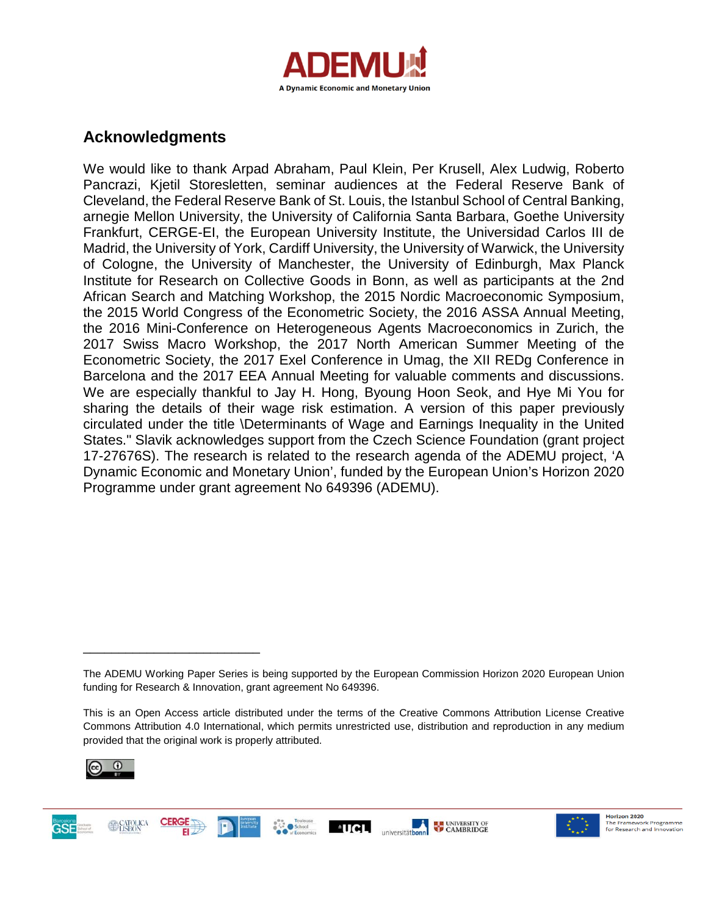## Acknowledgments

We would like to thank Arpad Abraham, Paul Klein, Per Krusell, Alex Ludwig, Roberto Pancrazi, Kjetil Storesletten, seminar audiences at the Federal Reserve Bank of Cleveland, the Federal Reserve Bank of St. Louis, the Istanbul School of Central Banking, arnegie Mellon University, the University of California Santa Barbara, Goethe University Frankfurt, CERGE-EI, the European University Institute, the Universidad Carlos III de Madrid, the University of York, Cardiff University, the University of Warwick, the University of Cologne, the University of Manchester, the University of Edinburgh, Max Planck Institute for Research on Collective Goods in Bonn, as well as participants at the 2nd African Search and Matching Workshop, the 2015 Nordic Macroeconomic Symposium, the 2015 World Congress of the Econometric Society, the 2016 ASSA Annual Meeting, the 2016 Mini-Conference on Heterogeneous Agents Macroeconomics in Zurich, the 2017 Swiss Macro Workshop, the 2017 North American Summer Meeting of the Econometric Society, the 2017 Exel Conference in Umag, the XII REDg Conference in Barcelona and the 2017 EEA Annual Meeting for valuable comments and discussions. We are especially thankful to Jay H. Hong, Byoung Hoon Seok, and Hye Mi You for sharing the details of their wage risk estimation. A version of this paper previously circulated under the title \Determinants of Wage and Earnings Inequality in the United States." Slavik acknowledges support from the Czech Science Foundation (grant project 17-27676S). The research is related to the research agenda of the ADEMU project, 'A Dynamic Economic and Monetary Union', funded by the European Union's Horizon 2020 Programme under grant agreement No 649396 (ADEMU).

---

The ADEMU Working Paper Series is being supported by the European Commission Horizon 2020 European Union funding for Research & Innovation, grant agreement No 649396.

This is an Open Access article distributed under the terms of the Creative Commons Attribution License Creative Commons Attribution 4.0 International, which permits unrestricted use, distribution and reproduction in any medium provided that the original work is properly attributed.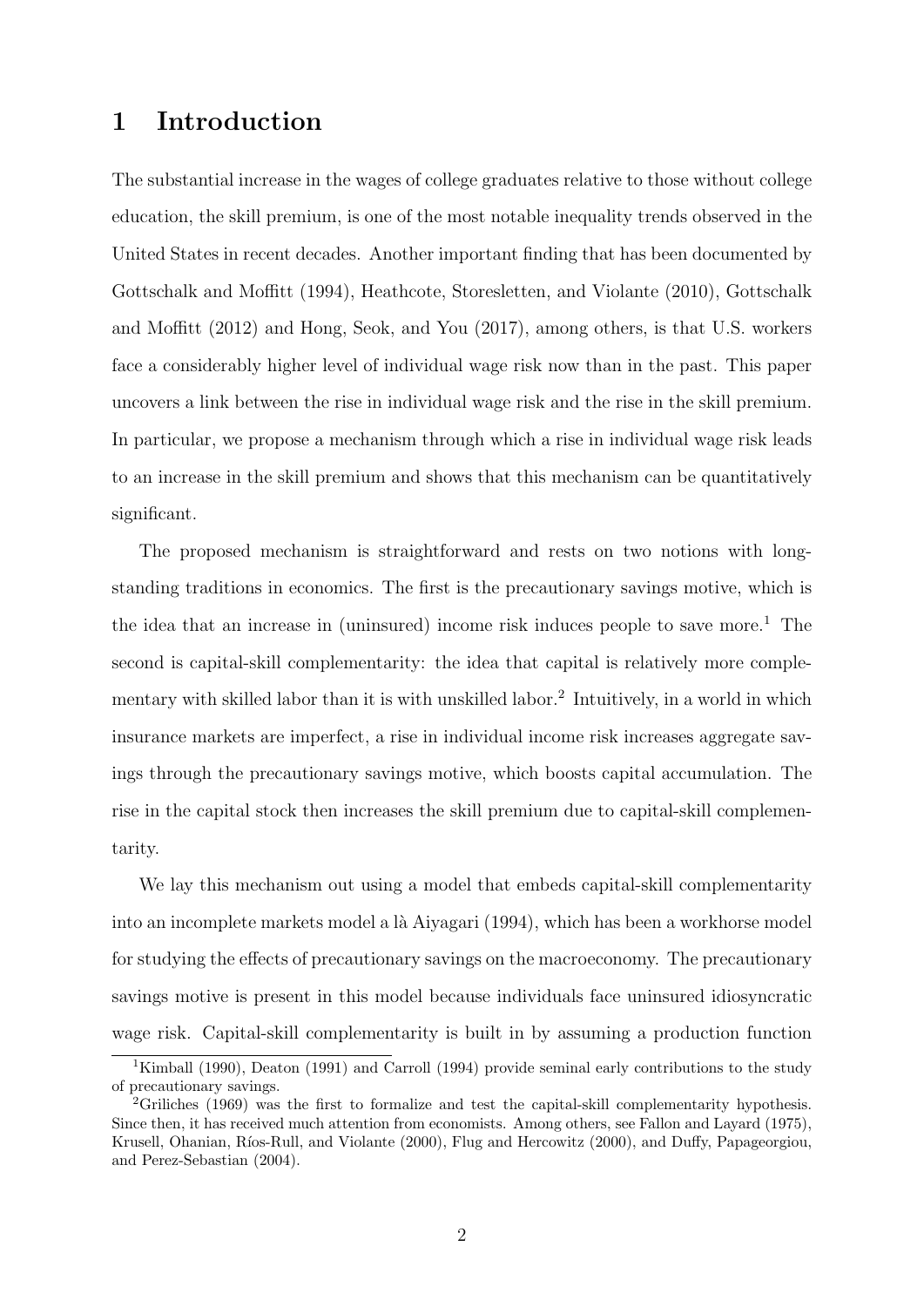# 1 Introduction

The substantial increase in the wages of college graduates relative to those without college education, the skill premium, is one of the most notable inequality trends observed in the United States in recent decades. Another important finding that has been documented by Gottschalk and Moffitt (1994), Heathcote, Storesletten, and Violante (2010), Gottschalk and Moffitt (2012) and Hong, Seok, and You (2017), among others, is that U.S. workers face a considerably higher level of individual wage risk now than in the past. This paper uncovers a link between the rise in individual wage risk and the rise in the skill premium. In particular, we propose a mechanism through which a rise in individual wage risk leads to an increase in the skill premium and shows that this mechanism can be quantitatively significant.

The proposed mechanism is straightforward and rests on two notions with long-standing traditions in economics. The first is the precautionary savings motive, which is the idea that an increase in (uninsured) income risk induces people to save more.[1] The second is capital-skill complementarity: the idea that capital is relatively more complementary with skilled labor than it is with unskilled labor.[2] Intuitively, in a world in which insurance markets are imperfect, a rise in individual income risk increases aggregate savings through the precautionary savings motive, which boosts capital accumulation. The rise in the capital stock then increases the skill premium due to capital-skill complementarity.

We lay this mechanism out using a model that embeds capital-skill complementarity into an incomplete markets model a là Aiyagari (1994), which has been a workhorse model for studying the effects of precautionary savings on the macroeconomy. The precautionary savings motive is present in this model because individuals face uninsured idiosyncratic wage risk. Capital-skill complementarity is built in by assuming a production function

[1] Kimball (1990), Deaton (1991) and Carroll (1994) provide seminal early contributions to the study of precautionary savings.

[2] Griliches (1969) was the first to formalize and test the capital-skill complementarity hypothesis. Since then, it has received much attention from economists. Among others, see Fallon and Layard (1975), Krusell, Ohanian, Ríos-Rull, and Violante (2000), Flug and Hercowitz (2000), and Duffy, Papageorgiou, and Perez-Sebastian (2004).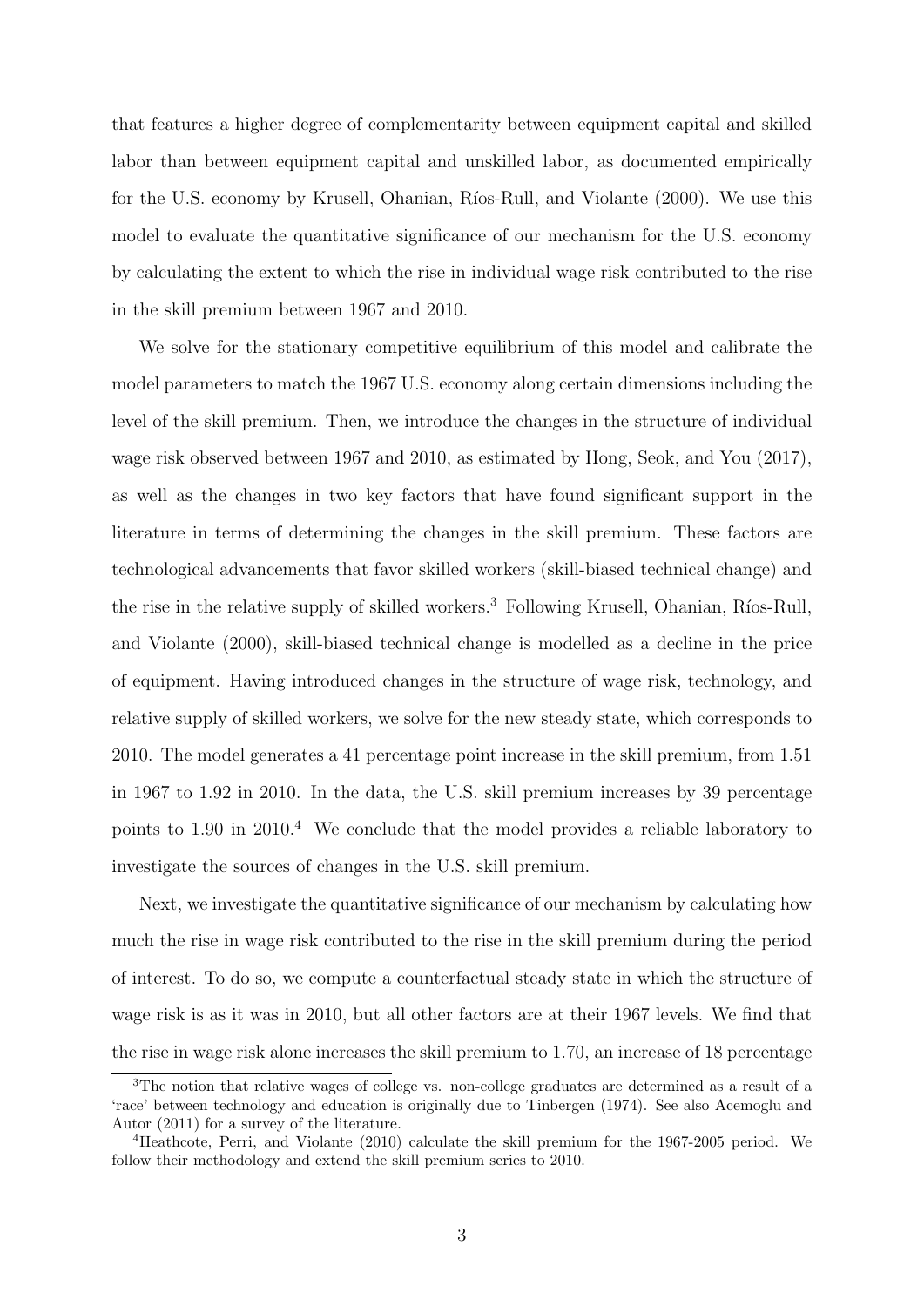that features a higher degree of complementarity between equipment capital and skilled labor than between equipment capital and unskilled labor, as documented empirically for the U.S. economy by Krusell, Ohanian, Ríos-Rull, and Violante (2000). We use this model to evaluate the quantitative significance of our mechanism for the U.S. economy by calculating the extent to which the rise in individual wage risk contributed to the rise in the skill premium between 1967 and 2010.

We solve for the stationary competitive equilibrium of this model and calibrate the model parameters to match the 1967 U.S. economy along certain dimensions including the level of the skill premium. Then, we introduce the changes in the structure of individual wage risk observed between 1967 and 2010, as estimated by Hong, Seok, and You (2017), as well as the changes in two key factors that have found significant support in the literature in terms of determining the changes in the skill premium. These factors are technological advancements that favor skilled workers (skill-biased technical change) and the rise in the relative supply of skilled workers.[3] Following Krusell, Ohanian, Ríos-Rull, and Violante (2000), skill-biased technical change is modelled as a decline in the price of equipment. Having introduced changes in the structure of wage risk, technology, and relative supply of skilled workers, we solve for the new steady state, which corresponds to 2010. The model generates a 41 percentage point increase in the skill premium, from 1.51 in 1967 to 1.92 in 2010. In the data, the U.S. skill premium increases by 39 percentage points to 1.90 in 2010.[4] We conclude that the model provides a reliable laboratory to investigate the sources of changes in the U.S. skill premium.

Next, we investigate the quantitative significance of our mechanism by calculating how much the rise in wage risk contributed to the rise in the skill premium during the period of interest. To do so, we compute a counterfactual steady state in which the structure of wage risk is as it was in 2010, but all other factors are at their 1967 levels. We find that the rise in wage risk alone increases the skill premium to 1.70, an increase of 18 percentage

[3]The notion that relative wages of college vs. non-college graduates are determined as a result of a 'race' between technology and education is originally due to Tinbergen (1974). See also Acemoglu and Autor (2011) for a survey of the literature.

[4]Heathcote, Perri, and Violante (2010) calculate the skill premium for the 1967-2005 period. We follow their methodology and extend the skill premium series to 2010.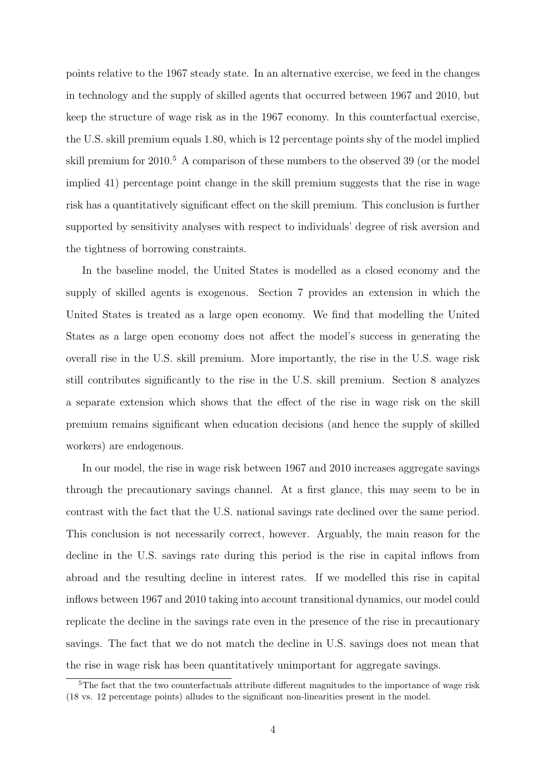points relative to the 1967 steady state. In an alternative exercise, we feed in the changes in technology and the supply of skilled agents that occurred between 1967 and 2010, but keep the structure of wage risk as in the 1967 economy. In this counterfactual exercise, the U.S. skill premium equals 1.80, which is 12 percentage points shy of the model implied skill premium for 2010.[5] A comparison of these numbers to the observed 39 (or the model implied 41) percentage point change in the skill premium suggests that the rise in wage risk has a quantitatively significant effect on the skill premium. This conclusion is further supported by sensitivity analyses with respect to individuals' degree of risk aversion and the tightness of borrowing constraints.

In the baseline model, the United States is modelled as a closed economy and the supply of skilled agents is exogenous. Section 7 provides an extension in which the United States is treated as a large open economy. We find that modelling the United States as a large open economy does not affect the model's success in generating the overall rise in the U.S. skill premium. More importantly, the rise in the U.S. wage risk still contributes significantly to the rise in the U.S. skill premium. Section 8 analyzes a separate extension which shows that the effect of the rise in wage risk on the skill premium remains significant when education decisions (and hence the supply of skilled workers) are endogenous.

In our model, the rise in wage risk between 1967 and 2010 increases aggregate savings through the precautionary savings channel. At a first glance, this may seem to be in contrast with the fact that the U.S. national savings rate declined over the same period. This conclusion is not necessarily correct, however. Arguably, the main reason for the decline in the U.S. savings rate during this period is the rise in capital inflows from abroad and the resulting decline in interest rates. If we modelled this rise in capital inflows between 1967 and 2010 taking into account transitional dynamics, our model could replicate the decline in the savings rate even in the presence of the rise in precautionary savings. The fact that we do not match the decline in U.S. savings does not mean that the rise in wage risk has been quantitatively unimportant for aggregate savings.

[5] The fact that the two counterfactuals attribute different magnitudes to the importance of wage risk (18 vs. 12 percentage points) alludes to the significant non-linearities present in the model.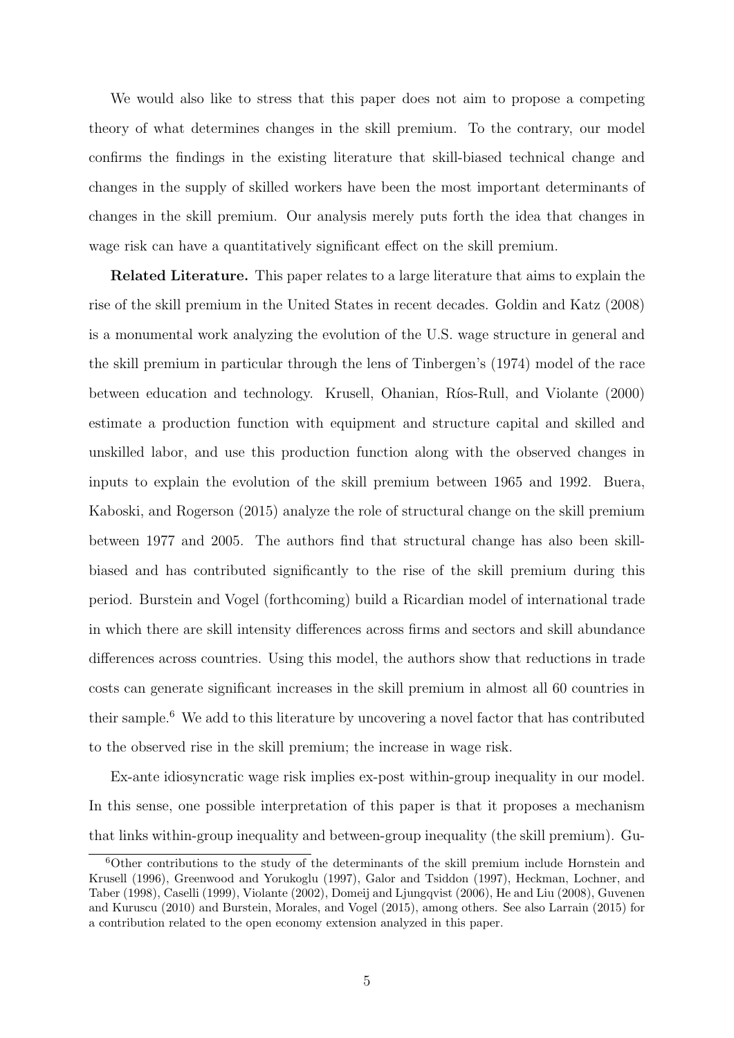We would also like to stress that this paper does not aim to propose a competing theory of what determines changes in the skill premium. To the contrary, our model confirms the findings in the existing literature that skill-biased technical change and changes in the supply of skilled workers have been the most important determinants of changes in the skill premium. Our analysis merely puts forth the idea that changes in wage risk can have a quantitatively significant effect on the skill premium.

**Related Literature.** This paper relates to a large literature that aims to explain the rise of the skill premium in the United States in recent decades. Goldin and Katz (2008) is a monumental work analyzing the evolution of the U.S. wage structure in general and the skill premium in particular through the lens of Tinbergen's (1974) model of the race between education and technology. Krusell, Ohanian, Ríos-Rull, and Violante (2000) estimate a production function with equipment and structure capital and skilled and unskilled labor, and use this production function along with the observed changes in inputs to explain the evolution of the skill premium between 1965 and 1992. Buera, Kaboski, and Rogerson (2015) analyze the role of structural change on the skill premium between 1977 and 2005. The authors find that structural change has also been skill-biased and has contributed significantly to the rise of the skill premium during this period. Burstein and Vogel (forthcoming) build a Ricardian model of international trade in which there are skill intensity differences across firms and sectors and skill abundance differences across countries. Using this model, the authors show that reductions in trade costs can generate significant increases in the skill premium in almost all 60 countries in their sample.[6] We add to this literature by uncovering a novel factor that has contributed to the observed rise in the skill premium; the increase in wage risk.

Ex-ante idiosyncratic wage risk implies ex-post within-group inequality in our model. In this sense, one possible interpretation of this paper is that it proposes a mechanism that links within-group inequality and between-group inequality (the skill premium). Gu-

[6]Other contributions to the study of the determinants of the skill premium include Hornstein and Krusell (1996), Greenwood and Yorukoglu (1997), Galor and Tsiddon (1997), Heckman, Lochner, and Taber (1998), Caselli (1999), Violante (2002), Domeij and Ljungqvist (2006), He and Liu (2008), Guvenen and Kuruscu (2010) and Burstein, Morales, and Vogel (2015), among others. See also Larrain (2015) for a contribution related to the open economy extension analyzed in this paper.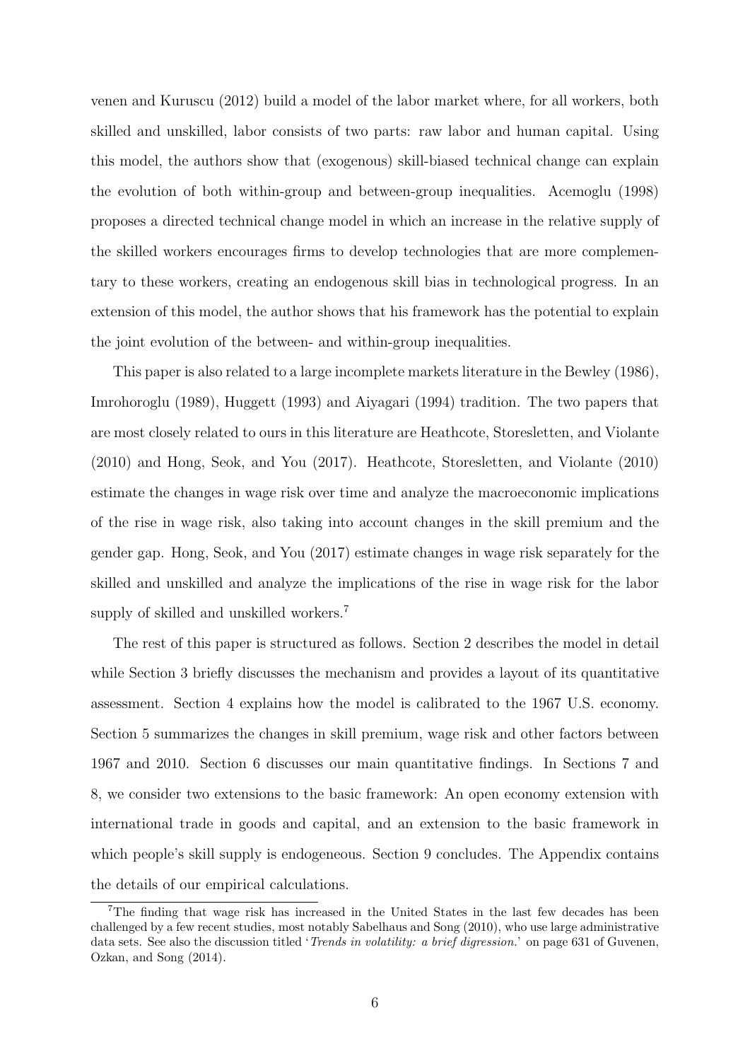venen and Kuruscu (2012) build a model of the labor market where, for all workers, both skilled and unskilled, labor consists of two parts: raw labor and human capital. Using this model, the authors show that (exogenous) skill-biased technical change can explain the evolution of both within-group and between-group inequalities. Acemoglu (1998) proposes a directed technical change model in which an increase in the relative supply of the skilled workers encourages firms to develop technologies that are more complementary to these workers, creating an endogenous skill bias in technological progress. In an extension of this model, the author shows that his framework has the potential to explain the joint evolution of the between- and within-group inequalities.

This paper is also related to a large incomplete markets literature in the Bewley (1986), Imrohoroglu (1989), Huggett (1993) and Aiyagari (1994) tradition. The two papers that are most closely related to ours in this literature are Heathcote, Storesletten, and Violante (2010) and Hong, Seok, and You (2017). Heathcote, Storesletten, and Violante (2010) estimate the changes in wage risk over time and analyze the macroeconomic implications of the rise in wage risk, also taking into account changes in the skill premium and the gender gap. Hong, Seok, and You (2017) estimate changes in wage risk separately for the skilled and unskilled and analyze the implications of the rise in wage risk for the labor supply of skilled and unskilled workers.[7]

The rest of this paper is structured as follows. Section 2 describes the model in detail while Section 3 briefly discusses the mechanism and provides a layout of its quantitative assessment. Section 4 explains how the model is calibrated to the 1967 U.S. economy. Section 5 summarizes the changes in skill premium, wage risk and other factors between 1967 and 2010. Section 6 discusses our main quantitative findings. In Sections 7 and 8, we consider two extensions to the basic framework: An open economy extension with international trade in goods and capital, and an extension to the basic framework in which people's skill supply is endogeneous. Section 9 concludes. The Appendix contains the details of our empirical calculations.

[7]The finding that wage risk has increased in the United States in the last few decades has been challenged by a few recent studies, most notably Sabelhaus and Song (2010), who use large administrative data sets. See also the discussion titled '*Trends in volatility: a brief digression.*' on page 631 of Guvenen, Ozkan, and Song (2014).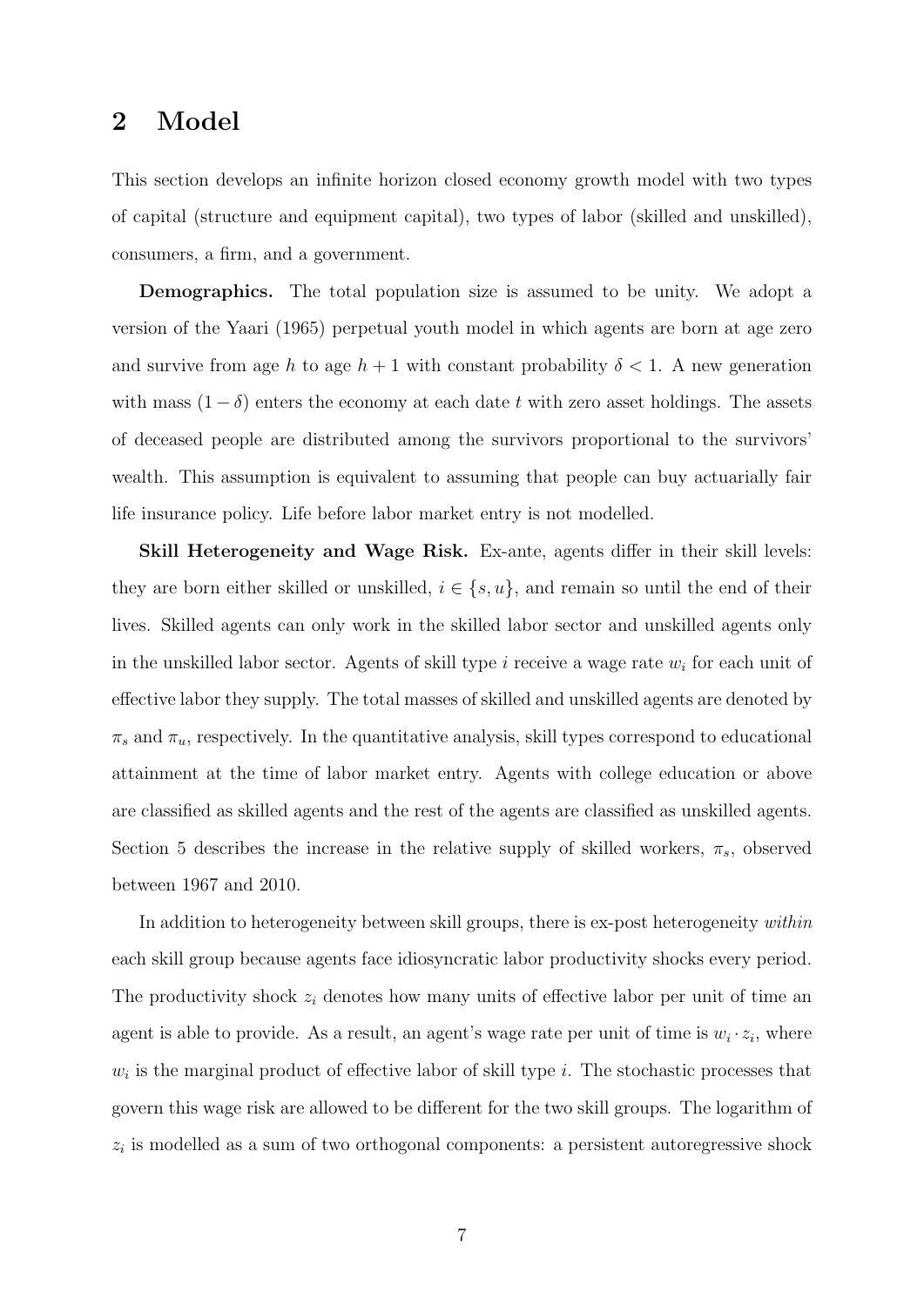## 2 Model

This section develops an infinite horizon closed economy growth model with two types of capital (structure and equipment capital), two types of labor (skilled and unskilled), consumers, a firm, and a government.

**Demographics.** The total population size is assumed to be unity. We adopt a version of the Yaari (1965) perpetual youth model in which agents are born at age zero and survive from age $h$ to age $h+1$ with constant probability $\delta < 1$. A new generation with mass $(1-\delta)$ enters the economy at each date $t$ with zero asset holdings. The assets of deceased people are distributed among the survivors proportional to the survivors' wealth. This assumption is equivalent to assuming that people can buy actuarially fair life insurance policy. Life before labor market entry is not modelled.

**Skill Heterogeneity and Wage Risk.** Ex-ante, agents differ in their skill levels: they are born either skilled or unskilled, $i \in \{s, u\}$, and remain so until the end of their lives. Skilled agents can only work in the skilled labor sector and unskilled agents only in the unskilled labor sector. Agents of skill type $i$ receive a wage rate $w_i$ for each unit of effective labor they supply. The total masses of skilled and unskilled agents are denoted by $\pi_s$ and $\pi_u$, respectively. In the quantitative analysis, skill types correspond to educational attainment at the time of labor market entry. Agents with college education or above are classified as skilled agents and the rest of the agents are classified as unskilled agents. Section 5 describes the increase in the relative supply of skilled workers, $\pi_s$, observed between 1967 and 2010.

In addition to heterogeneity between skill groups, there is ex-post heterogeneity *within* each skill group because agents face idiosyncratic labor productivity shocks every period. The productivity shock $z_i$ denotes how many units of effective labor per unit of time an agent is able to provide. As a result, an agent's wage rate per unit of time is $w_i \cdot z_i$, where $w_i$ is the marginal product of effective labor of skill type $i$. The stochastic processes that govern this wage risk are allowed to be different for the two skill groups. The logarithm of $z_i$ is modelled as a sum of two orthogonal components: a persistent autoregressive shock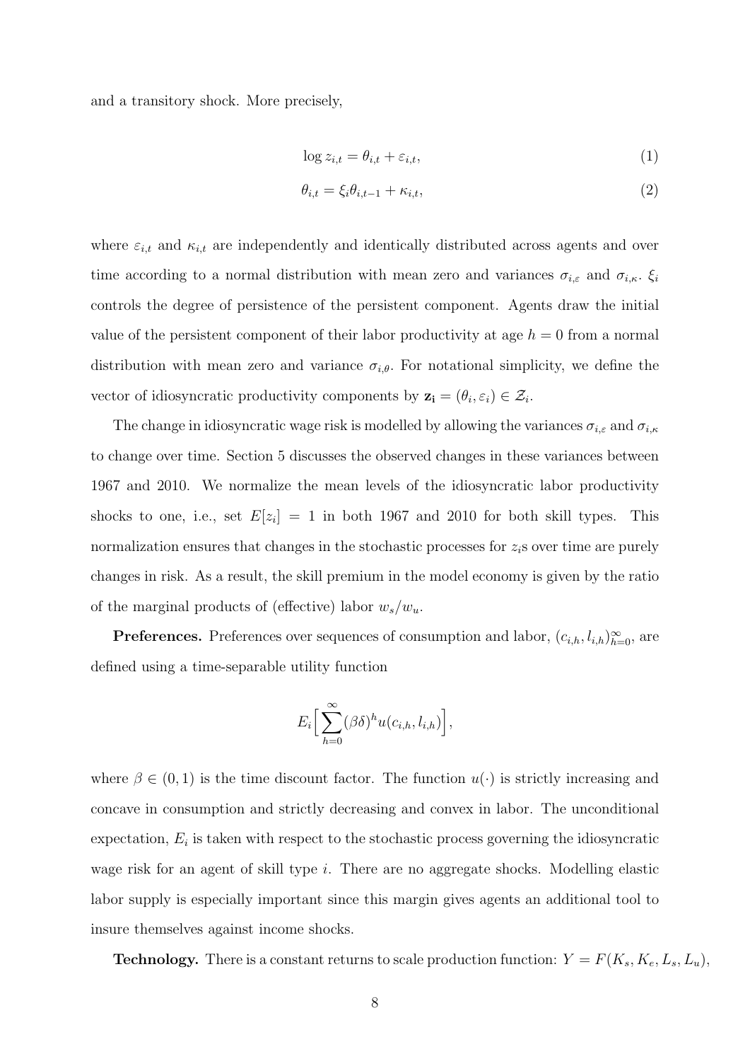and a transitory shock. More precisely,

$$\log z_{i,t} = \theta_{i,t} + \varepsilon_{i,t}, \tag{1}$$

$$\theta_{i,t} = \xi_i \theta_{i,t-1} + \kappa_{i,t}, \tag{2}$$

where $\varepsilon_{i,t}$ and $\kappa_{i,t}$ are independently and identically distributed across agents and over time according to a normal distribution with mean zero and variances $\sigma_{i,\varepsilon}$ and $\sigma_{i,\kappa}$. $\xi_i$ controls the degree of persistence of the persistent component. Agents draw the initial value of the persistent component of their labor productivity at age $h = 0$ from a normal distribution with mean zero and variance $\sigma_{i,\theta}$. For notational simplicity, we define the vector of idiosyncratic productivity components by $\mathbf{z_i} = (\theta_i, \varepsilon_i) \in \mathcal{Z}_i$.

The change in idiosyncratic wage risk is modelled by allowing the variances $\sigma_{i,\varepsilon}$ and $\sigma_{i,\kappa}$ to change over time. Section 5 discusses the observed changes in these variances between 1967 and 2010. We normalize the mean levels of the idiosyncratic labor productivity shocks to one, i.e., set $E[z_i] = 1$ in both 1967 and 2010 for both skill types. This normalization ensures that changes in the stochastic processes for $z_i$s over time are purely changes in risk. As a result, the skill premium in the model economy is given by the ratio of the marginal products of (effective) labor $w_s/w_u$.

**Preferences.** Preferences over sequences of consumption and labor, $(c_{i,h}, l_{i,h})_{h=0}^{\infty}$, are defined using a time-separable utility function

$$E_i\Big[\sum_{h=0}^{\infty} (\beta\delta)^h u(c_{i,h}, l_{i,h})\Big],$$

where $\beta \in (0, 1)$ is the time discount factor. The function $u(\cdot)$ is strictly increasing and concave in consumption and strictly decreasing and convex in labor. The unconditional expectation, $E_i$ is taken with respect to the stochastic process governing the idiosyncratic wage risk for an agent of skill type $i$. There are no aggregate shocks. Modelling elastic labor supply is especially important since this margin gives agents an additional tool to insure themselves against income shocks.

**Technology.** There is a constant returns to scale production function: $Y = F(K_s, K_e, L_s, L_u)$,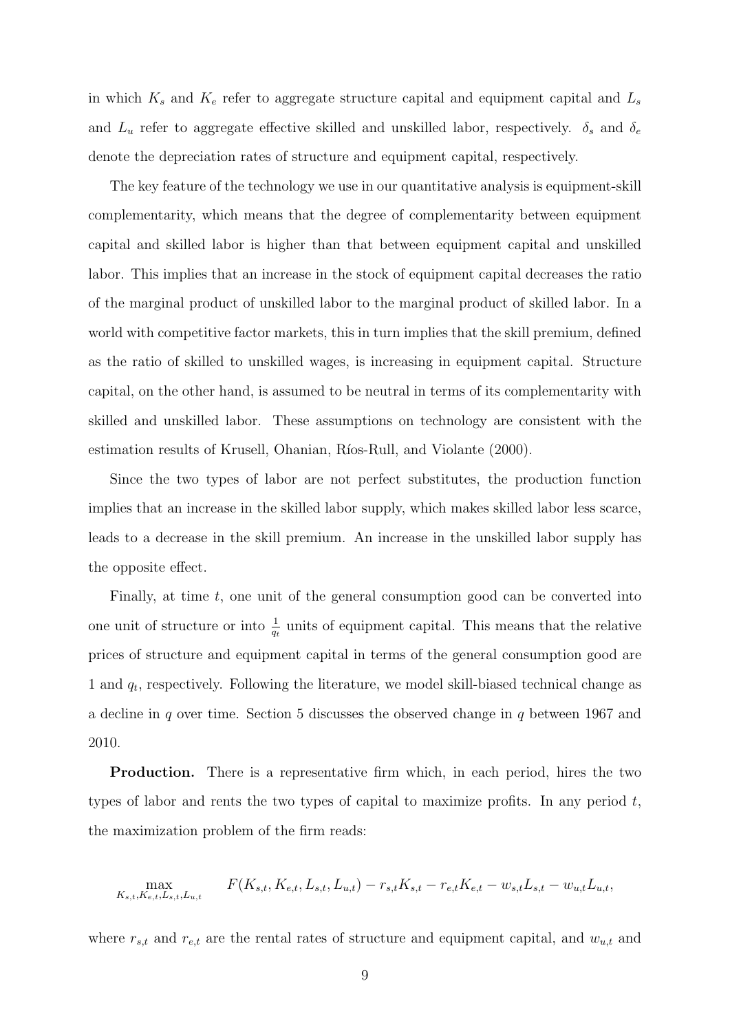in which $K_s$ and $K_e$ refer to aggregate structure capital and equipment capital and $L_s$ and $L_u$ refer to aggregate effective skilled and unskilled labor, respectively. $\delta_s$ and $\delta_e$ denote the depreciation rates of structure and equipment capital, respectively.

The key feature of the technology we use in our quantitative analysis is equipment-skill complementarity, which means that the degree of complementarity between equipment capital and skilled labor is higher than that between equipment capital and unskilled labor. This implies that an increase in the stock of equipment capital decreases the ratio of the marginal product of unskilled labor to the marginal product of skilled labor. In a world with competitive factor markets, this in turn implies that the skill premium, defined as the ratio of skilled to unskilled wages, is increasing in equipment capital. Structure capital, on the other hand, is assumed to be neutral in terms of its complementarity with skilled and unskilled labor. These assumptions on technology are consistent with the estimation results of Krusell, Ohanian, Ríos-Rull, and Violante (2000).

Since the two types of labor are not perfect substitutes, the production function implies that an increase in the skilled labor supply, which makes skilled labor less scarce, leads to a decrease in the skill premium. An increase in the unskilled labor supply has the opposite effect.

Finally, at time $t$, one unit of the general consumption good can be converted into one unit of structure or into $\frac{1}{q_t}$ units of equipment capital. This means that the relative prices of structure and equipment capital in terms of the general consumption good are 1 and $q_t$, respectively. Following the literature, we model skill-biased technical change as a decline in $q$ over time. Section 5 discusses the observed change in $q$ between 1967 and 2010.

**Production.** There is a representative firm which, in each period, hires the two types of labor and rents the two types of capital to maximize profits. In any period $t$, the maximization problem of the firm reads:

$$\max_{K_{s,t},K_{e,t},L_{s,t},L_{u,t}} \quad F(K_{s,t}, K_{e,t}, L_{s,t}, L_{u,t}) - r_{s,t}K_{s,t} - r_{e,t}K_{e,t} - w_{s,t}L_{s,t} - w_{u,t}L_{u,t},$$

where $r_{s,t}$ and $r_{e,t}$ are the rental rates of structure and equipment capital, and $w_{u,t}$ and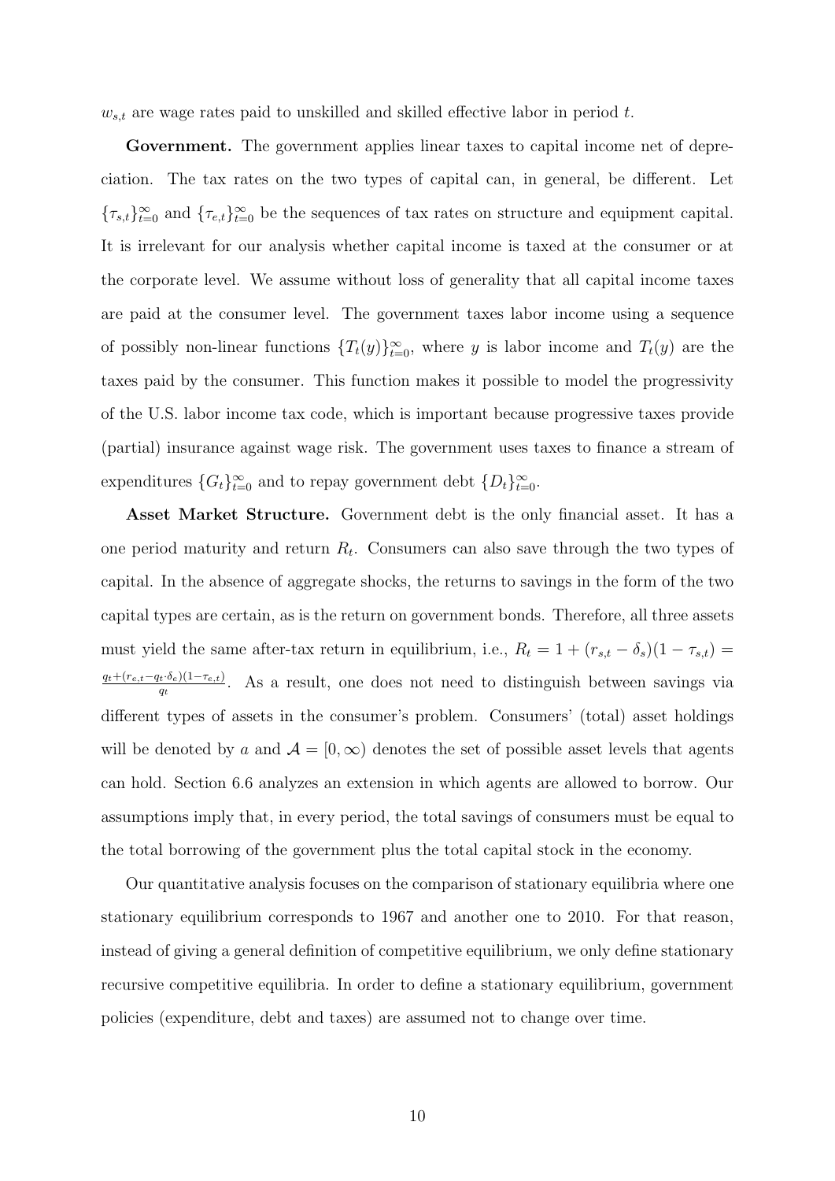$w_{s,t}$ are wage rates paid to unskilled and skilled effective labor in period $t$.

**Government.** The government applies linear taxes to capital income net of depreciation. The tax rates on the two types of capital can, in general, be different. Let $\{\tau_{s,t}\}_{t=0}^{\infty}$ and $\{\tau_{e,t}\}_{t=0}^{\infty}$ be the sequences of tax rates on structure and equipment capital. It is irrelevant for our analysis whether capital income is taxed at the consumer or at the corporate level. We assume without loss of generality that all capital income taxes are paid at the consumer level. The government taxes labor income using a sequence of possibly non-linear functions $\{T_t(y)\}_{t=0}^{\infty}$, where $y$ is labor income and $T_t(y)$ are the taxes paid by the consumer. This function makes it possible to model the progressivity of the U.S. labor income tax code, which is important because progressive taxes provide (partial) insurance against wage risk. The government uses taxes to finance a stream of expenditures $\{G_t\}_{t=0}^{\infty}$ and to repay government debt $\{D_t\}_{t=0}^{\infty}$.

**Asset Market Structure.** Government debt is the only financial asset. It has a one period maturity and return $R_t$. Consumers can also save through the two types of capital. In the absence of aggregate shocks, the returns to savings in the form of the two capital types are certain, as is the return on government bonds. Therefore, all three assets must yield the same after-tax return in equilibrium, i.e., $R_t = 1 + (r_{s,t} - \delta_s)(1 - \tau_{s,t}) = \frac{q_t + (r_{e,t} - q_t \cdot \delta_e)(1 - \tau_{e,t})}{q_t}$. As a result, one does not need to distinguish between savings via different types of assets in the consumer's problem. Consumers' (total) asset holdings will be denoted by $a$ and $\mathcal{A} = [0, \infty)$ denotes the set of possible asset levels that agents can hold. Section 6.6 analyzes an extension in which agents are allowed to borrow. Our assumptions imply that, in every period, the total savings of consumers must be equal to the total borrowing of the government plus the total capital stock in the economy.

Our quantitative analysis focuses on the comparison of stationary equilibria where one stationary equilibrium corresponds to 1967 and another one to 2010. For that reason, instead of giving a general definition of competitive equilibrium, we only define stationary recursive competitive equilibria. In order to define a stationary equilibrium, government policies (expenditure, debt and taxes) are assumed not to change over time.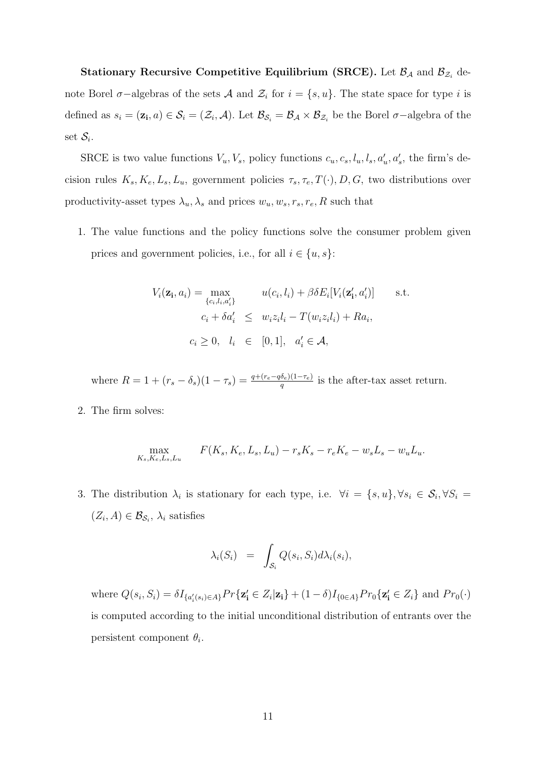**Stationary Recursive Competitive Equilibrium (SRCE).** Let $\mathcal{B}_{\mathcal{A}}$ and $\mathcal{B}_{\mathcal{Z}_i}$ denote Borel $\sigma-$algebras of the sets $\mathcal{A}$ and $\mathcal{Z}_i$ for $i = \{s, u\}$. The state space for type $i$ is defined as $s_i = (\mathbf{z_i}, a) \in \mathcal{S}_i = (\mathcal{Z}_i, \mathcal{A})$. Let $\mathcal{B}_{\mathcal{S}_i} = \mathcal{B}_{\mathcal{A}} \times \mathcal{B}_{\mathcal{Z}_i}$ be the Borel $\sigma-$algebra of the set $\mathcal{S}_i$.

SRCE is two value functions $V_u, V_s$, policy functions $c_u, c_s, l_u, l_s, a'_u, a'_s$, the firm's decision rules $K_s, K_e, L_s, L_u$, government policies $\tau_s, \tau_e, T(\cdot), D, G$, two distributions over productivity-asset types $\lambda_u, \lambda_s$ and prices $w_u, w_s, r_s, r_e, R$ such that

1. The value functions and the policy functions solve the consumer problem given prices and government policies, i.e., for all $i \in \{u, s\}$:

$$
\begin{aligned}
V_i(\mathbf{z_i}, a_i) = \max_{\{c_i, l_i, a'_i\}} \quad & u(c_i, l_i) + \beta\delta E_i[V_i(\mathbf{z'_i}, a'_i)] \qquad \text{s.t.} \\
c_i + \delta a'_i \quad & \leq \quad w_i z_i l_i - T(w_i z_i l_i) + R a_i, \\
c_i \geq 0, \quad l_i \quad & \in \quad [0, 1], \quad a'_i \in \mathcal{A},
\end{aligned}
$$

where $R = 1 + (r_s - \delta_s)(1 - \tau_s) = \frac{q + (r_e - q\delta_e)(1 - \tau_e)}{q}$ is the after-tax asset return.

2. The firm solves:

$$
\max_{K_s, K_e, L_s, L_u} \qquad F(K_s, K_e, L_s, L_u) - r_s K_s - r_e K_e - w_s L_s - w_u L_u.
$$

3. The distribution $\lambda_i$ is stationary for each type, i.e. $\forall i = \{s, u\}, \forall s_i \in \mathcal{S}_i, \forall S_i = (Z_i, A) \in \mathcal{B}_{\mathcal{S}_i}$, $\lambda_i$ satisfies

$$
\lambda_i(S_i) \quad = \quad \int_{\mathcal{S}_i} Q(s_i, S_i) d\lambda_i(s_i),
$$

where $Q(s_i, S_i) = \delta I_{\{a'_i(s_i) \in A\}} Pr\{\mathbf{z'_i} \in Z_i | \mathbf{z_i}\} + (1 - \delta) I_{\{0 \in A\}} Pr_0\{\mathbf{z'_i} \in Z_i\}$ and $Pr_0(\cdot)$ is computed according to the initial unconditional distribution of entrants over the persistent component $\theta_i$.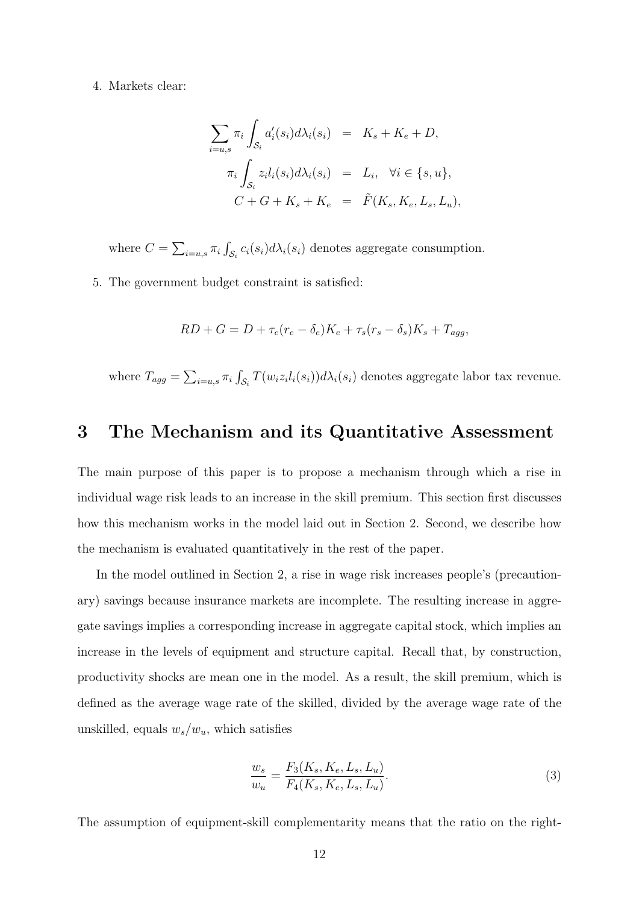4. Markets clear:

$$\begin{aligned}
\sum_{i=u,s} \pi_i \int_{\mathcal{S}_i} a_i'(s_i) d\lambda_i(s_i) &= K_s + K_e + D, \\
\pi_i \int_{\mathcal{S}_i} z_i l_i(s_i) d\lambda_i(s_i) &= L_i, \quad \forall i \in \{s, u\}, \\
C + G + K_s + K_e &= \tilde{F}(K_s, K_e, L_s, L_u),
\end{aligned}$$

where $C = \sum_{i=u,s} \pi_i \int_{\mathcal{S}_i} c_i(s_i) d\lambda_i(s_i)$ denotes aggregate consumption.

5. The government budget constraint is satisfied:

$$RD + G = D + \tau_e(r_e - \delta_e)K_e + \tau_s(r_s - \delta_s)K_s + T_{agg},$$

where $T_{agg} = \sum_{i=u,s} \pi_i \int_{\mathcal{S}_i} T(w_i z_i l_i(s_i)) d\lambda_i(s_i)$ denotes aggregate labor tax revenue.

# 3 The Mechanism and its Quantitative Assessment

The main purpose of this paper is to propose a mechanism through which a rise in individual wage risk leads to an increase in the skill premium. This section first discusses how this mechanism works in the model laid out in Section 2. Second, we describe how the mechanism is evaluated quantitatively in the rest of the paper.

In the model outlined in Section 2, a rise in wage risk increases people's (precautionary) savings because insurance markets are incomplete. The resulting increase in aggregate savings implies a corresponding increase in aggregate capital stock, which implies an increase in the levels of equipment and structure capital. Recall that, by construction, productivity shocks are mean one in the model. As a result, the skill premium, which is defined as the average wage rate of the skilled, divided by the average wage rate of the unskilled, equals $w_s/w_u$, which satisfies

$$\frac{w_s}{w_u} = \frac{F_3(K_s, K_e, L_s, L_u)}{F_4(K_s, K_e, L_s, L_u)}. \tag{3}$$

The assumption of equipment-skill complementarity means that the ratio on the right-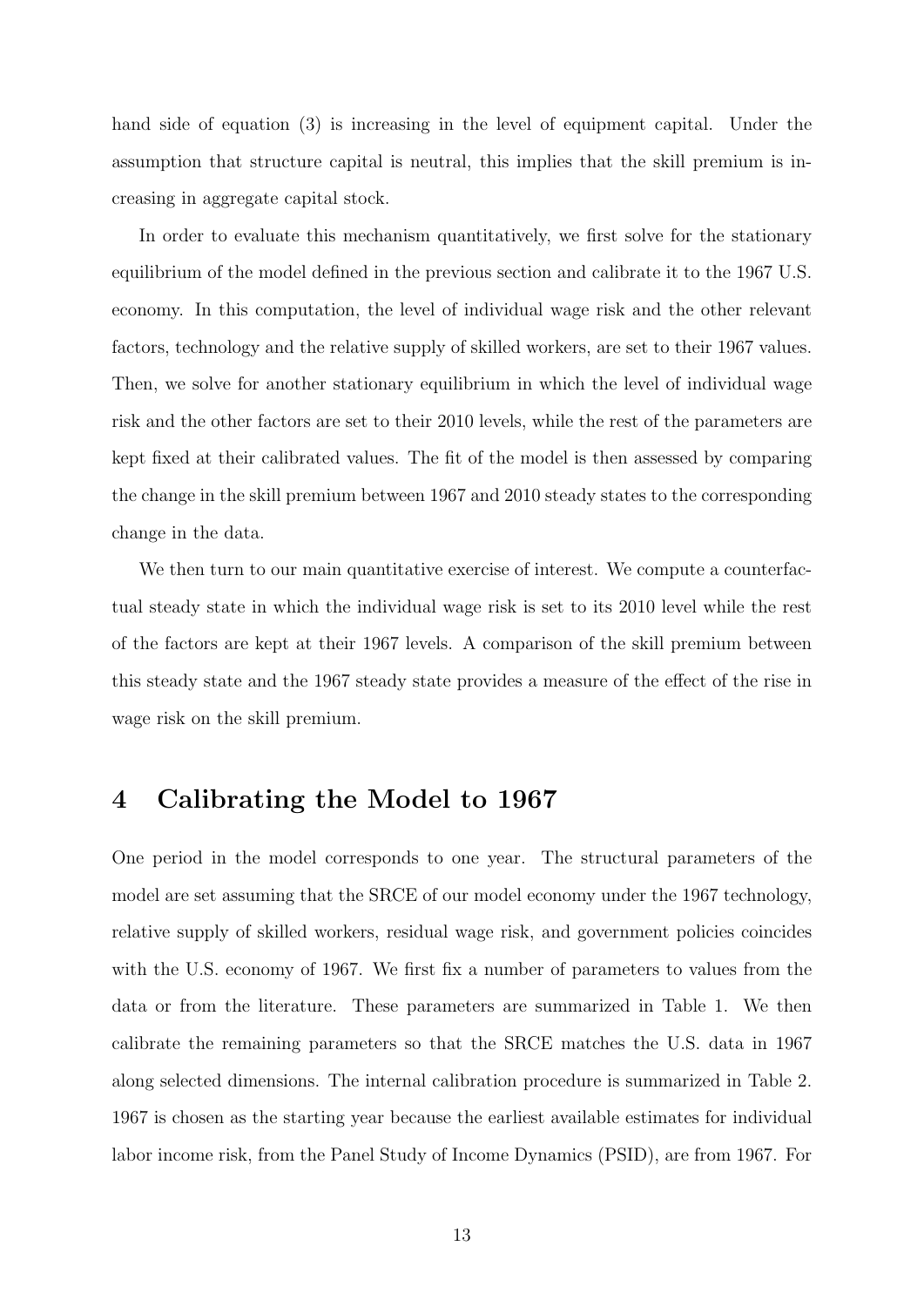hand side of equation (3) is increasing in the level of equipment capital. Under the assumption that structure capital is neutral, this implies that the skill premium is increasing in aggregate capital stock.

In order to evaluate this mechanism quantitatively, we first solve for the stationary equilibrium of the model defined in the previous section and calibrate it to the 1967 U.S. economy. In this computation, the level of individual wage risk and the other relevant factors, technology and the relative supply of skilled workers, are set to their 1967 values. Then, we solve for another stationary equilibrium in which the level of individual wage risk and the other factors are set to their 2010 levels, while the rest of the parameters are kept fixed at their calibrated values. The fit of the model is then assessed by comparing the change in the skill premium between 1967 and 2010 steady states to the corresponding change in the data.

We then turn to our main quantitative exercise of interest. We compute a counterfactual steady state in which the individual wage risk is set to its 2010 level while the rest of the factors are kept at their 1967 levels. A comparison of the skill premium between this steady state and the 1967 steady state provides a measure of the effect of the rise in wage risk on the skill premium.

# 4 Calibrating the Model to 1967

One period in the model corresponds to one year. The structural parameters of the model are set assuming that the SRCE of our model economy under the 1967 technology, relative supply of skilled workers, residual wage risk, and government policies coincides with the U.S. economy of 1967. We first fix a number of parameters to values from the data or from the literature. These parameters are summarized in Table 1. We then calibrate the remaining parameters so that the SRCE matches the U.S. data in 1967 along selected dimensions. The internal calibration procedure is summarized in Table 2. 1967 is chosen as the starting year because the earliest available estimates for individual labor income risk, from the Panel Study of Income Dynamics (PSID), are from 1967. For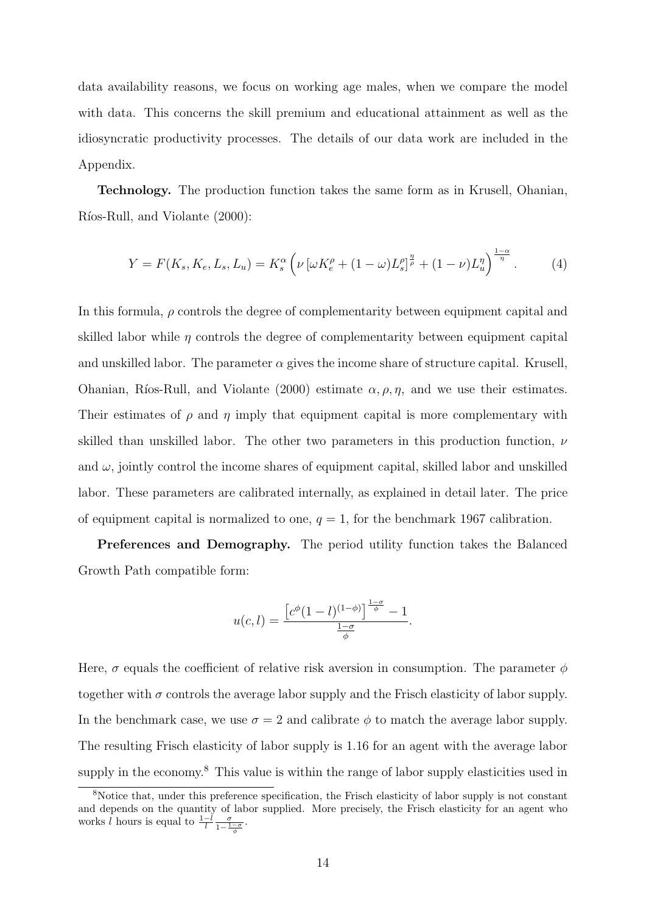data availability reasons, we focus on working age males, when we compare the model with data. This concerns the skill premium and educational attainment as well as the idiosyncratic productivity processes. The details of our data work are included in the Appendix.

**Technology.** The production function takes the same form as in Krusell, Ohanian, Ríos-Rull, and Violante (2000):

$$Y = F(K_s, K_e, L_s, L_u) = K_s^{\alpha}\left(\nu\left[\omega K_e^{\rho} + (1-\omega)L_s^{\rho}\right]^{\frac{\eta}{\rho}} + (1-\nu)L_u^{\eta}\right)^{\frac{1-\alpha}{\eta}}. \tag{4}$$

In this formula, $\rho$ controls the degree of complementarity between equipment capital and skilled labor while $\eta$ controls the degree of complementarity between equipment capital and unskilled labor. The parameter $\alpha$ gives the income share of structure capital. Krusell, Ohanian, Ríos-Rull, and Violante (2000) estimate $\alpha, \rho, \eta$, and we use their estimates. Their estimates of $\rho$ and $\eta$ imply that equipment capital is more complementary with skilled than unskilled labor. The other two parameters in this production function, $\nu$ and $\omega$, jointly control the income shares of equipment capital, skilled labor and unskilled labor. These parameters are calibrated internally, as explained in detail later. The price of equipment capital is normalized to one, $q = 1$, for the benchmark 1967 calibration.

**Preferences and Demography.** The period utility function takes the Balanced Growth Path compatible form:

$$u(c, l) = \frac{\left[c^{\phi}(1-l)^{(1-\phi)}\right]^{\frac{1-\sigma}{\phi}} - 1}{\frac{1-\sigma}{\phi}}.$$

Here, $\sigma$ equals the coefficient of relative risk aversion in consumption. The parameter $\phi$ together with $\sigma$ controls the average labor supply and the Frisch elasticity of labor supply. In the benchmark case, we use $\sigma = 2$ and calibrate $\phi$ to match the average labor supply. The resulting Frisch elasticity of labor supply is 1.16 for an agent with the average labor supply in the economy.[8] This value is within the range of labor supply elasticities used in

[8]Notice that, under this preference specification, the Frisch elasticity of labor supply is not constant and depends on the quantity of labor supplied. More precisely, the Frisch elasticity for an agent who works $l$ hours is equal to $\frac{1-l}{l}\frac{\sigma}{1-\frac{1-\sigma}{\phi}}$.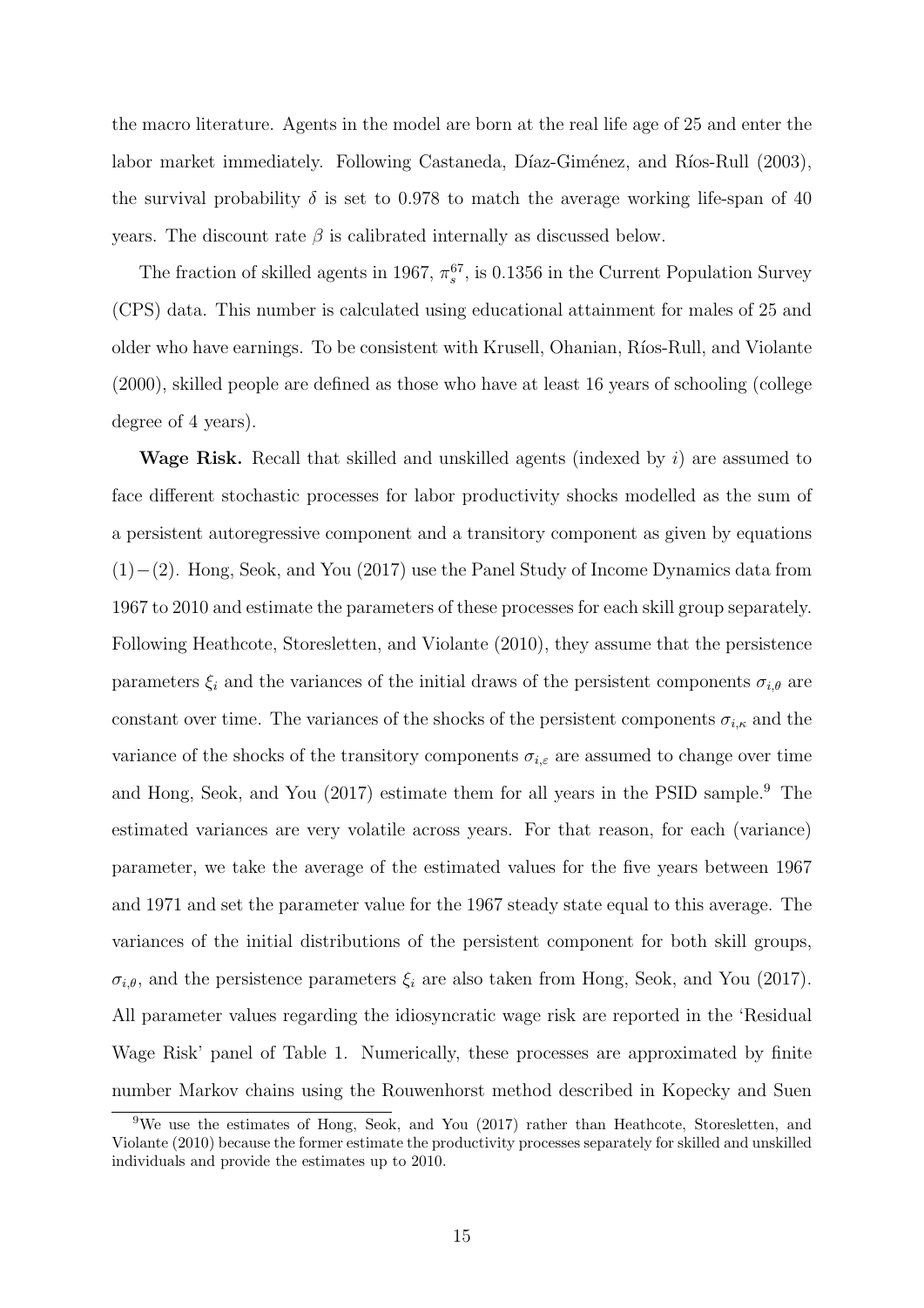the macro literature. Agents in the model are born at the real life age of 25 and enter the labor market immediately. Following Castaneda, Díaz-Giménez, and Ríos-Rull (2003), the survival probability $\delta$ is set to 0.978 to match the average working life-span of 40 years. The discount rate $\beta$ is calibrated internally as discussed below.

The fraction of skilled agents in 1967, $\pi_s^{67}$, is 0.1356 in the Current Population Survey (CPS) data. This number is calculated using educational attainment for males of 25 and older who have earnings. To be consistent with Krusell, Ohanian, Ríos-Rull, and Violante (2000), skilled people are defined as those who have at least 16 years of schooling (college degree of 4 years).

**Wage Risk.** Recall that skilled and unskilled agents (indexed by $i$) are assumed to face different stochastic processes for labor productivity shocks modelled as the sum of a persistent autoregressive component and a transitory component as given by equations $(1)-(2)$. Hong, Seok, and You (2017) use the Panel Study of Income Dynamics data from 1967 to 2010 and estimate the parameters of these processes for each skill group separately. Following Heathcote, Storesletten, and Violante (2010), they assume that the persistence parameters $\xi_i$ and the variances of the initial draws of the persistent components $\sigma_{i,\theta}$ are constant over time. The variances of the shocks of the persistent components $\sigma_{i,\kappa}$ and the variance of the shocks of the transitory components $\sigma_{i,\varepsilon}$ are assumed to change over time and Hong, Seok, and You (2017) estimate them for all years in the PSID sample.[9] The estimated variances are very volatile across years. For that reason, for each (variance) parameter, we take the average of the estimated values for the five years between 1967 and 1971 and set the parameter value for the 1967 steady state equal to this average. The variances of the initial distributions of the persistent component for both skill groups, $\sigma_{i,\theta}$, and the persistence parameters $\xi_i$ are also taken from Hong, Seok, and You (2017). All parameter values regarding the idiosyncratic wage risk are reported in the 'Residual Wage Risk' panel of Table 1. Numerically, these processes are approximated by finite number Markov chains using the Rouwenhorst method described in Kopecky and Suen

[9] We use the estimates of Hong, Seok, and You (2017) rather than Heathcote, Storesletten, and Violante (2010) because the former estimate the productivity processes separately for skilled and unskilled individuals and provide the estimates up to 2010.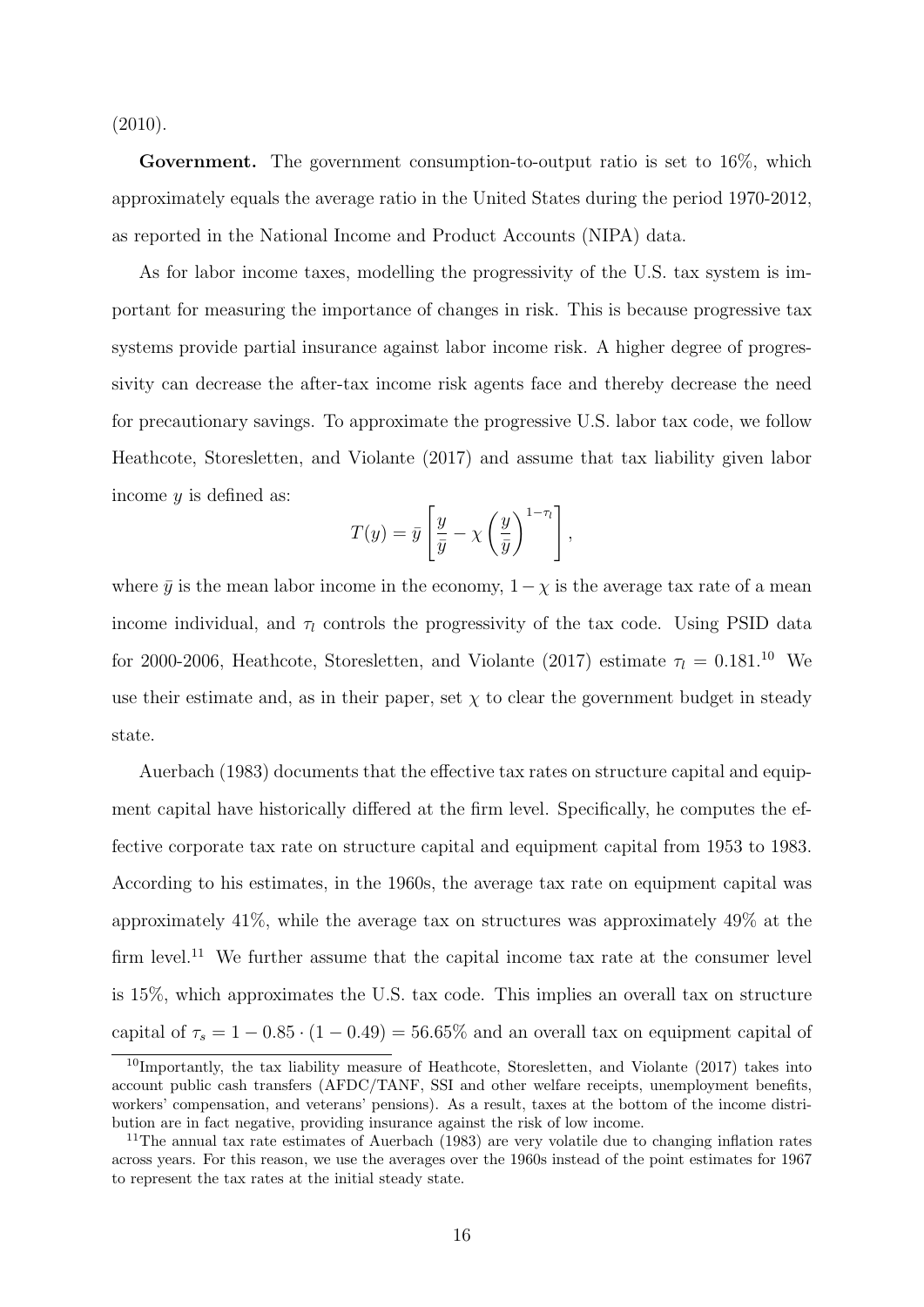(2010).

**Government.** The government consumption-to-output ratio is set to 16%, which approximately equals the average ratio in the United States during the period 1970-2012, as reported in the National Income and Product Accounts (NIPA) data.

As for labor income taxes, modelling the progressivity of the U.S. tax system is important for measuring the importance of changes in risk. This is because progressive tax systems provide partial insurance against labor income risk. A higher degree of progressivity can decrease the after-tax income risk agents face and thereby decrease the need for precautionary savings. To approximate the progressive U.S. labor tax code, we follow Heathcote, Storesletten, and Violante (2017) and assume that tax liability given labor income $y$ is defined as:

$$T(y) = \bar{y}\left[\frac{y}{\bar{y}} - \chi\left(\frac{y}{\bar{y}}\right)^{1-\tau_l}\right],$$

where $\bar{y}$ is the mean labor income in the economy, $1-\chi$ is the average tax rate of a mean income individual, and $\tau_l$ controls the progressivity of the tax code. Using PSID data for 2000-2006, Heathcote, Storesletten, and Violante (2017) estimate $\tau_l = 0.181$.[10] We use their estimate and, as in their paper, set $\chi$ to clear the government budget in steady state.

Auerbach (1983) documents that the effective tax rates on structure capital and equipment capital have historically differed at the firm level. Specifically, he computes the effective corporate tax rate on structure capital and equipment capital from 1953 to 1983. According to his estimates, in the 1960s, the average tax rate on equipment capital was approximately 41%, while the average tax on structures was approximately 49% at the firm level.[11] We further assume that the capital income tax rate at the consumer level is 15%, which approximates the U.S. tax code. This implies an overall tax on structure capital of $\tau_s = 1 - 0.85 \cdot (1 - 0.49) = 56.65\%$ and an overall tax on equipment capital of

[10] Importantly, the tax liability measure of Heathcote, Storesletten, and Violante (2017) takes into account public cash transfers (AFDC/TANF, SSI and other welfare receipts, unemployment benefits, workers' compensation, and veterans' pensions). As a result, taxes at the bottom of the income distribution are in fact negative, providing insurance against the risk of low income.

[11] The annual tax rate estimates of Auerbach (1983) are very volatile due to changing inflation rates across years. For this reason, we use the averages over the 1960s instead of the point estimates for 1967 to represent the tax rates at the initial steady state.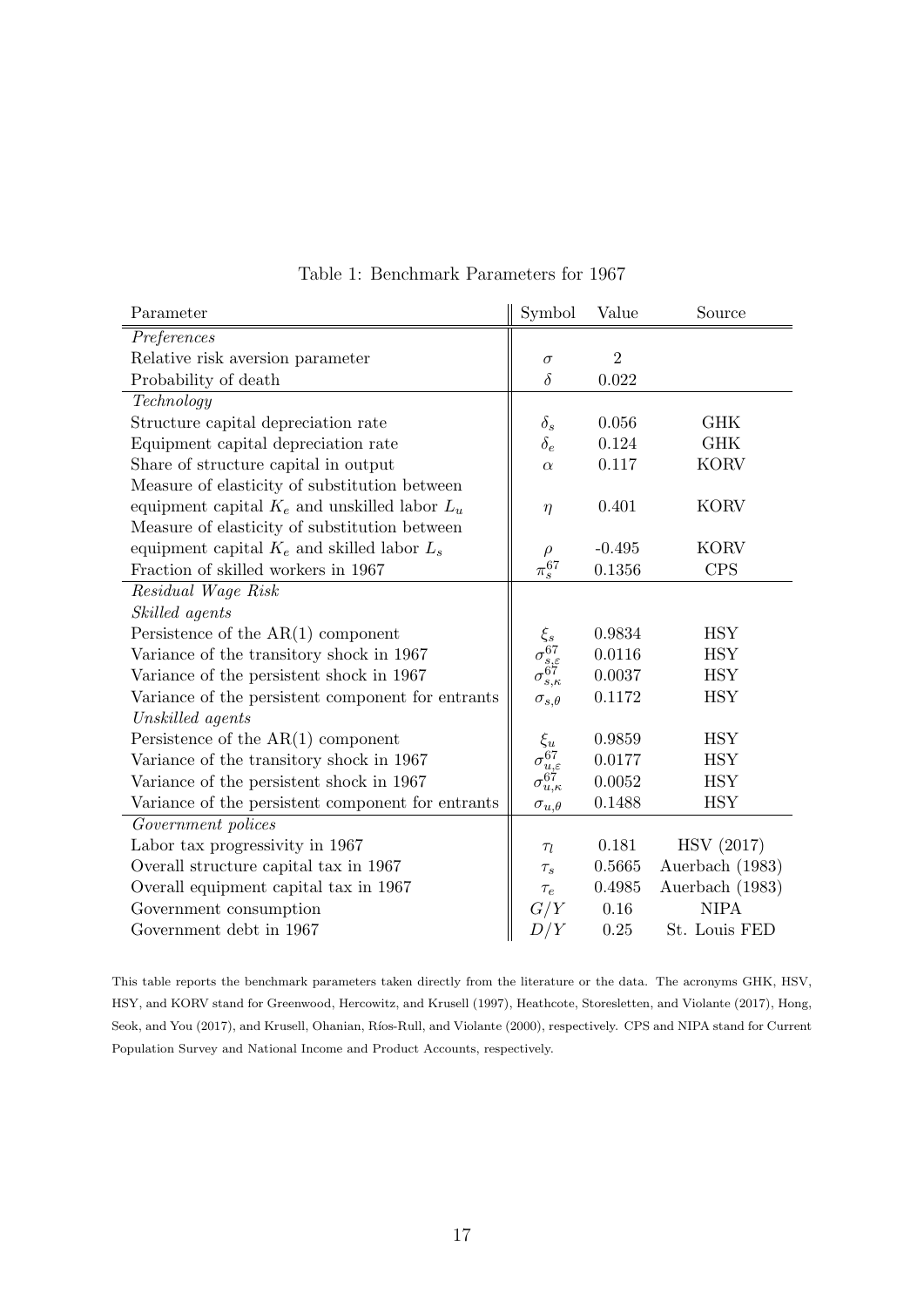Table 1: Benchmark Parameters for 1967

| Parameter | Symbol | Value | Source |
|---|---|---|---|
| *Preferences* | | | |
| Relative risk aversion parameter | $\sigma$ | 2 | |
| Probability of death | $\delta$ | 0.022 | |
| *Technology* | | | |
| Structure capital depreciation rate | $\delta_s$ | 0.056 | GHK |
| Equipment capital depreciation rate | $\delta_e$ | 0.124 | GHK |
| Share of structure capital in output | $\alpha$ | 0.117 | KORV |
| Measure of elasticity of substitution between equipment capital $K_e$ and unskilled labor $L_u$ | $\eta$ | 0.401 | KORV |
| Measure of elasticity of substitution between equipment capital $K_e$ and skilled labor $L_s$ | $\rho$ | -0.495 | KORV |
| Fraction of skilled workers in 1967 | $\pi_s^{67}$ | 0.1356 | CPS |
| *Residual Wage Risk* | | | |
| *Skilled agents* | | | |
| Persistence of the AR(1) component | $\xi_s$ | 0.9834 | HSY |
| Variance of the transitory shock in 1967 | $\sigma_{s,\varepsilon}^{67}$ | 0.0116 | HSY |
| Variance of the persistent shock in 1967 | $\sigma_{s,\kappa}^{67}$ | 0.0037 | HSY |
| Variance of the persistent component for entrants | $\sigma_{s,\theta}$ | 0.1172 | HSY |
| *Unskilled agents* | | | |
| Persistence of the AR(1) component | $\xi_u$ | 0.9859 | HSY |
| Variance of the transitory shock in 1967 | $\sigma_{u,\varepsilon}^{67}$ | 0.0177 | HSY |
| Variance of the persistent shock in 1967 | $\sigma_{u,\kappa}^{67}$ | 0.0052 | HSY |
| Variance of the persistent component for entrants | $\sigma_{u,\theta}$ | 0.1488 | HSY |
| *Government polices* | | | |
| Labor tax progressivity in 1967 | $\tau_l$ | 0.181 | HSV (2017) |
| Overall structure capital tax in 1967 | $\tau_s$ | 0.5665 | Auerbach (1983) |
| Overall equipment capital tax in 1967 | $\tau_e$ | 0.4985 | Auerbach (1983) |
| Government consumption | $G/Y$ | 0.16 | NIPA |
| Government debt in 1967 | $D/Y$ | 0.25 | St. Louis FED |

This table reports the benchmark parameters taken directly from the literature or the data. The acronyms GHK, HSV, HSY, and KORV stand for Greenwood, Hercowitz, and Krusell (1997), Heathcote, Storesletten, and Violante (2017), Hong, Seok, and You (2017), and Krusell, Ohanian, Ríos-Rull, and Violante (2000), respectively. CPS and NIPA stand for Current Population Survey and National Income and Product Accounts, respectively.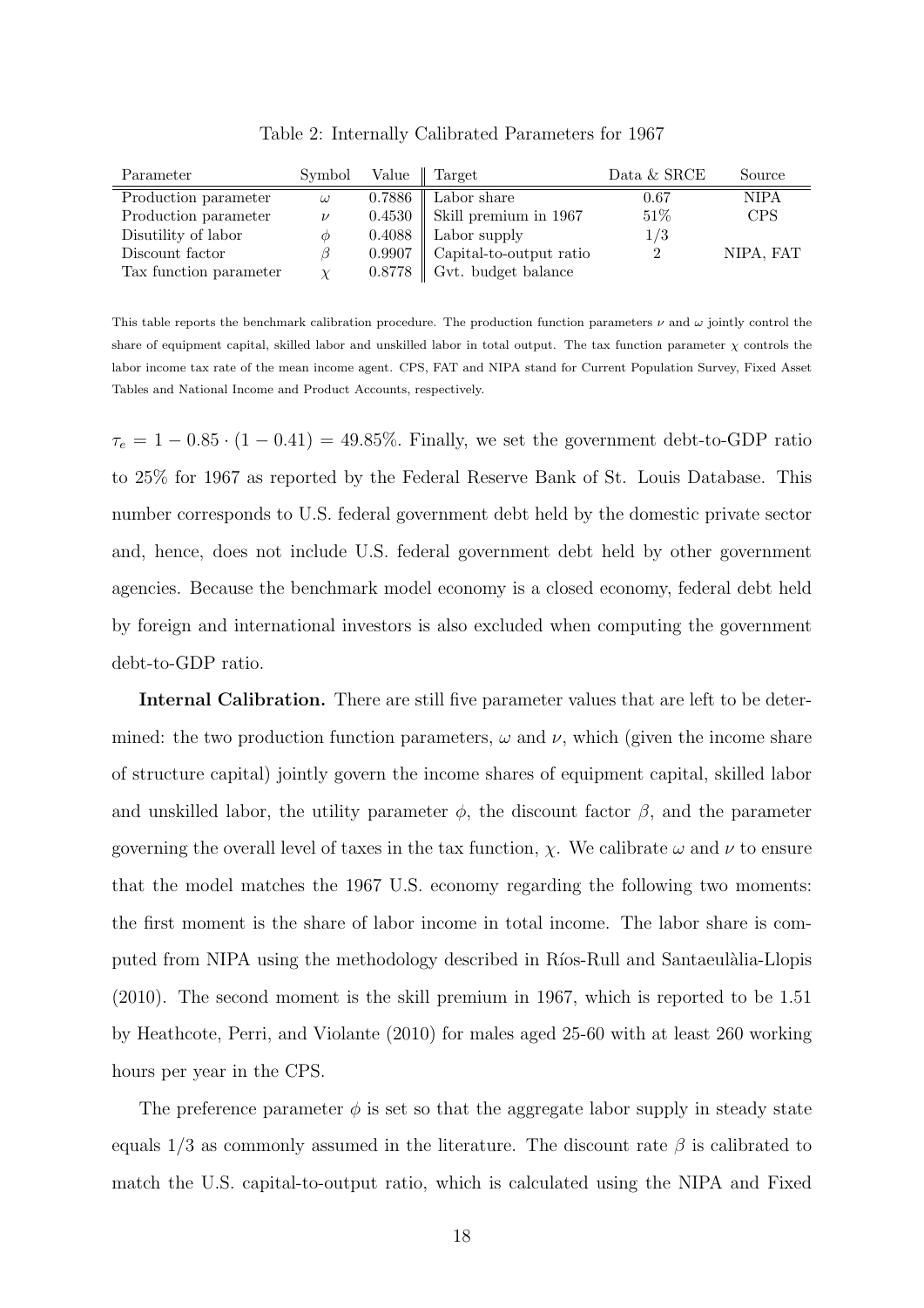Table 2: Internally Calibrated Parameters for 1967

| Parameter | Symbol | Value | Target | Data & SRCE | Source |
|---|---|---|---|---|---|
| Production parameter | $\omega$ | 0.7886 | Labor share | 0.67 | NIPA |
| Production parameter | $\nu$ | 0.4530 | Skill premium in 1967 | 51% | CPS |
| Disutility of labor | $\phi$ | 0.4088 | Labor supply | 1/3 | |
| Discount factor | $\beta$ | 0.9907 | Capital-to-output ratio | 2 | NIPA, FAT |
| Tax function parameter | $\chi$ | 0.8778 | Gvt. budget balance | | |

This table reports the benchmark calibration procedure. The production function parameters $\nu$ and $\omega$ jointly control the share of equipment capital, skilled labor and unskilled labor in total output. The tax function parameter $\chi$ controls the labor income tax rate of the mean income agent. CPS, FAT and NIPA stand for Current Population Survey, Fixed Asset Tables and National Income and Product Accounts, respectively.

$\tau_e = 1 - 0.85 \cdot (1 - 0.41) = 49.85\%$. Finally, we set the government debt-to-GDP ratio to 25% for 1967 as reported by the Federal Reserve Bank of St. Louis Database. This number corresponds to U.S. federal government debt held by the domestic private sector and, hence, does not include U.S. federal government debt held by other government agencies. Because the benchmark model economy is a closed economy, federal debt held by foreign and international investors is also excluded when computing the government debt-to-GDP ratio.

**Internal Calibration.** There are still five parameter values that are left to be determined: the two production function parameters, $\omega$ and $\nu$, which (given the income share of structure capital) jointly govern the income shares of equipment capital, skilled labor and unskilled labor, the utility parameter $\phi$, the discount factor $\beta$, and the parameter governing the overall level of taxes in the tax function, $\chi$. We calibrate $\omega$ and $\nu$ to ensure that the model matches the 1967 U.S. economy regarding the following two moments: the first moment is the share of labor income in total income. The labor share is computed from NIPA using the methodology described in Ríos-Rull and Santaeulàlia-Llopis (2010). The second moment is the skill premium in 1967, which is reported to be 1.51 by Heathcote, Perri, and Violante (2010) for males aged 25-60 with at least 260 working hours per year in the CPS.

The preference parameter $\phi$ is set so that the aggregate labor supply in steady state equals 1/3 as commonly assumed in the literature. The discount rate $\beta$ is calibrated to match the U.S. capital-to-output ratio, which is calculated using the NIPA and Fixed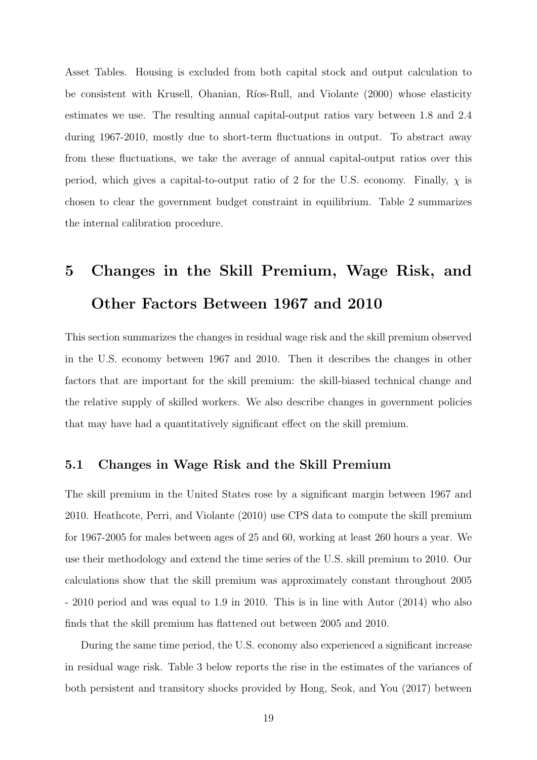Asset Tables. Housing is excluded from both capital stock and output calculation to be consistent with Krusell, Ohanian, Ríos-Rull, and Violante (2000) whose elasticity estimates we use. The resulting annual capital-output ratios vary between 1.8 and 2.4 during 1967-2010, mostly due to short-term fluctuations in output. To abstract away from these fluctuations, we take the average of annual capital-output ratios over this period, which gives a capital-to-output ratio of 2 for the U.S. economy. Finally, $\chi$ is chosen to clear the government budget constraint in equilibrium. Table 2 summarizes the internal calibration procedure.

# 5 Changes in the Skill Premium, Wage Risk, and Other Factors Between 1967 and 2010

This section summarizes the changes in residual wage risk and the skill premium observed in the U.S. economy between 1967 and 2010. Then it describes the changes in other factors that are important for the skill premium: the skill-biased technical change and the relative supply of skilled workers. We also describe changes in government policies that may have had a quantitatively significant effect on the skill premium.

## 5.1 Changes in Wage Risk and the Skill Premium

The skill premium in the United States rose by a significant margin between 1967 and 2010. Heathcote, Perri, and Violante (2010) use CPS data to compute the skill premium for 1967-2005 for males between ages of 25 and 60, working at least 260 hours a year. We use their methodology and extend the time series of the U.S. skill premium to 2010. Our calculations show that the skill premium was approximately constant throughout 2005 - 2010 period and was equal to 1.9 in 2010. This is in line with Autor (2014) who also finds that the skill premium has flattened out between 2005 and 2010.

During the same time period, the U.S. economy also experienced a significant increase in residual wage risk. Table 3 below reports the rise in the estimates of the variances of both persistent and transitory shocks provided by Hong, Seok, and You (2017) between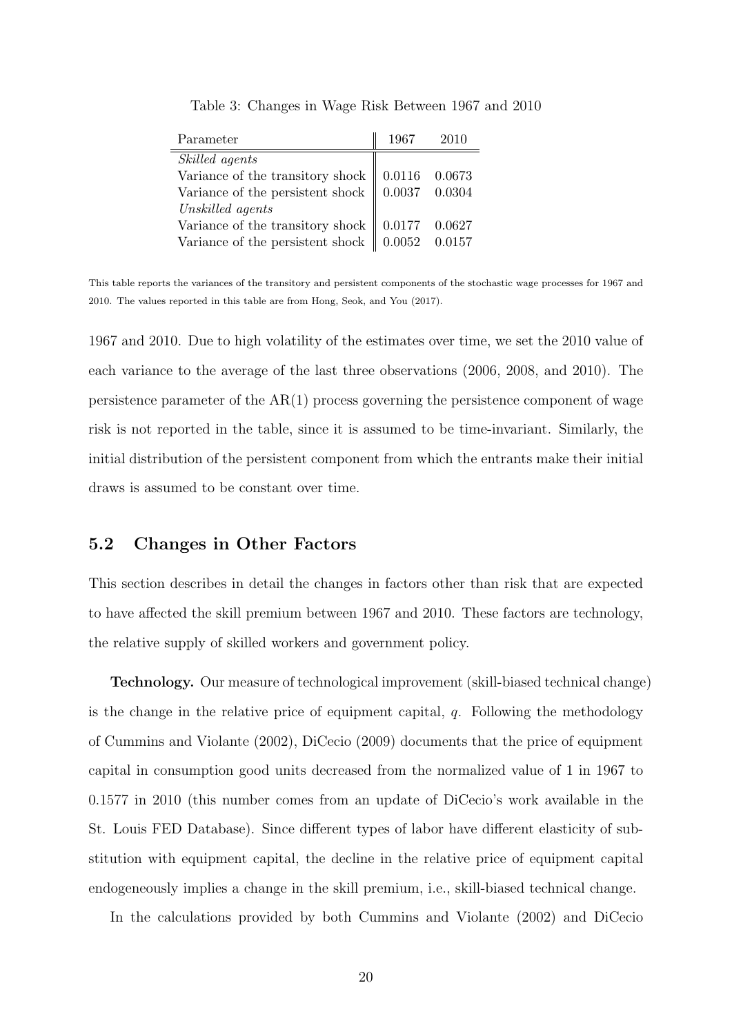Table 3: Changes in Wage Risk Between 1967 and 2010

| Parameter | 1967 | 2010 |
|---|---|---|
| *Skilled agents* | | |
| Variance of the transitory shock | 0.0116 | 0.0673 |
| Variance of the persistent shock | 0.0037 | 0.0304 |
| *Unskilled agents* | | |
| Variance of the transitory shock | 0.0177 | 0.0627 |
| Variance of the persistent shock | 0.0052 | 0.0157 |

This table reports the variances of the transitory and persistent components of the stochastic wage processes for 1967 and 2010. The values reported in this table are from Hong, Seok, and You (2017).

1967 and 2010. Due to high volatility of the estimates over time, we set the 2010 value of each variance to the average of the last three observations (2006, 2008, and 2010). The persistence parameter of the AR(1) process governing the persistence component of wage risk is not reported in the table, since it is assumed to be time-invariant. Similarly, the initial distribution of the persistent component from which the entrants make their initial draws is assumed to be constant over time.

## 5.2 Changes in Other Factors

This section describes in detail the changes in factors other than risk that are expected to have affected the skill premium between 1967 and 2010. These factors are technology, the relative supply of skilled workers and government policy.

**Technology.** Our measure of technological improvement (skill-biased technical change) is the change in the relative price of equipment capital, $q$. Following the methodology of Cummins and Violante (2002), DiCecio (2009) documents that the price of equipment capital in consumption good units decreased from the normalized value of 1 in 1967 to 0.1577 in 2010 (this number comes from an update of DiCecio's work available in the St. Louis FED Database). Since different types of labor have different elasticity of substitution with equipment capital, the decline in the relative price of equipment capital endogeneously implies a change in the skill premium, i.e., skill-biased technical change.

In the calculations provided by both Cummins and Violante (2002) and DiCecio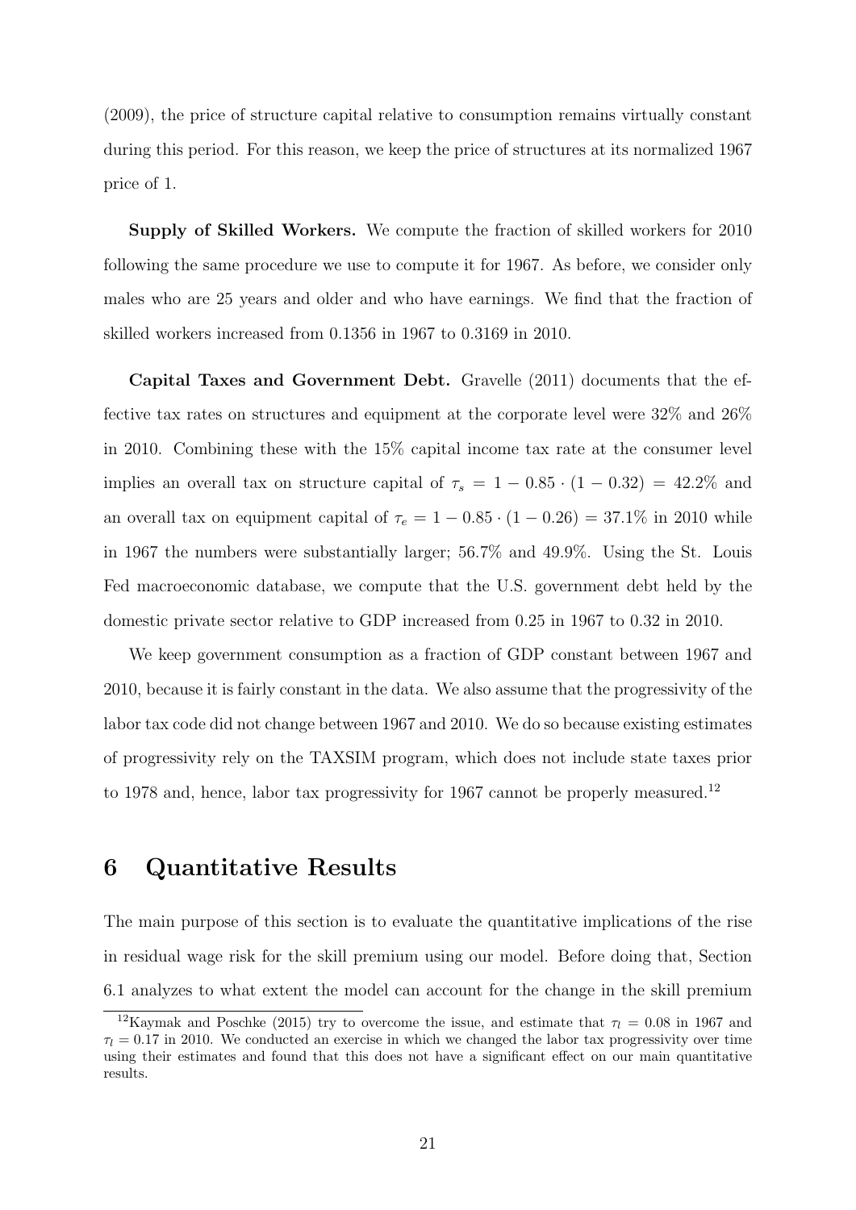(2009), the price of structure capital relative to consumption remains virtually constant during this period. For this reason, we keep the price of structures at its normalized 1967 price of 1.

**Supply of Skilled Workers.** We compute the fraction of skilled workers for 2010 following the same procedure we use to compute it for 1967. As before, we consider only males who are 25 years and older and who have earnings. We find that the fraction of skilled workers increased from 0.1356 in 1967 to 0.3169 in 2010.

**Capital Taxes and Government Debt.** Gravelle (2011) documents that the effective tax rates on structures and equipment at the corporate level were 32% and 26% in 2010. Combining these with the 15% capital income tax rate at the consumer level implies an overall tax on structure capital of $\tau_s = 1 - 0.85 \cdot (1 - 0.32) = 42.2\%$ and an overall tax on equipment capital of $\tau_e = 1 - 0.85 \cdot (1 - 0.26) = 37.1\%$ in 2010 while in 1967 the numbers were substantially larger; 56.7% and 49.9%. Using the St. Louis Fed macroeconomic database, we compute that the U.S. government debt held by the domestic private sector relative to GDP increased from 0.25 in 1967 to 0.32 in 2010.

We keep government consumption as a fraction of GDP constant between 1967 and 2010, because it is fairly constant in the data. We also assume that the progressivity of the labor tax code did not change between 1967 and 2010. We do so because existing estimates of progressivity rely on the TAXSIM program, which does not include state taxes prior to 1978 and, hence, labor tax progressivity for 1967 cannot be properly measured.[12]

# 6 Quantitative Results

The main purpose of this section is to evaluate the quantitative implications of the rise in residual wage risk for the skill premium using our model. Before doing that, Section 6.1 analyzes to what extent the model can account for the change in the skill premium

[12] Kaymak and Poschke (2015) try to overcome the issue, and estimate that $\tau_l = 0.08$ in 1967 and $\tau_l = 0.17$ in 2010. We conducted an exercise in which we changed the labor tax progressivity over time using their estimates and found that this does not have a significant effect on our main quantitative results.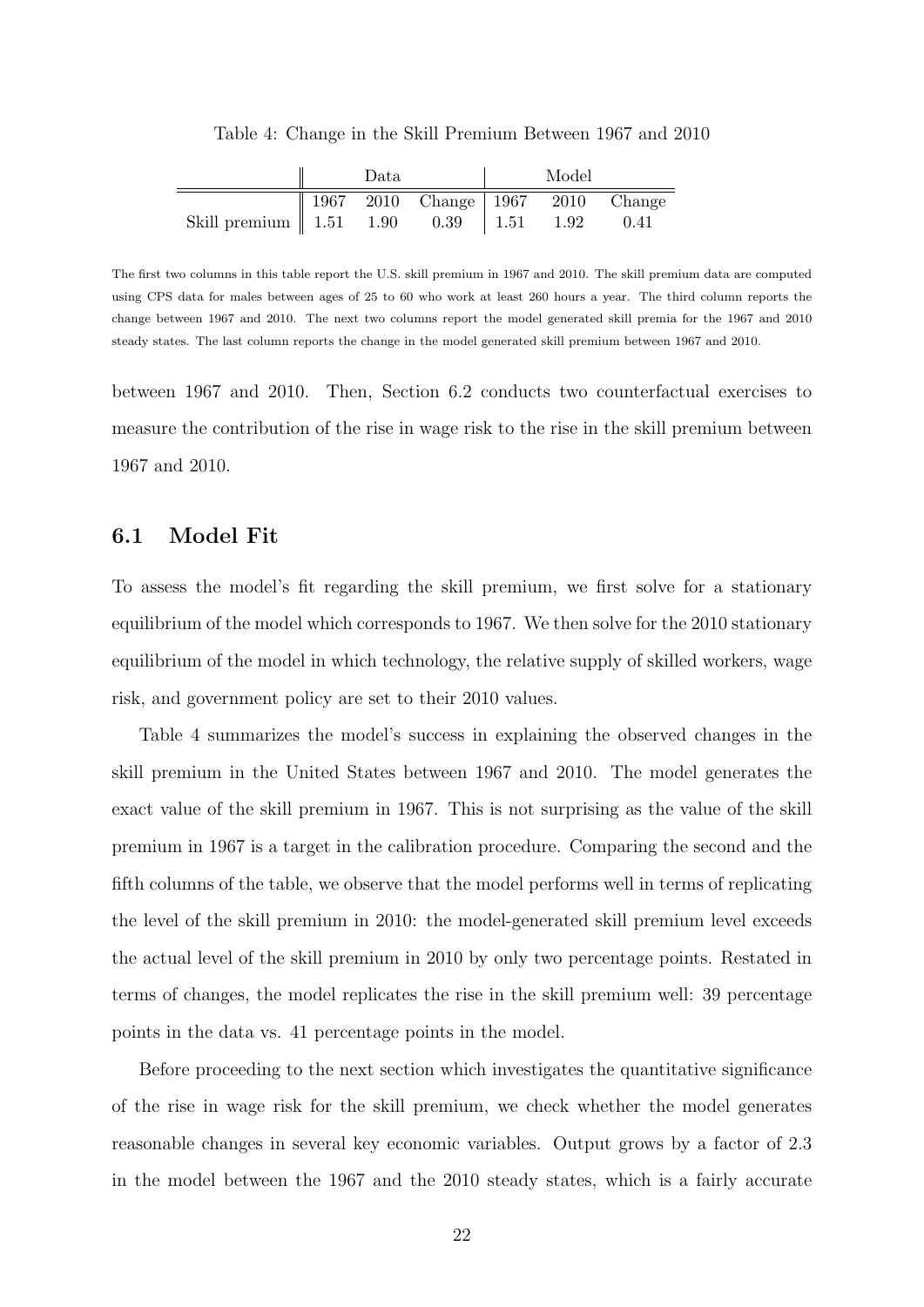Table 4: Change in the Skill Premium Between 1967 and 2010

| | Data | | | Model | | |
|---|---|---|---|---|---|---|
| | 1967 | 2010 | Change | 1967 | 2010 | Change |
| Skill premium | 1.51 | 1.90 | 0.39 | 1.51 | 1.92 | 0.41 |

The first two columns in this table report the U.S. skill premium in 1967 and 2010. The skill premium data are computed using CPS data for males between ages of 25 to 60 who work at least 260 hours a year. The third column reports the change between 1967 and 2010. The next two columns report the model generated skill premia for the 1967 and 2010 steady states. The last column reports the change in the model generated skill premium between 1967 and 2010.

between 1967 and 2010. Then, Section 6.2 conducts two counterfactual exercises to measure the contribution of the rise in wage risk to the rise in the skill premium between 1967 and 2010.

## 6.1 Model Fit

To assess the model's fit regarding the skill premium, we first solve for a stationary equilibrium of the model which corresponds to 1967. We then solve for the 2010 stationary equilibrium of the model in which technology, the relative supply of skilled workers, wage risk, and government policy are set to their 2010 values.

Table 4 summarizes the model's success in explaining the observed changes in the skill premium in the United States between 1967 and 2010. The model generates the exact value of the skill premium in 1967. This is not surprising as the value of the skill premium in 1967 is a target in the calibration procedure. Comparing the second and the fifth columns of the table, we observe that the model performs well in terms of replicating the level of the skill premium in 2010: the model-generated skill premium level exceeds the actual level of the skill premium in 2010 by only two percentage points. Restated in terms of changes, the model replicates the rise in the skill premium well: 39 percentage points in the data vs. 41 percentage points in the model.

Before proceeding to the next section which investigates the quantitative significance of the rise in wage risk for the skill premium, we check whether the model generates reasonable changes in several key economic variables. Output grows by a factor of 2.3 in the model between the 1967 and the 2010 steady states, which is a fairly accurate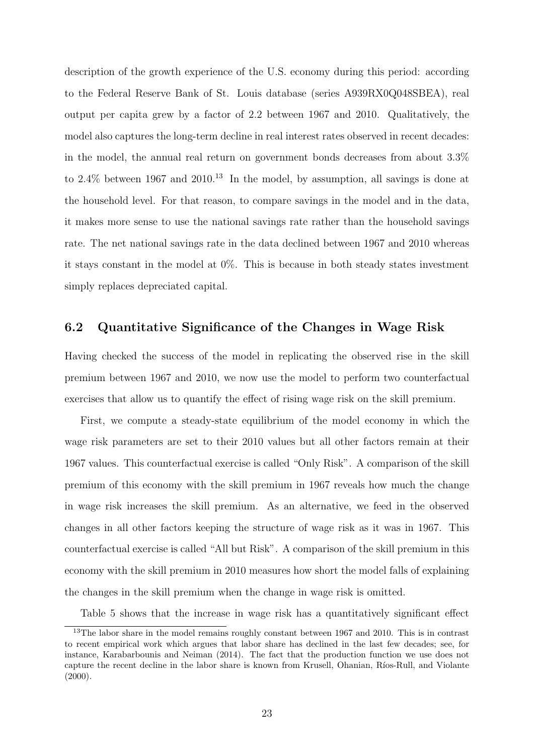description of the growth experience of the U.S. economy during this period: according to the Federal Reserve Bank of St. Louis database (series A939RX0Q048SBEA), real output per capita grew by a factor of 2.2 between 1967 and 2010. Qualitatively, the model also captures the long-term decline in real interest rates observed in recent decades: in the model, the annual real return on government bonds decreases from about 3.3% to 2.4% between 1967 and 2010.[13] In the model, by assumption, all savings is done at the household level. For that reason, to compare savings in the model and in the data, it makes more sense to use the national savings rate rather than the household savings rate. The net national savings rate in the data declined between 1967 and 2010 whereas it stays constant in the model at 0%. This is because in both steady states investment simply replaces depreciated capital.

## 6.2 Quantitative Significance of the Changes in Wage Risk

Having checked the success of the model in replicating the observed rise in the skill premium between 1967 and 2010, we now use the model to perform two counterfactual exercises that allow us to quantify the effect of rising wage risk on the skill premium.

First, we compute a steady-state equilibrium of the model economy in which the wage risk parameters are set to their 2010 values but all other factors remain at their 1967 values. This counterfactual exercise is called "Only Risk". A comparison of the skill premium of this economy with the skill premium in 1967 reveals how much the change in wage risk increases the skill premium. As an alternative, we feed in the observed changes in all other factors keeping the structure of wage risk as it was in 1967. This counterfactual exercise is called "All but Risk". A comparison of the skill premium in this economy with the skill premium in 2010 measures how short the model falls of explaining the changes in the skill premium when the change in wage risk is omitted.

Table 5 shows that the increase in wage risk has a quantitatively significant effect

[13] The labor share in the model remains roughly constant between 1967 and 2010. This is in contrast to recent empirical work which argues that labor share has declined in the last few decades; see, for instance, Karabarbounis and Neiman (2014). The fact that the production function we use does not capture the recent decline in the labor share is known from Krusell, Ohanian, Ríos-Rull, and Violante (2000).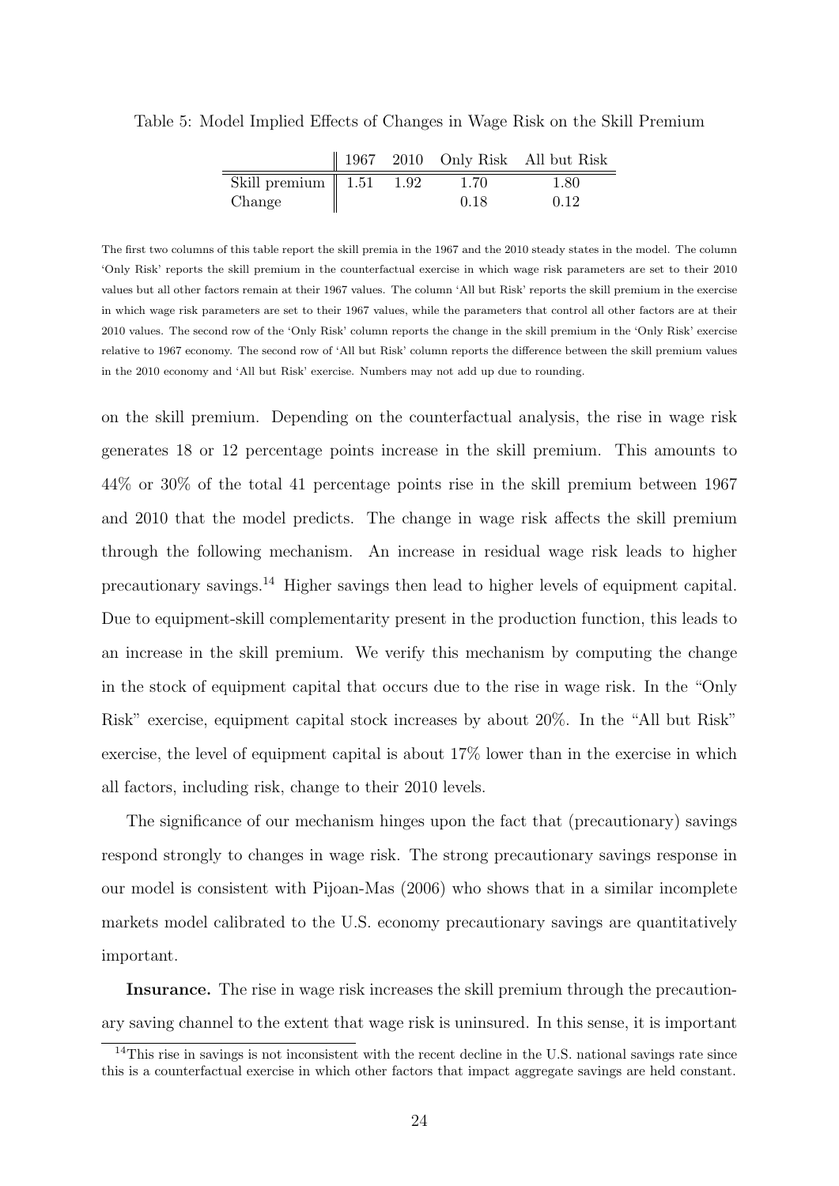Table 5: Model Implied Effects of Changes in Wage Risk on the Skill Premium

| | 1967 | 2010 | Only Risk | All but Risk |
|---|---|---|---|---|
| Skill premium | 1.51 | 1.92 | 1.70 | 1.80 |
| Change | | | 0.18 | 0.12 |

The first two columns of this table report the skill premia in the 1967 and the 2010 steady states in the model. The column 'Only Risk' reports the skill premium in the counterfactual exercise in which wage risk parameters are set to their 2010 values but all other factors remain at their 1967 values. The column 'All but Risk' reports the skill premium in the exercise in which wage risk parameters are set to their 1967 values, while the parameters that control all other factors are at their 2010 values. The second row of the 'Only Risk' column reports the change in the skill premium in the 'Only Risk' exercise relative to 1967 economy. The second row of 'All but Risk' column reports the difference between the skill premium values in the 2010 economy and 'All but Risk' exercise. Numbers may not add up due to rounding.

on the skill premium. Depending on the counterfactual analysis, the rise in wage risk generates 18 or 12 percentage points increase in the skill premium. This amounts to 44% or 30% of the total 41 percentage points rise in the skill premium between 1967 and 2010 that the model predicts. The change in wage risk affects the skill premium through the following mechanism. An increase in residual wage risk leads to higher precautionary savings.[14] Higher savings then lead to higher levels of equipment capital. Due to equipment-skill complementarity present in the production function, this leads to an increase in the skill premium. We verify this mechanism by computing the change in the stock of equipment capital that occurs due to the rise in wage risk. In the "Only Risk" exercise, equipment capital stock increases by about 20%. In the "All but Risk" exercise, the level of equipment capital is about 17% lower than in the exercise in which all factors, including risk, change to their 2010 levels.

The significance of our mechanism hinges upon the fact that (precautionary) savings respond strongly to changes in wage risk. The strong precautionary savings response in our model is consistent with Pijoan-Mas (2006) who shows that in a similar incomplete markets model calibrated to the U.S. economy precautionary savings are quantitatively important.

**Insurance.** The rise in wage risk increases the skill premium through the precautionary saving channel to the extent that wage risk is uninsured. In this sense, it is important

[14] This rise in savings is not inconsistent with the recent decline in the U.S. national savings rate since this is a counterfactual exercise in which other factors that impact aggregate savings are held constant.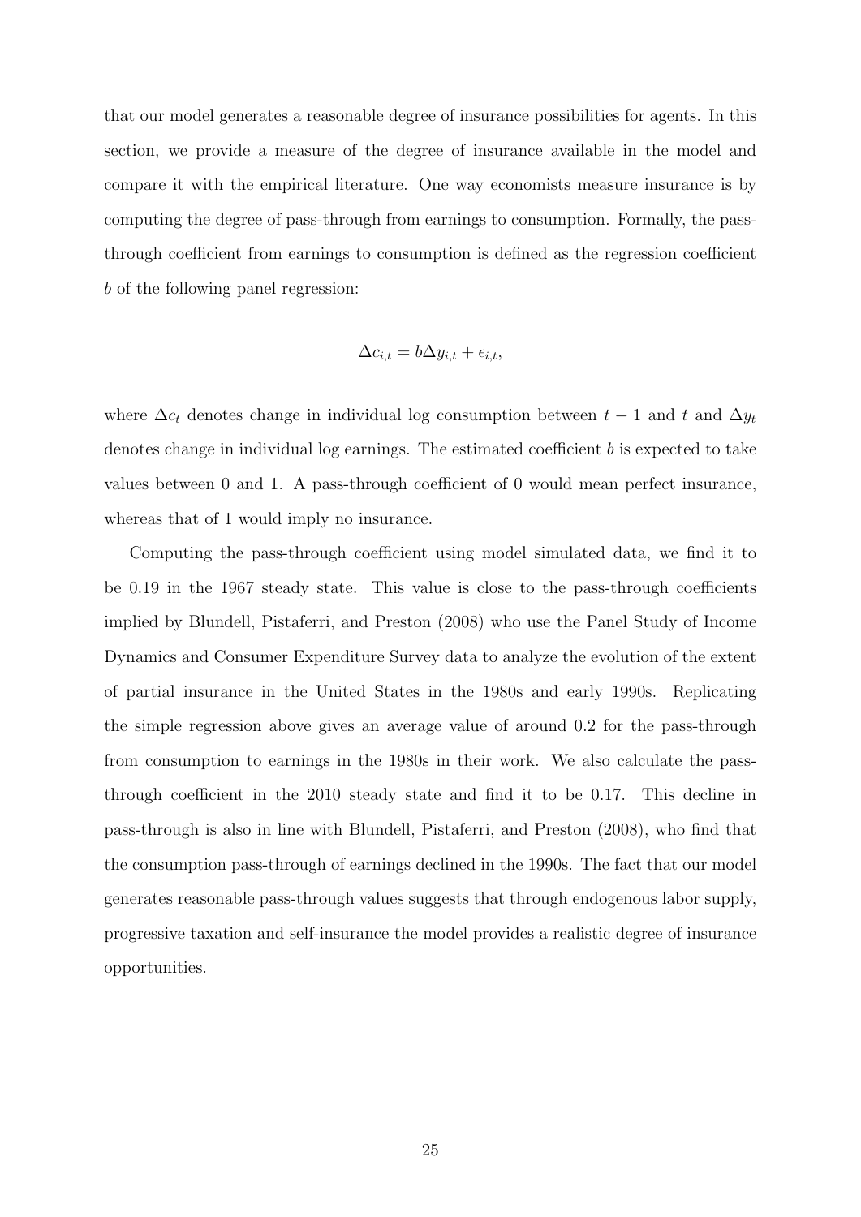that our model generates a reasonable degree of insurance possibilities for agents. In this section, we provide a measure of the degree of insurance available in the model and compare it with the empirical literature. One way economists measure insurance is by computing the degree of pass-through from earnings to consumption. Formally, the pass-through coefficient from earnings to consumption is defined as the regression coefficient $b$ of the following panel regression:

$$\Delta c_{i,t} = b \Delta y_{i,t} + \epsilon_{i,t},$$

where $\Delta c_t$ denotes change in individual log consumption between $t-1$ and $t$ and $\Delta y_t$ denotes change in individual log earnings. The estimated coefficient $b$ is expected to take values between 0 and 1. A pass-through coefficient of 0 would mean perfect insurance, whereas that of 1 would imply no insurance.

Computing the pass-through coefficient using model simulated data, we find it to be 0.19 in the 1967 steady state. This value is close to the pass-through coefficients implied by Blundell, Pistaferri, and Preston (2008) who use the Panel Study of Income Dynamics and Consumer Expenditure Survey data to analyze the evolution of the extent of partial insurance in the United States in the 1980s and early 1990s. Replicating the simple regression above gives an average value of around 0.2 for the pass-through from consumption to earnings in the 1980s in their work. We also calculate the pass-through coefficient in the 2010 steady state and find it to be 0.17. This decline in pass-through is also in line with Blundell, Pistaferri, and Preston (2008), who find that the consumption pass-through of earnings declined in the 1990s. The fact that our model generates reasonable pass-through values suggests that through endogenous labor supply, progressive taxation and self-insurance the model provides a realistic degree of insurance opportunities.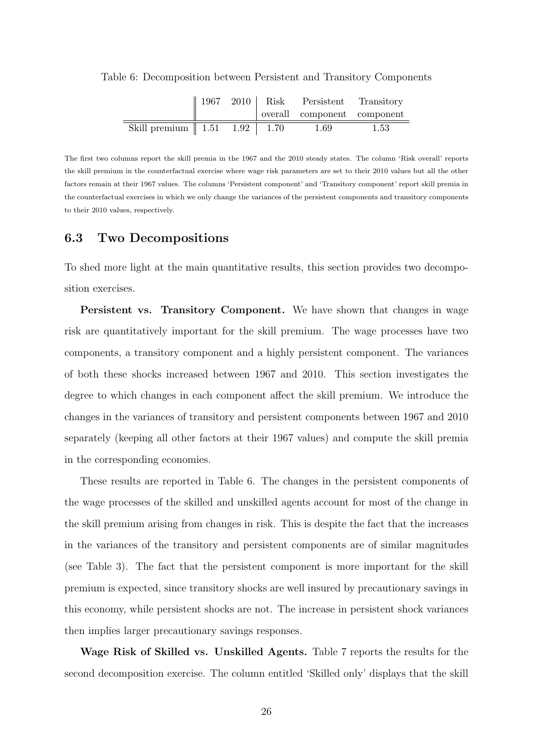Table 6: Decomposition between Persistent and Transitory Components

| | 1967 | 2010 | Risk overall | Persistent component | Transitory component |
|---|---|---|---|---|---|
| Skill premium | 1.51 | 1.92 | 1.70 | 1.69 | 1.53 |

The first two columns report the skill premia in the 1967 and the 2010 steady states. The column 'Risk overall' reports the skill premium in the counterfactual exercise where wage risk parameters are set to their 2010 values but all the other factors remain at their 1967 values. The columns 'Persistent component' and 'Transitory component' report skill premia in the counterfactual exercises in which we only change the variances of the persistent components and transitory components to their 2010 values, respectively.

### 6.3 Two Decompositions

To shed more light at the main quantitative results, this section provides two decomposition exercises.

**Persistent vs. Transitory Component.** We have shown that changes in wage risk are quantitatively important for the skill premium. The wage processes have two components, a transitory component and a highly persistent component. The variances of both these shocks increased between 1967 and 2010. This section investigates the degree to which changes in each component affect the skill premium. We introduce the changes in the variances of transitory and persistent components between 1967 and 2010 separately (keeping all other factors at their 1967 values) and compute the skill premia in the corresponding economies.

These results are reported in Table 6. The changes in the persistent components of the wage processes of the skilled and unskilled agents account for most of the change in the skill premium arising from changes in risk. This is despite the fact that the increases in the variances of the transitory and persistent components are of similar magnitudes (see Table 3). The fact that the persistent component is more important for the skill premium is expected, since transitory shocks are well insured by precautionary savings in this economy, while persistent shocks are not. The increase in persistent shock variances then implies larger precautionary savings responses.

**Wage Risk of Skilled vs. Unskilled Agents.** Table 7 reports the results for the second decomposition exercise. The column entitled 'Skilled only' displays that the skill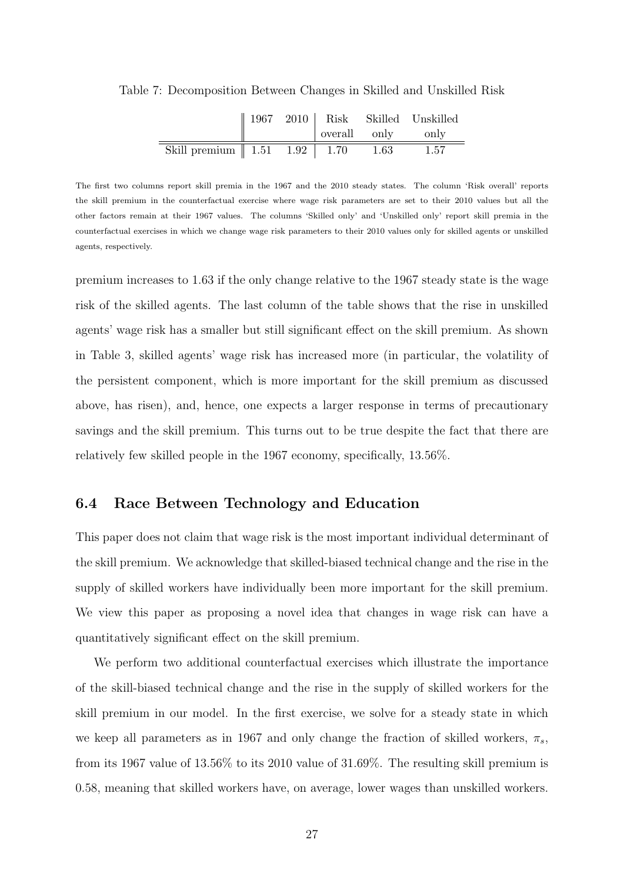Table 7: Decomposition Between Changes in Skilled and Unskilled Risk

| | 1967 | 2010 | Risk overall | Skilled only | Unskilled only |
|---|---|---|---|---|---|
| Skill premium | 1.51 | 1.92 | 1.70 | 1.63 | 1.57 |

The first two columns report skill premia in the 1967 and the 2010 steady states. The column 'Risk overall' reports the skill premium in the counterfactual exercise where wage risk parameters are set to their 2010 values but all the other factors remain at their 1967 values. The columns 'Skilled only' and 'Unskilled only' report skill premia in the counterfactual exercises in which we change wage risk parameters to their 2010 values only for skilled agents or unskilled agents, respectively.

premium increases to 1.63 if the only change relative to the 1967 steady state is the wage risk of the skilled agents. The last column of the table shows that the rise in unskilled agents' wage risk has a smaller but still significant effect on the skill premium. As shown in Table 3, skilled agents' wage risk has increased more (in particular, the volatility of the persistent component, which is more important for the skill premium as discussed above, has risen), and, hence, one expects a larger response in terms of precautionary savings and the skill premium. This turns out to be true despite the fact that there are relatively few skilled people in the 1967 economy, specifically, 13.56%.

## 6.4 Race Between Technology and Education

This paper does not claim that wage risk is the most important individual determinant of the skill premium. We acknowledge that skilled-biased technical change and the rise in the supply of skilled workers have individually been more important for the skill premium. We view this paper as proposing a novel idea that changes in wage risk can have a quantitatively significant effect on the skill premium.

We perform two additional counterfactual exercises which illustrate the importance of the skill-biased technical change and the rise in the supply of skilled workers for the skill premium in our model. In the first exercise, we solve for a steady state in which we keep all parameters as in 1967 and only change the fraction of skilled workers, $\pi_s$, from its 1967 value of 13.56% to its 2010 value of 31.69%. The resulting skill premium is 0.58, meaning that skilled workers have, on average, lower wages than unskilled workers.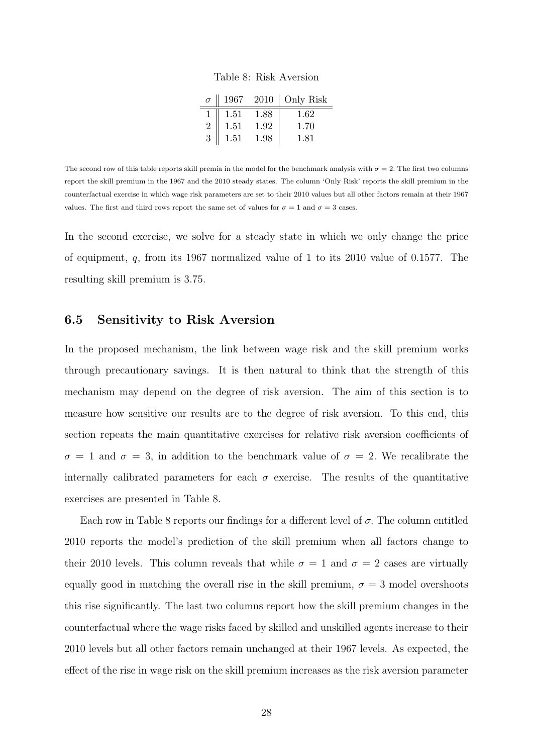Table 8: Risk Aversion

| $\sigma$ | 1967 | 2010 | Only Risk |
|---|---|---|---|
| 1 | 1.51 | 1.88 | 1.62 |
| 2 | 1.51 | 1.92 | 1.70 |
| 3 | 1.51 | 1.98 | 1.81 |

The second row of this table reports skill premia in the model for the benchmark analysis with $\sigma = 2$. The first two columns report the skill premium in the 1967 and the 2010 steady states. The column 'Only Risk' reports the skill premium in the counterfactual exercise in which wage risk parameters are set to their 2010 values but all other factors remain at their 1967 values. The first and third rows report the same set of values for $\sigma = 1$ and $\sigma = 3$ cases.

In the second exercise, we solve for a steady state in which we only change the price of equipment, $q$, from its 1967 normalized value of 1 to its 2010 value of 0.1577. The resulting skill premium is 3.75.

## 6.5 Sensitivity to Risk Aversion

In the proposed mechanism, the link between wage risk and the skill premium works through precautionary savings. It is then natural to think that the strength of this mechanism may depend on the degree of risk aversion. The aim of this section is to measure how sensitive our results are to the degree of risk aversion. To this end, this section repeats the main quantitative exercises for relative risk aversion coefficients of $\sigma = 1$ and $\sigma = 3$, in addition to the benchmark value of $\sigma = 2$. We recalibrate the internally calibrated parameters for each $\sigma$ exercise. The results of the quantitative exercises are presented in Table 8.

Each row in Table 8 reports our findings for a different level of $\sigma$. The column entitled 2010 reports the model's prediction of the skill premium when all factors change to their 2010 levels. This column reveals that while $\sigma = 1$ and $\sigma = 2$ cases are virtually equally good in matching the overall rise in the skill premium, $\sigma = 3$ model overshoots this rise significantly. The last two columns report how the skill premium changes in the counterfactual where the wage risks faced by skilled and unskilled agents increase to their 2010 levels but all other factors remain unchanged at their 1967 levels. As expected, the effect of the rise in wage risk on the skill premium increases as the risk aversion parameter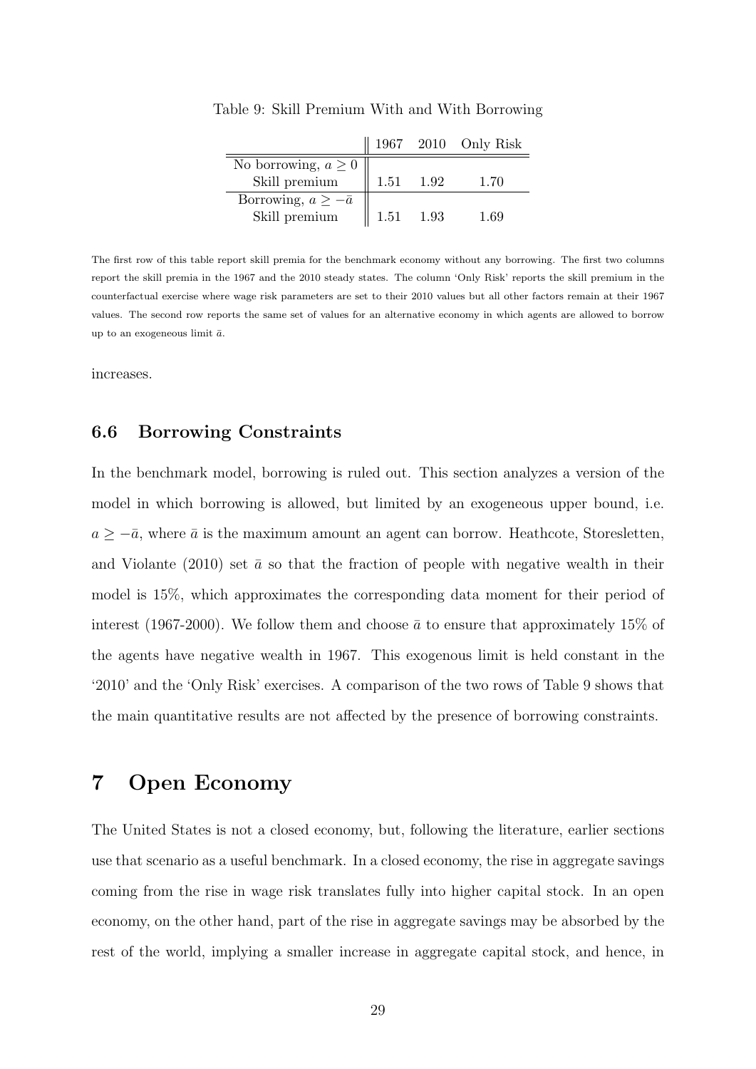Table 9: Skill Premium With and With Borrowing

| | 1967 | 2010 | Only Risk |
|---|---|---|---|
| No borrowing, $a \geq 0$ | | | |
| Skill premium | 1.51 | 1.92 | 1.70 |
| Borrowing, $a \geq -\bar{a}$ | | | |
| Skill premium | 1.51 | 1.93 | 1.69 |

The first row of this table report skill premia for the benchmark economy without any borrowing. The first two columns report the skill premia in the 1967 and the 2010 steady states. The column 'Only Risk' reports the skill premium in the counterfactual exercise where wage risk parameters are set to their 2010 values but all other factors remain at their 1967 values. The second row reports the same set of values for an alternative economy in which agents are allowed to borrow up to an exogeneous limit $\bar{a}$.

increases.

### 6.6 Borrowing Constraints

In the benchmark model, borrowing is ruled out. This section analyzes a version of the model in which borrowing is allowed, but limited by an exogeneous upper bound, i.e. $a \geq -\bar{a}$, where $\bar{a}$ is the maximum amount an agent can borrow. Heathcote, Storesletten, and Violante (2010) set $\bar{a}$ so that the fraction of people with negative wealth in their model is 15%, which approximates the corresponding data moment for their period of interest (1967-2000). We follow them and choose $\bar{a}$ to ensure that approximately 15% of the agents have negative wealth in 1967. This exogenous limit is held constant in the '2010' and the 'Only Risk' exercises. A comparison of the two rows of Table 9 shows that the main quantitative results are not affected by the presence of borrowing constraints.

## 7 Open Economy

The United States is not a closed economy, but, following the literature, earlier sections use that scenario as a useful benchmark. In a closed economy, the rise in aggregate savings coming from the rise in wage risk translates fully into higher capital stock. In an open economy, on the other hand, part of the rise in aggregate savings may be absorbed by the rest of the world, implying a smaller increase in aggregate capital stock, and hence, in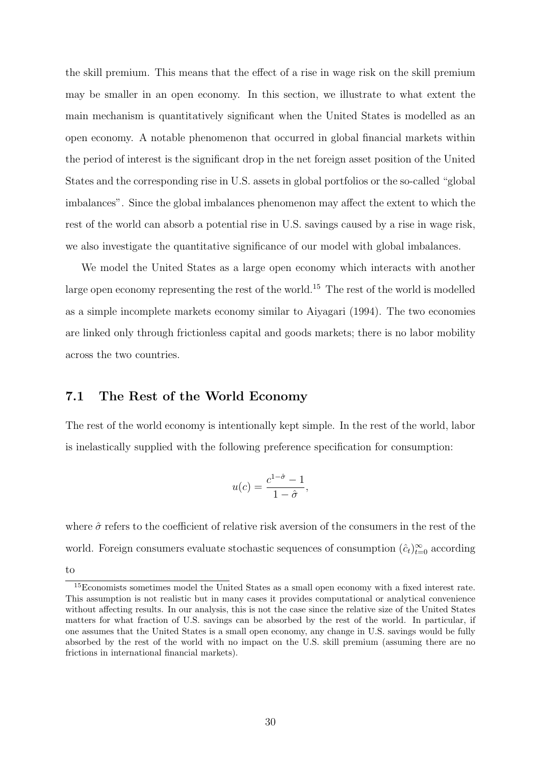the skill premium. This means that the effect of a rise in wage risk on the skill premium may be smaller in an open economy. In this section, we illustrate to what extent the main mechanism is quantitatively significant when the United States is modelled as an open economy. A notable phenomenon that occurred in global financial markets within the period of interest is the significant drop in the net foreign asset position of the United States and the corresponding rise in U.S. assets in global portfolios or the so-called "global imbalances". Since the global imbalances phenomenon may affect the extent to which the rest of the world can absorb a potential rise in U.S. savings caused by a rise in wage risk, we also investigate the quantitative significance of our model with global imbalances.

We model the United States as a large open economy which interacts with another large open economy representing the rest of the world.[15] The rest of the world is modelled as a simple incomplete markets economy similar to Aiyagari (1994). The two economies are linked only through frictionless capital and goods markets; there is no labor mobility across the two countries.

## 7.1 The Rest of the World Economy

The rest of the world economy is intentionally kept simple. In the rest of the world, labor is inelastically supplied with the following preference specification for consumption:

$$u(c) = \frac{c^{1-\hat{\sigma}} - 1}{1 - \hat{\sigma}},$$

where $\hat{\sigma}$ refers to the coefficient of relative risk aversion of the consumers in the rest of the world. Foreign consumers evaluate stochastic sequences of consumption $(\hat{c}_t)_{t=0}^{\infty}$ according to

[15] Economists sometimes model the United States as a small open economy with a fixed interest rate. This assumption is not realistic but in many cases it provides computational or analytical convenience without affecting results. In our analysis, this is not the case since the relative size of the United States matters for what fraction of U.S. savings can be absorbed by the rest of the world. In particular, if one assumes that the United States is a small open economy, any change in U.S. savings would be fully absorbed by the rest of the world with no impact on the U.S. skill premium (assuming there are no frictions in international financial markets).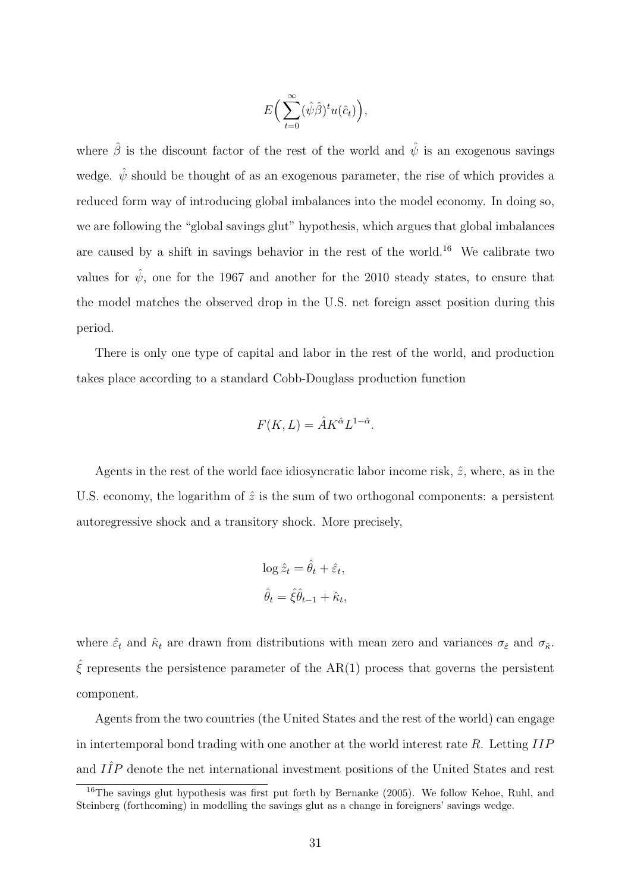$$E\Big(\sum_{t=0}^{\infty}(\hat{\psi}\hat{\beta})^t u(\hat{c}_t)\Big),$$

where $\hat{\beta}$ is the discount factor of the rest of the world and $\hat{\psi}$ is an exogenous savings wedge. $\hat{\psi}$ should be thought of as an exogenous parameter, the rise of which provides a reduced form way of introducing global imbalances into the model economy. In doing so, we are following the "global savings glut" hypothesis, which argues that global imbalances are caused by a shift in savings behavior in the rest of the world.[16] We calibrate two values for $\hat{\psi}$, one for the 1967 and another for the 2010 steady states, to ensure that the model matches the observed drop in the U.S. net foreign asset position during this period.

There is only one type of capital and labor in the rest of the world, and production takes place according to a standard Cobb-Douglass production function

$$F(K, L) = \hat{A}K^{\hat{\alpha}}L^{1-\hat{\alpha}}.$$

Agents in the rest of the world face idiosyncratic labor income risk, $\hat{z}$, where, as in the U.S. economy, the logarithm of $\hat{z}$ is the sum of two orthogonal components: a persistent autoregressive shock and a transitory shock. More precisely,

$$\log \hat{z}_t = \hat{\theta}_t + \hat{\varepsilon}_t,$$
$$\hat{\theta}_t = \hat{\xi}\hat{\theta}_{t-1} + \hat{\kappa}_t,$$

where $\hat{\varepsilon}_t$ and $\hat{\kappa}_t$ are drawn from distributions with mean zero and variances $\sigma_{\hat{\varepsilon}}$ and $\sigma_{\hat{\kappa}}$. $\hat{\xi}$ represents the persistence parameter of the AR(1) process that governs the persistent component.

Agents from the two countries (the United States and the rest of the world) can engage in intertemporal bond trading with one another at the world interest rate $R$. Letting $IIP$ and $I\hat{I}P$ denote the net international investment positions of the United States and rest

[16]The savings glut hypothesis was first put forth by Bernanke (2005). We follow Kehoe, Ruhl, and Steinberg (forthcoming) in modelling the savings glut as a change in foreigners' savings wedge.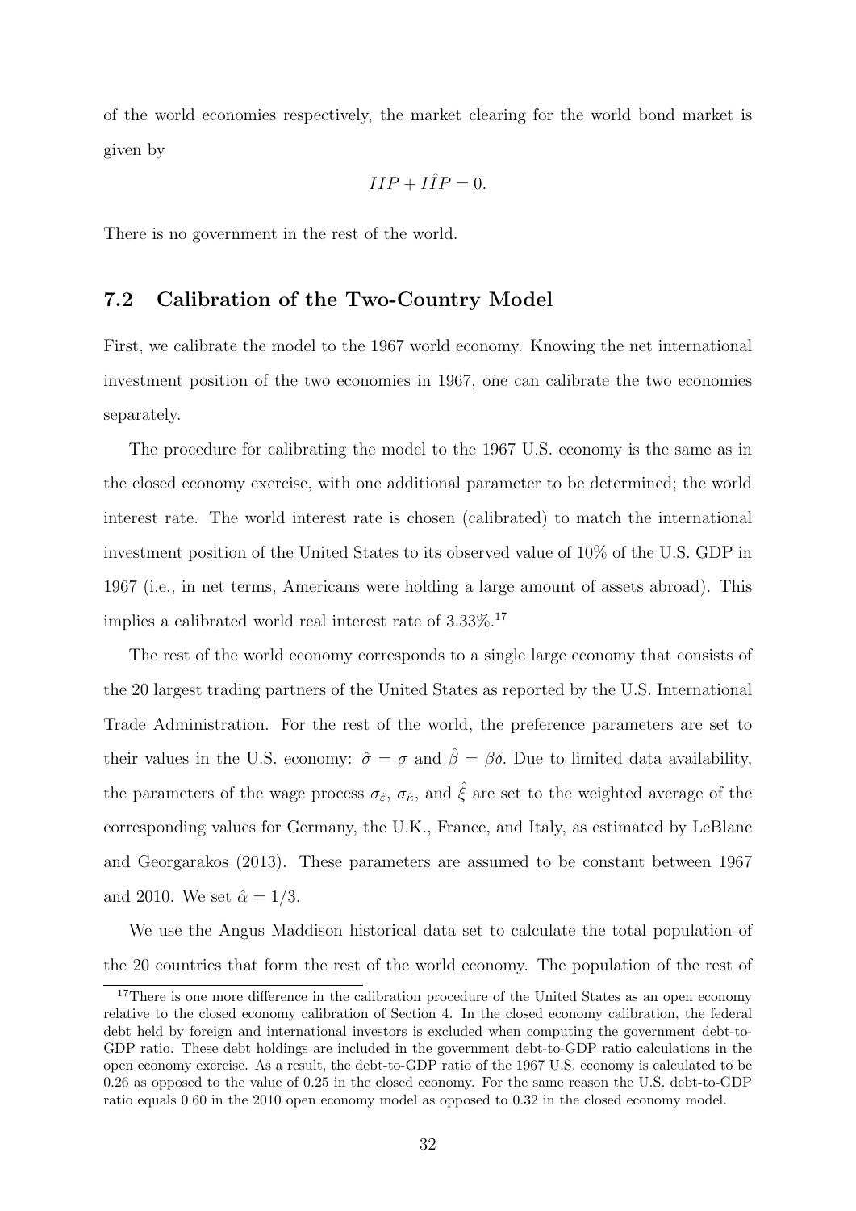of the world economies respectively, the market clearing for the world bond market is given by

$$IIP + I\hat{I}P = 0.$$

There is no government in the rest of the world.

## 7.2 Calibration of the Two-Country Model

First, we calibrate the model to the 1967 world economy. Knowing the net international investment position of the two economies in 1967, one can calibrate the two economies separately.

The procedure for calibrating the model to the 1967 U.S. economy is the same as in the closed economy exercise, with one additional parameter to be determined; the world interest rate. The world interest rate is chosen (calibrated) to match the international investment position of the United States to its observed value of 10% of the U.S. GDP in 1967 (i.e., in net terms, Americans were holding a large amount of assets abroad). This implies a calibrated world real interest rate of 3.33%.[17]

The rest of the world economy corresponds to a single large economy that consists of the 20 largest trading partners of the United States as reported by the U.S. International Trade Administration. For the rest of the world, the preference parameters are set to their values in the U.S. economy: $\hat{\sigma} = \sigma$ and $\hat{\beta} = \beta\delta$. Due to limited data availability, the parameters of the wage process $\sigma_{\hat{\varepsilon}}$, $\sigma_{\hat{\kappa}}$, and $\hat{\xi}$ are set to the weighted average of the corresponding values for Germany, the U.K., France, and Italy, as estimated by LeBlanc and Georgarakos (2013). These parameters are assumed to be constant between 1967 and 2010. We set $\hat{\alpha} = 1/3$.

We use the Angus Maddison historical data set to calculate the total population of the 20 countries that form the rest of the world economy. The population of the rest of

[17] There is one more difference in the calibration procedure of the United States as an open economy relative to the closed economy calibration of Section 4. In the closed economy calibration, the federal debt held by foreign and international investors is excluded when computing the government debt-to-GDP ratio. These debt holdings are included in the government debt-to-GDP ratio calculations in the open economy exercise. As a result, the debt-to-GDP ratio of the 1967 U.S. economy is calculated to be 0.26 as opposed to the value of 0.25 in the closed economy. For the same reason the U.S. debt-to-GDP ratio equals 0.60 in the 2010 open economy model as opposed to 0.32 in the closed economy model.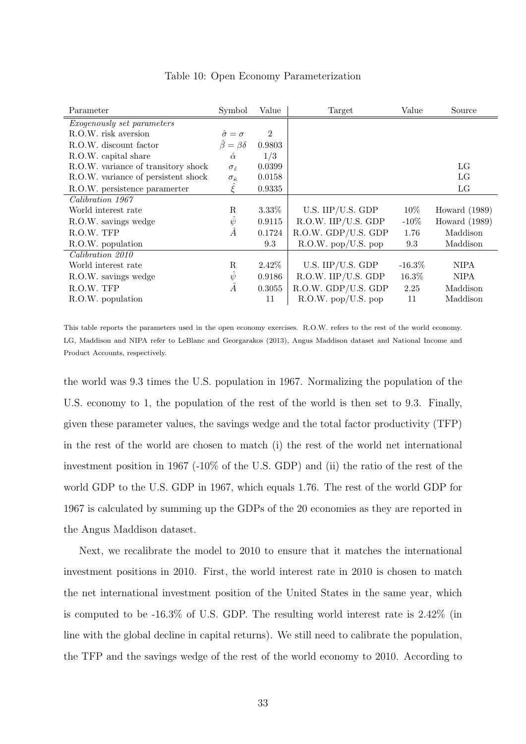Table 10: Open Economy Parameterization

| Parameter | Symbol | Value | Target | Value | Source |
|---|---|---|---|---|---|
| *Exogenously set parameters* | | | | | |
| R.O.W. risk aversion | $\hat{\sigma} = \sigma$ | 2 | | | |
| R.O.W. discount factor | $\hat{\beta} = \beta\delta$ | 0.9803 | | | |
| R.O.W. capital share | $\hat{\alpha}$ | 1/3 | | | |
| R.O.W. variance of transitory shock | $\sigma_{\hat{\varepsilon}}$ | 0.0399 | | | LG |
| R.O.W. variance of persistent shock | $\sigma_{\hat{\kappa}}$ | 0.0158 | | | LG |
| R.O.W. persistence paramerter | $\hat{\xi}$ | 0.9335 | | | LG |
| *Calibration 1967* | | | | | |
| World interest rate | R | 3.33% | U.S. IIP/U.S. GDP | 10% | Howard (1989) |
| R.O.W. savings wedge | $\hat{\psi}$ | 0.9115 | R.O.W. IIP/U.S. GDP | -10% | Howard (1989) |
| R.O.W. TFP | $\hat{A}$ | 0.1724 | R.O.W. GDP/U.S. GDP | 1.76 | Maddison |
| R.O.W. population | | 9.3 | R.O.W. pop/U.S. pop | 9.3 | Maddison |
| *Calibration 2010* | | | | | |
| World interest rate | R | 2.42% | U.S. IIP/U.S. GDP | -16.3% | NIPA |
| R.O.W. savings wedge | $\hat{\psi}$ | 0.9186 | R.O.W. IIP/U.S. GDP | 16.3% | NIPA |
| R.O.W. TFP | $\hat{A}$ | 0.3055 | R.O.W. GDP/U.S. GDP | 2.25 | Maddison |
| R.O.W. population | | 11 | R.O.W. pop/U.S. pop | 11 | Maddison |

This table reports the parameters used in the open economy exercises. R.O.W. refers to the rest of the world economy. LG, Maddison and NIPA refer to LeBlanc and Georgarakos (2013), Angus Maddison dataset and National Income and Product Accounts, respectively.

the world was 9.3 times the U.S. population in 1967. Normalizing the population of the U.S. economy to 1, the population of the rest of the world is then set to 9.3. Finally, given these parameter values, the savings wedge and the total factor productivity (TFP) in the rest of the world are chosen to match (i) the rest of the world net international investment position in 1967 (-10% of the U.S. GDP) and (ii) the ratio of the rest of the world GDP to the U.S. GDP in 1967, which equals 1.76. The rest of the world GDP for 1967 is calculated by summing up the GDPs of the 20 economies as they are reported in the Angus Maddison dataset.

Next, we recalibrate the model to 2010 to ensure that it matches the international investment positions in 2010. First, the world interest rate in 2010 is chosen to match the net international investment position of the United States in the same year, which is computed to be -16.3% of U.S. GDP. The resulting world interest rate is 2.42% (in line with the global decline in capital returns). We still need to calibrate the population, the TFP and the savings wedge of the rest of the world economy to 2010. According to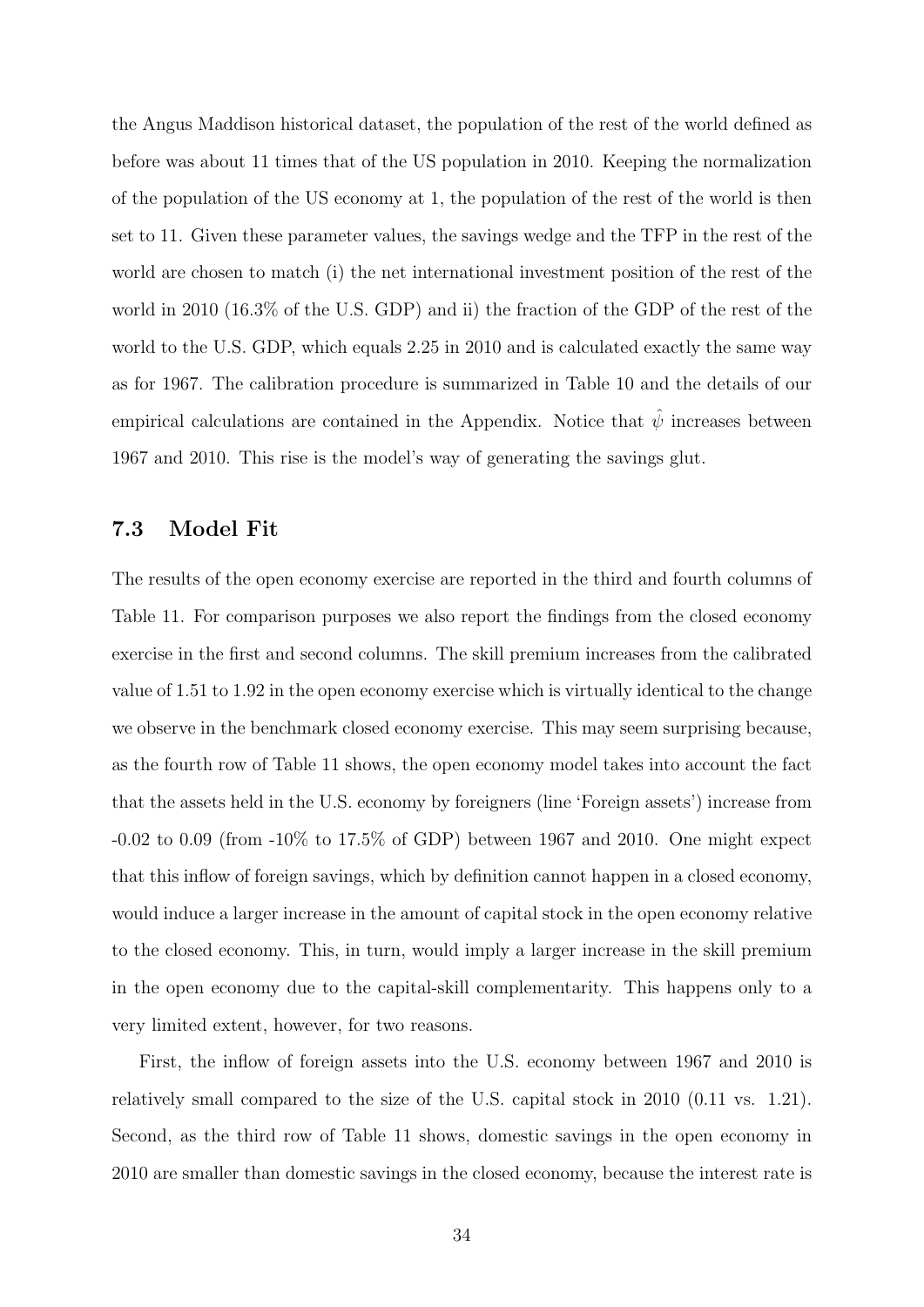the Angus Maddison historical dataset, the population of the rest of the world defined as before was about 11 times that of the US population in 2010. Keeping the normalization of the population of the US economy at 1, the population of the rest of the world is then set to 11. Given these parameter values, the savings wedge and the TFP in the rest of the world are chosen to match (i) the net international investment position of the rest of the world in 2010 (16.3% of the U.S. GDP) and ii) the fraction of the GDP of the rest of the world to the U.S. GDP, which equals 2.25 in 2010 and is calculated exactly the same way as for 1967. The calibration procedure is summarized in Table 10 and the details of our empirical calculations are contained in the Appendix. Notice that $\hat{\psi}$ increases between 1967 and 2010. This rise is the model's way of generating the savings glut.

### 7.3 Model Fit

The results of the open economy exercise are reported in the third and fourth columns of Table 11. For comparison purposes we also report the findings from the closed economy exercise in the first and second columns. The skill premium increases from the calibrated value of 1.51 to 1.92 in the open economy exercise which is virtually identical to the change we observe in the benchmark closed economy exercise. This may seem surprising because, as the fourth row of Table 11 shows, the open economy model takes into account the fact that the assets held in the U.S. economy by foreigners (line 'Foreign assets') increase from -0.02 to 0.09 (from -10% to 17.5% of GDP) between 1967 and 2010. One might expect that this inflow of foreign savings, which by definition cannot happen in a closed economy, would induce a larger increase in the amount of capital stock in the open economy relative to the closed economy. This, in turn, would imply a larger increase in the skill premium in the open economy due to the capital-skill complementarity. This happens only to a very limited extent, however, for two reasons.

First, the inflow of foreign assets into the U.S. economy between 1967 and 2010 is relatively small compared to the size of the U.S. capital stock in 2010 (0.11 vs. 1.21). Second, as the third row of Table 11 shows, domestic savings in the open economy in 2010 are smaller than domestic savings in the closed economy, because the interest rate is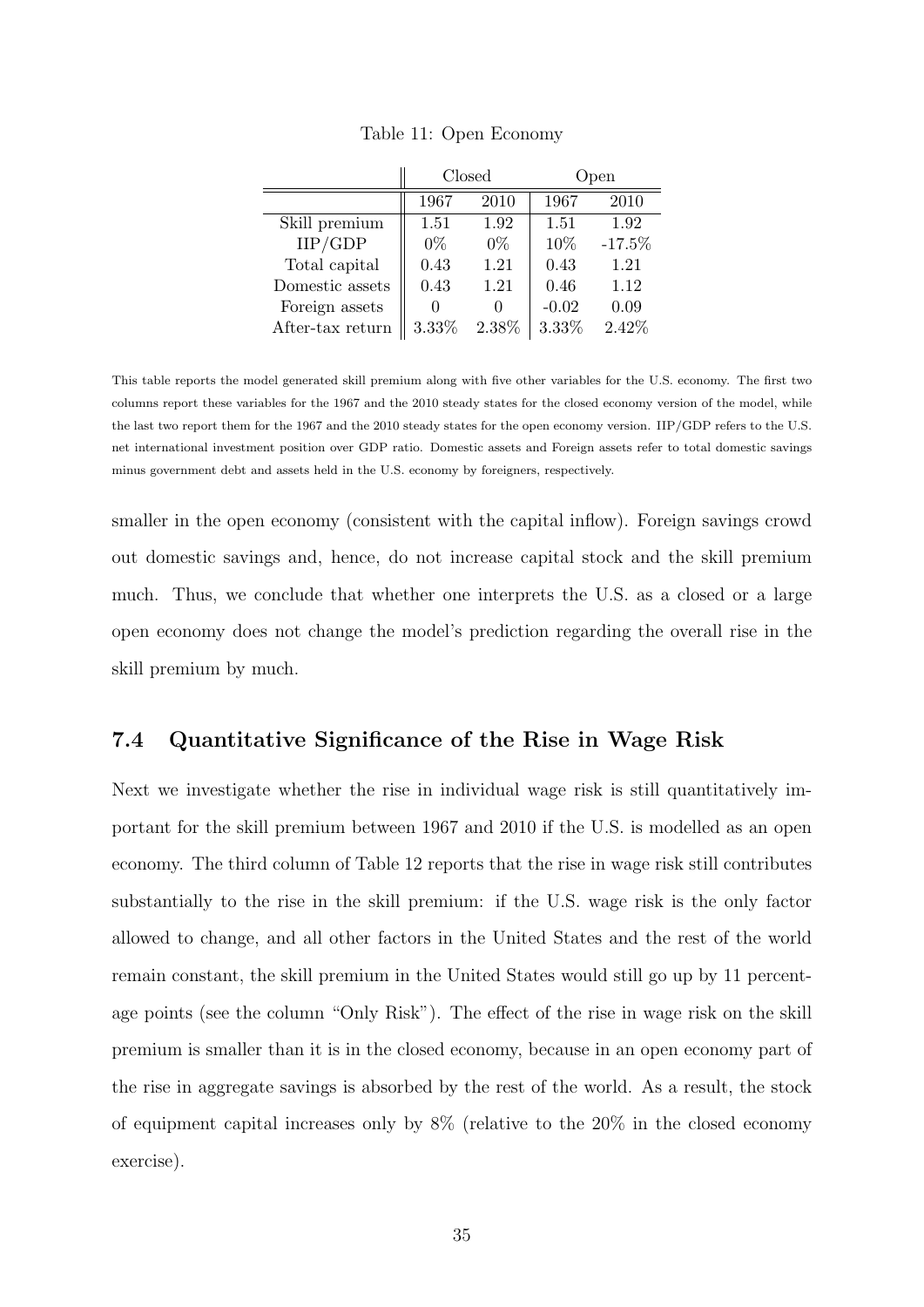Table 11: Open Economy

| | Closed | | Open | |
|---|---|---|---|---|
| | 1967 | 2010 | 1967 | 2010 |
| Skill premium | 1.51 | 1.92 | 1.51 | 1.92 |
| IIP/GDP | 0% | 0% | 10% | -17.5% |
| Total capital | 0.43 | 1.21 | 0.43 | 1.21 |
| Domestic assets | 0.43 | 1.21 | 0.46 | 1.12 |
| Foreign assets | 0 | 0 | -0.02 | 0.09 |
| After-tax return | 3.33% | 2.38% | 3.33% | 2.42% |

This table reports the model generated skill premium along with five other variables for the U.S. economy. The first two columns report these variables for the 1967 and the 2010 steady states for the closed economy version of the model, while the last two report them for the 1967 and the 2010 steady states for the open economy version. IIP/GDP refers to the U.S. net international investment position over GDP ratio. Domestic assets and Foreign assets refer to total domestic savings minus government debt and assets held in the U.S. economy by foreigners, respectively.

smaller in the open economy (consistent with the capital inflow). Foreign savings crowd out domestic savings and, hence, do not increase capital stock and the skill premium much. Thus, we conclude that whether one interprets the U.S. as a closed or a large open economy does not change the model's prediction regarding the overall rise in the skill premium by much.

### 7.4 Quantitative Significance of the Rise in Wage Risk

Next we investigate whether the rise in individual wage risk is still quantitatively important for the skill premium between 1967 and 2010 if the U.S. is modelled as an open economy. The third column of Table 12 reports that the rise in wage risk still contributes substantially to the rise in the skill premium: if the U.S. wage risk is the only factor allowed to change, and all other factors in the United States and the rest of the world remain constant, the skill premium in the United States would still go up by 11 percentage points (see the column "Only Risk"). The effect of the rise in wage risk on the skill premium is smaller than it is in the closed economy, because in an open economy part of the rise in aggregate savings is absorbed by the rest of the world. As a result, the stock of equipment capital increases only by 8% (relative to the 20% in the closed economy exercise).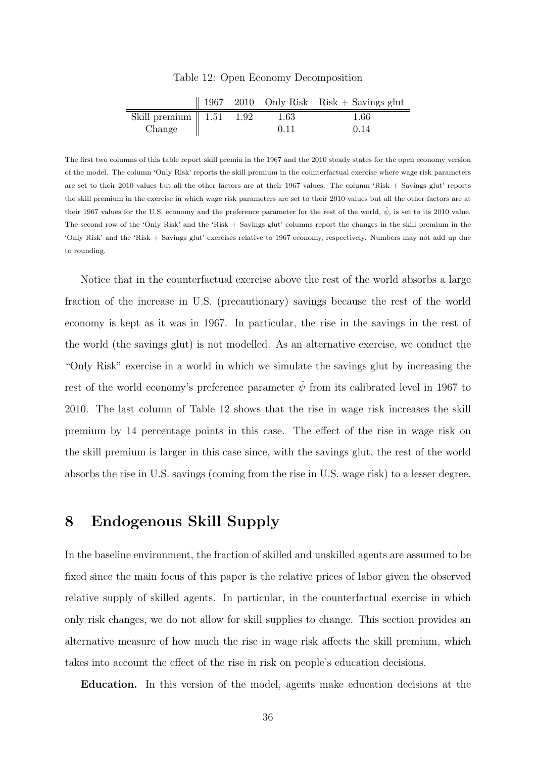Table 12: Open Economy Decomposition

| | 1967 | 2010 | Only Risk | Risk + Savings glut |
|---|---|---|---|---|
| Skill premium | 1.51 | 1.92 | 1.63 | 1.66 |
| Change | | | 0.11 | 0.14 |

The first two columns of this table report skill premia in the 1967 and the 2010 steady states for the open economy version of the model. The column 'Only Risk' reports the skill premium in the counterfactual exercise where wage risk parameters are set to their 2010 values but all the other factors are at their 1967 values. The column 'Risk + Savings glut' reports the skill premium in the exercise in which wage risk parameters are set to their 2010 values but all the other factors are at their 1967 values for the U.S. economy and the preference parameter for the rest of the world, $\hat{\psi}$, is set to its 2010 value. The second row of the 'Only Risk' and the 'Risk + Savings glut' columns report the changes in the skill premium in the 'Only Risk' and the 'Risk + Savings glut' exercises relative to 1967 economy, respectively. Numbers may not add up due to rounding.

Notice that in the counterfactual exercise above the rest of the world absorbs a large fraction of the increase in U.S. (precautionary) savings because the rest of the world economy is kept as it was in 1967. In particular, the rise in the savings in the rest of the world (the savings glut) is not modelled. As an alternative exercise, we conduct the "Only Risk" exercise in a world in which we simulate the savings glut by increasing the rest of the world economy's preference parameter $\hat{\psi}$ from its calibrated level in 1967 to 2010. The last column of Table 12 shows that the rise in wage risk increases the skill premium by 14 percentage points in this case. The effect of the rise in wage risk on the skill premium is larger in this case since, with the savings glut, the rest of the world absorbs the rise in U.S. savings (coming from the rise in U.S. wage risk) to a lesser degree.

# 8 Endogenous Skill Supply

In the baseline environment, the fraction of skilled and unskilled agents are assumed to be fixed since the main focus of this paper is the relative prices of labor given the observed relative supply of skilled agents. In particular, in the counterfactual exercise in which only risk changes, we do not allow for skill supplies to change. This section provides an alternative measure of how much the rise in wage risk affects the skill premium, which takes into account the effect of the rise in risk on people's education decisions.

**Education.** In this version of the model, agents make education decisions at the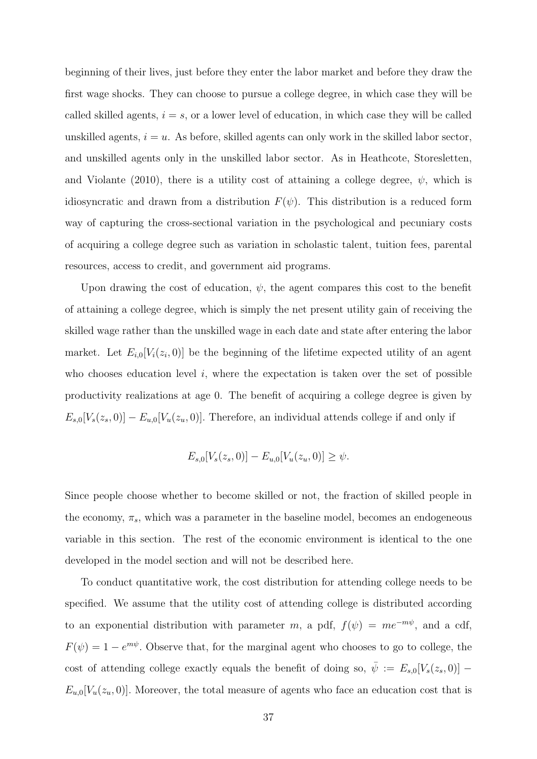beginning of their lives, just before they enter the labor market and before they draw the first wage shocks. They can choose to pursue a college degree, in which case they will be called skilled agents, $i = s$, or a lower level of education, in which case they will be called unskilled agents, $i = u$. As before, skilled agents can only work in the skilled labor sector, and unskilled agents only in the unskilled labor sector. As in Heathcote, Storesletten, and Violante (2010), there is a utility cost of attaining a college degree, $\psi$, which is idiosyncratic and drawn from a distribution $F(\psi)$. This distribution is a reduced form way of capturing the cross-sectional variation in the psychological and pecuniary costs of acquiring a college degree such as variation in scholastic talent, tuition fees, parental resources, access to credit, and government aid programs.

Upon drawing the cost of education, $\psi$, the agent compares this cost to the benefit of attaining a college degree, which is simply the net present utility gain of receiving the skilled wage rather than the unskilled wage in each date and state after entering the labor market. Let $E_{i,0}[V_i(z_i, 0)]$ be the beginning of the lifetime expected utility of an agent who chooses education level $i$, where the expectation is taken over the set of possible productivity realizations at age 0. The benefit of acquiring a college degree is given by $E_{s,0}[V_s(z_s, 0)] - E_{u,0}[V_u(z_u, 0)]$. Therefore, an individual attends college if and only if

$$E_{s,0}[V_s(z_s, 0)] - E_{u,0}[V_u(z_u, 0)] \geq \psi.$$

Since people choose whether to become skilled or not, the fraction of skilled people in the economy, $\pi_s$, which was a parameter in the baseline model, becomes an endogeneous variable in this section. The rest of the economic environment is identical to the one developed in the model section and will not be described here.

To conduct quantitative work, the cost distribution for attending college needs to be specified. We assume that the utility cost of attending college is distributed according to an exponential distribution with parameter $m$, a pdf, $f(\psi) = me^{-m\psi}$, and a cdf, $F(\psi) = 1 - e^{m\psi}$. Observe that, for the marginal agent who chooses to go to college, the cost of attending college exactly equals the benefit of doing so, $\bar{\psi} := E_{s,0}[V_s(z_s, 0)] - E_{u,0}[V_u(z_u, 0)]$. Moreover, the total measure of agents who face an education cost that is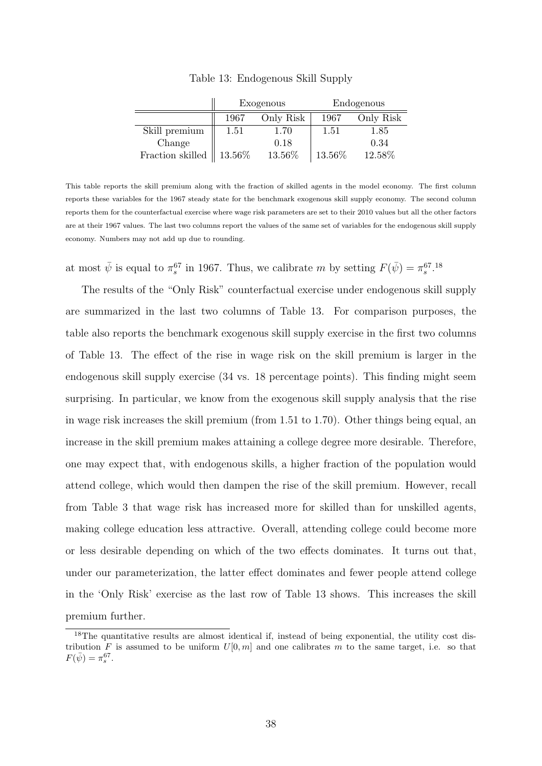Table 13: Endogenous Skill Supply

| | Exogenous | | Endogenous | |
|---|---|---|---|---|
| | 1967 | Only Risk | 1967 | Only Risk |
| Skill premium | 1.51 | 1.70 | 1.51 | 1.85 |
| Change | | 0.18 | | 0.34 |
| Fraction skilled | 13.56% | 13.56% | 13.56% | 12.58% |

This table reports the skill premium along with the fraction of skilled agents in the model economy. The first column reports these variables for the 1967 steady state for the benchmark exogenous skill supply economy. The second column reports them for the counterfactual exercise where wage risk parameters are set to their 2010 values but all the other factors are at their 1967 values. The last two columns report the values of the same set of variables for the endogenous skill supply economy. Numbers may not add up due to rounding.

at most $\bar{\psi}$ is equal to $\pi_s^{67}$ in 1967. Thus, we calibrate $m$ by setting $F(\bar{\psi}) = \pi_s^{67}$.[18]

The results of the "Only Risk" counterfactual exercise under endogenous skill supply are summarized in the last two columns of Table 13. For comparison purposes, the table also reports the benchmark exogenous skill supply exercise in the first two columns of Table 13. The effect of the rise in wage risk on the skill premium is larger in the endogenous skill supply exercise (34 vs. 18 percentage points). This finding might seem surprising. In particular, we know from the exogenous skill supply analysis that the rise in wage risk increases the skill premium (from 1.51 to 1.70). Other things being equal, an increase in the skill premium makes attaining a college degree more desirable. Therefore, one may expect that, with endogenous skills, a higher fraction of the population would attend college, which would then dampen the rise of the skill premium. However, recall from Table 3 that wage risk has increased more for skilled than for unskilled agents, making college education less attractive. Overall, attending college could become more or less desirable depending on which of the two effects dominates. It turns out that, under our parameterization, the latter effect dominates and fewer people attend college in the 'Only Risk' exercise as the last row of Table 13 shows. This increases the skill premium further.

[18] The quantitative results are almost identical if, instead of being exponential, the utility cost distribution $F$ is assumed to be uniform $U[0, m]$ and one calibrates $m$ to the same target, i.e. so that $F(\bar{\psi}) = \pi_s^{67}$.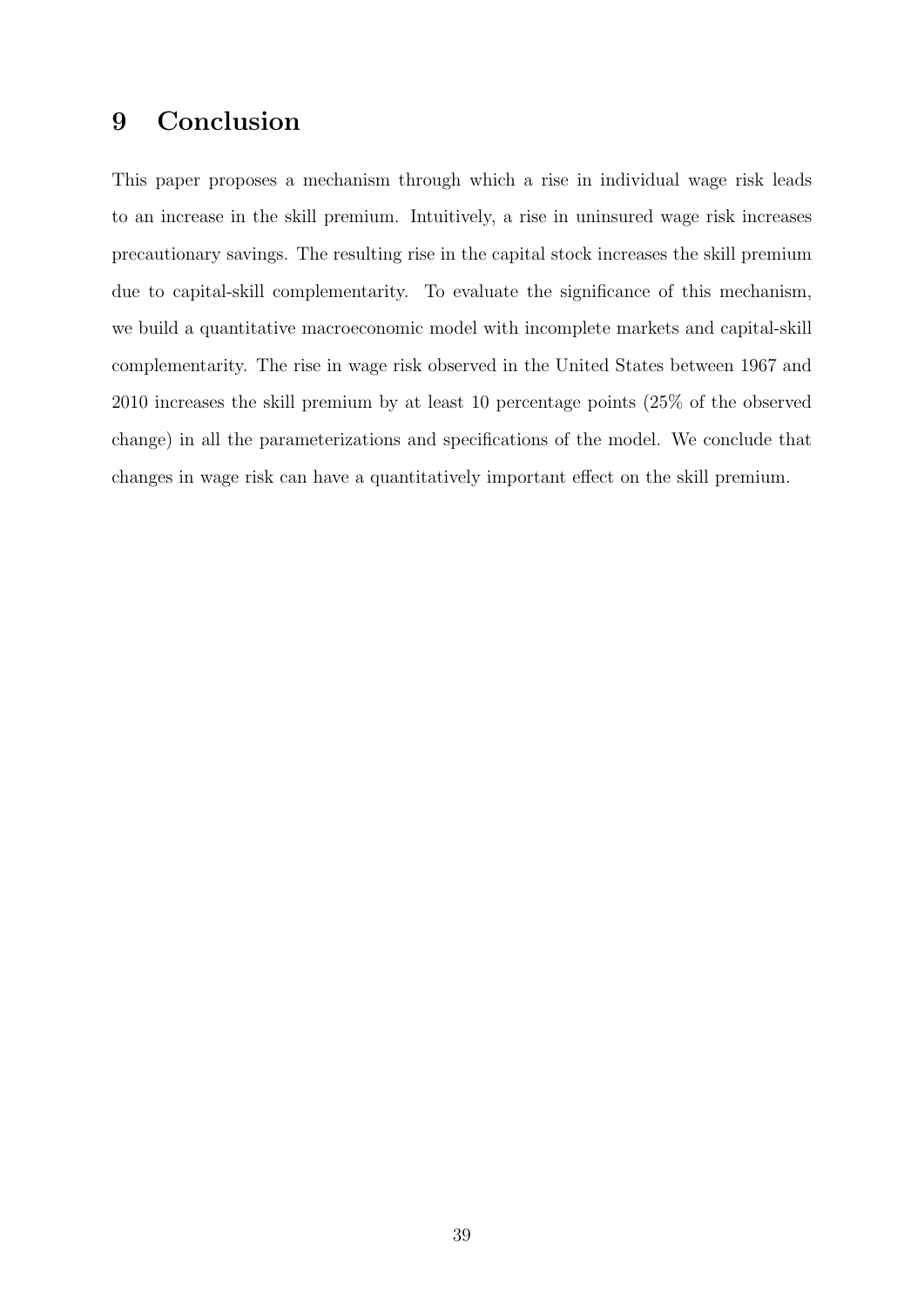# 9 Conclusion

This paper proposes a mechanism through which a rise in individual wage risk leads to an increase in the skill premium. Intuitively, a rise in uninsured wage risk increases precautionary savings. The resulting rise in the capital stock increases the skill premium due to capital-skill complementarity. To evaluate the significance of this mechanism, we build a quantitative macroeconomic model with incomplete markets and capital-skill complementarity. The rise in wage risk observed in the United States between 1967 and 2010 increases the skill premium by at least 10 percentage points (25% of the observed change) in all the parameterizations and specifications of the model. We conclude that changes in wage risk can have a quantitatively important effect on the skill premium.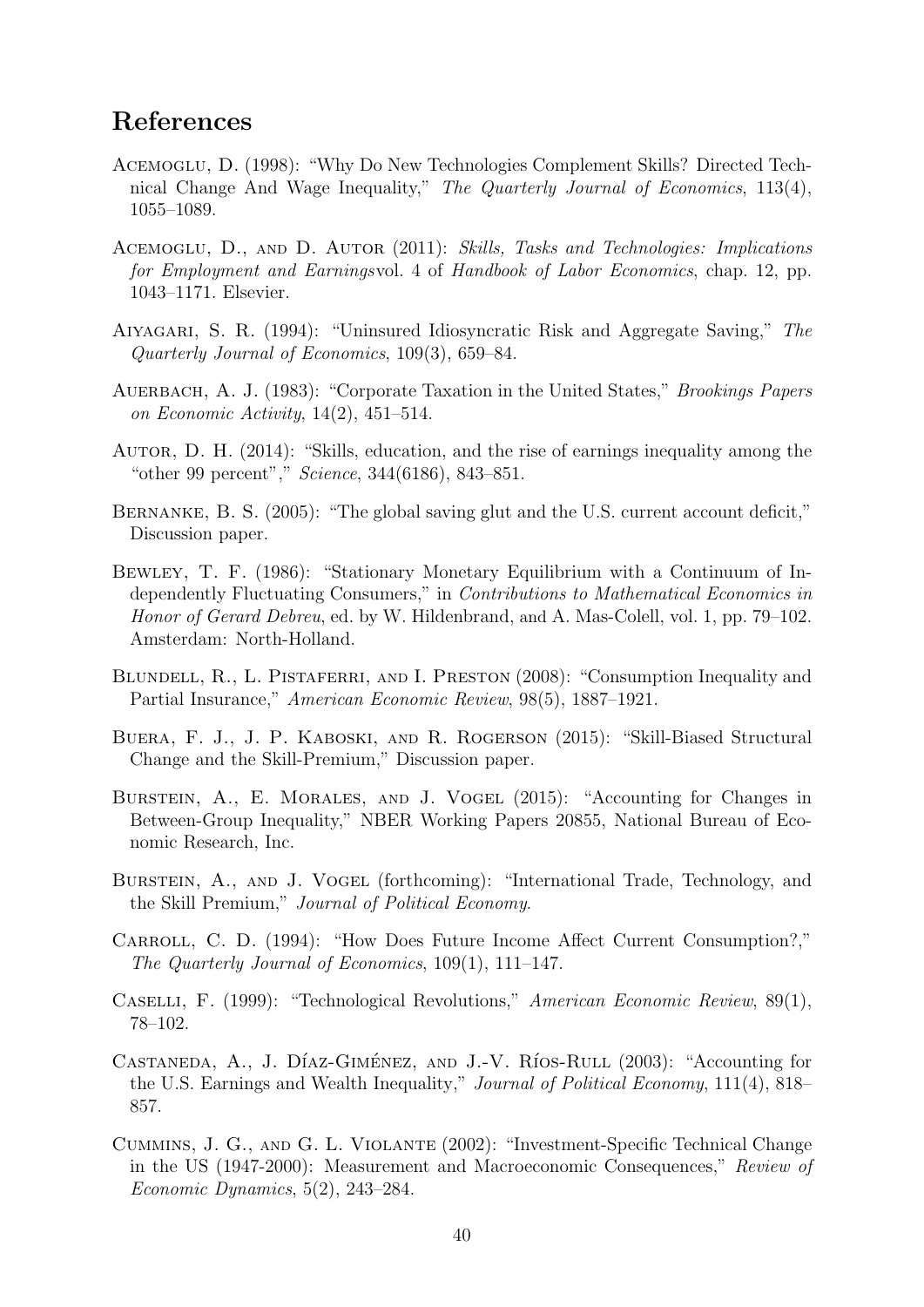# References

Acemoglu, D. (1998): "Why Do New Technologies Complement Skills? Directed Technical Change And Wage Inequality," *The Quarterly Journal of Economics*, 113(4), 1055–1089.

Acemoglu, D., and D. Autor (2011): *Skills, Tasks and Technologies: Implications for Employment and Earnings*vol. 4 of *Handbook of Labor Economics*, chap. 12, pp. 1043–1171. Elsevier.

Aiyagari, S. R. (1994): "Uninsured Idiosyncratic Risk and Aggregate Saving," *The Quarterly Journal of Economics*, 109(3), 659–84.

Auerbach, A. J. (1983): "Corporate Taxation in the United States," *Brookings Papers on Economic Activity*, 14(2), 451–514.

Autor, D. H. (2014): "Skills, education, and the rise of earnings inequality among the "other 99 percent"," *Science*, 344(6186), 843–851.

Bernanke, B. S. (2005): "The global saving glut and the U.S. current account deficit," Discussion paper.

Bewley, T. F. (1986): "Stationary Monetary Equilibrium with a Continuum of Independently Fluctuating Consumers," in *Contributions to Mathematical Economics in Honor of Gerard Debreu*, ed. by W. Hildenbrand, and A. Mas-Colell, vol. 1, pp. 79–102. Amsterdam: North-Holland.

Blundell, R., L. Pistaferri, and I. Preston (2008): "Consumption Inequality and Partial Insurance," *American Economic Review*, 98(5), 1887–1921.

Buera, F. J., J. P. Kaboski, and R. Rogerson (2015): "Skill-Biased Structural Change and the Skill-Premium," Discussion paper.

Burstein, A., E. Morales, and J. Vogel (2015): "Accounting for Changes in Between-Group Inequality," NBER Working Papers 20855, National Bureau of Economic Research, Inc.

Burstein, A., and J. Vogel (forthcoming): "International Trade, Technology, and the Skill Premium," *Journal of Political Economy*.

Carroll, C. D. (1994): "How Does Future Income Affect Current Consumption?," *The Quarterly Journal of Economics*, 109(1), 111–147.

Caselli, F. (1999): "Technological Revolutions," *American Economic Review*, 89(1), 78–102.

Castaneda, A., J. Díaz-Giménez, and J.-V. Ríos-Rull (2003): "Accounting for the U.S. Earnings and Wealth Inequality," *Journal of Political Economy*, 111(4), 818–857.

Cummins, J. G., and G. L. Violante (2002): "Investment-Specific Technical Change in the US (1947-2000): Measurement and Macroeconomic Consequences," *Review of Economic Dynamics*, 5(2), 243–284.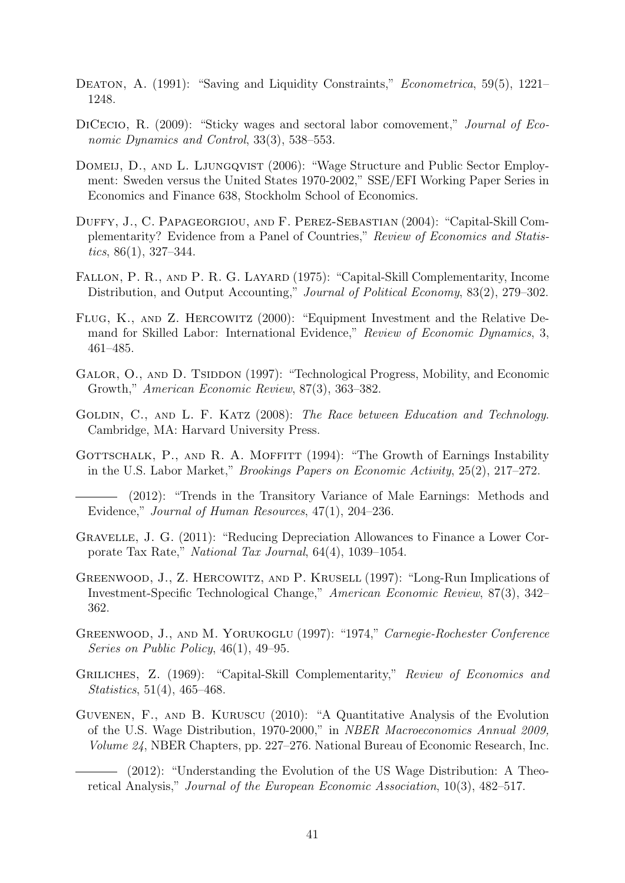Deaton, A. (1991): "Saving and Liquidity Constraints," *Econometrica*, 59(5), 1221–1248.

DiCecio, R. (2009): "Sticky wages and sectoral labor comovement," *Journal of Economic Dynamics and Control*, 33(3), 538–553.

Domeij, D., and L. Ljungqvist (2006): "Wage Structure and Public Sector Employment: Sweden versus the United States 1970-2002," SSE/EFI Working Paper Series in Economics and Finance 638, Stockholm School of Economics.

Duffy, J., C. Papageorgiou, and F. Perez-Sebastian (2004): "Capital-Skill Complementarity? Evidence from a Panel of Countries," *Review of Economics and Statistics*, 86(1), 327–344.

Fallon, P. R., and P. R. G. Layard (1975): "Capital-Skill Complementarity, Income Distribution, and Output Accounting," *Journal of Political Economy*, 83(2), 279–302.

Flug, K., and Z. Hercowitz (2000): "Equipment Investment and the Relative Demand for Skilled Labor: International Evidence," *Review of Economic Dynamics*, 3, 461–485.

Galor, O., and D. Tsiddon (1997): "Technological Progress, Mobility, and Economic Growth," *American Economic Review*, 87(3), 363–382.

Goldin, C., and L. F. Katz (2008): *The Race between Education and Technology*. Cambridge, MA: Harvard University Press.

Gottschalk, P., and R. A. Moffitt (1994): "The Growth of Earnings Instability in the U.S. Labor Market," *Brookings Papers on Economic Activity*, 25(2), 217–272.

——— (2012): "Trends in the Transitory Variance of Male Earnings: Methods and Evidence," *Journal of Human Resources*, 47(1), 204–236.

Gravelle, J. G. (2011): "Reducing Depreciation Allowances to Finance a Lower Corporate Tax Rate," *National Tax Journal*, 64(4), 1039–1054.

Greenwood, J., Z. Hercowitz, and P. Krusell (1997): "Long-Run Implications of Investment-Specific Technological Change," *American Economic Review*, 87(3), 342–362.

Greenwood, J., and M. Yorukoglu (1997): "1974," *Carnegie-Rochester Conference Series on Public Policy*, 46(1), 49–95.

Griliches, Z. (1969): "Capital-Skill Complementarity," *Review of Economics and Statistics*, 51(4), 465–468.

Guvenen, F., and B. Kuruscu (2010): "A Quantitative Analysis of the Evolution of the U.S. Wage Distribution, 1970-2000," in *NBER Macroeconomics Annual 2009, Volume 24*, NBER Chapters, pp. 227–276. National Bureau of Economic Research, Inc.

——— (2012): "Understanding the Evolution of the US Wage Distribution: A Theoretical Analysis," *Journal of the European Economic Association*, 10(3), 482–517.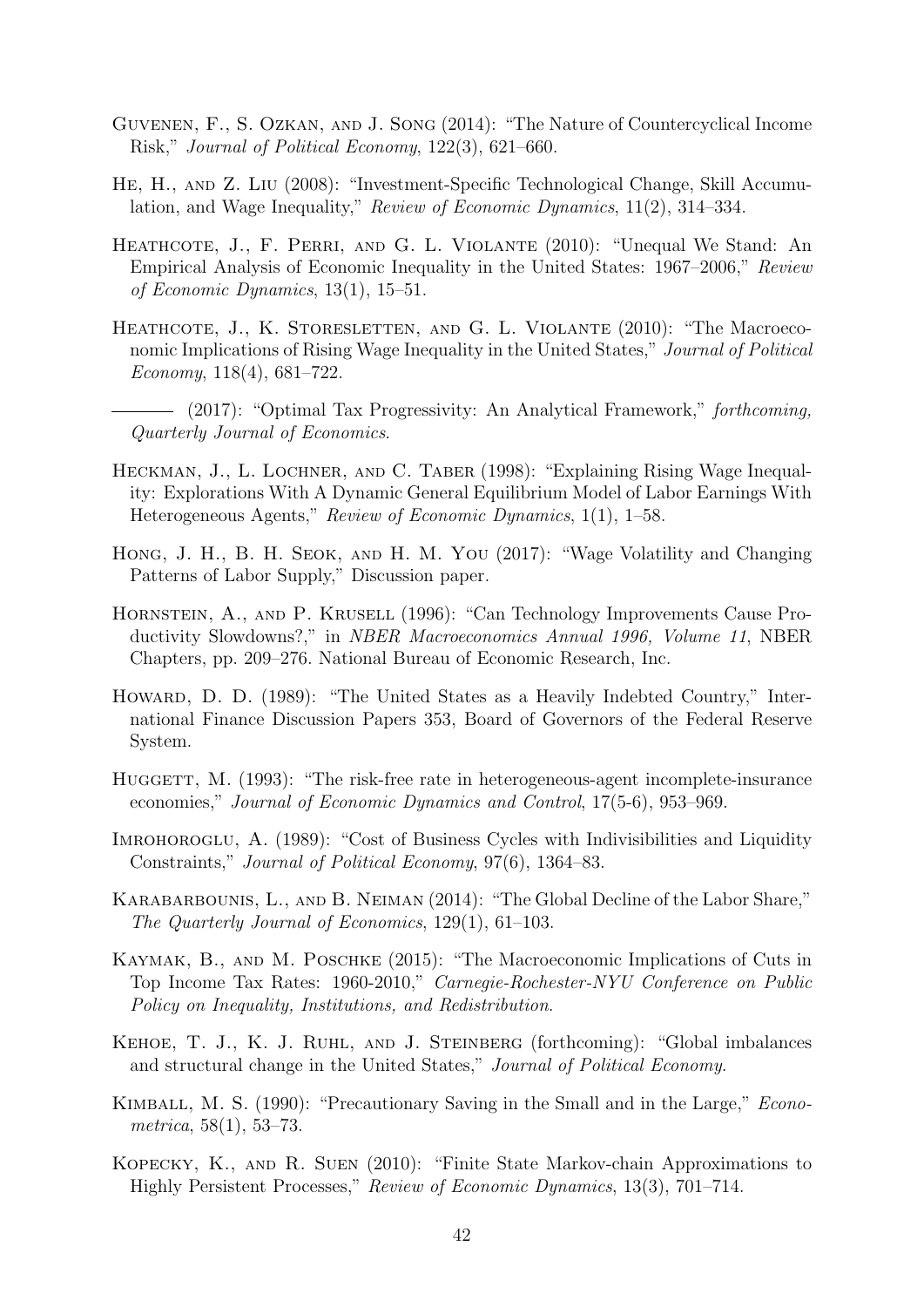Guvenen, F., S. Ozkan, and J. Song (2014): "The Nature of Countercyclical Income Risk," *Journal of Political Economy*, 122(3), 621–660.

He, H., and Z. Liu (2008): "Investment-Specific Technological Change, Skill Accumulation, and Wage Inequality," *Review of Economic Dynamics*, 11(2), 314–334.

Heathcote, J., F. Perri, and G. L. Violante (2010): "Unequal We Stand: An Empirical Analysis of Economic Inequality in the United States: 1967–2006," *Review of Economic Dynamics*, 13(1), 15–51.

Heathcote, J., K. Storesletten, and G. L. Violante (2010): "The Macroeconomic Implications of Rising Wage Inequality in the United States," *Journal of Political Economy*, 118(4), 681–722.

——— (2017): "Optimal Tax Progressivity: An Analytical Framework," *forthcoming, Quarterly Journal of Economics*.

Heckman, J., L. Lochner, and C. Taber (1998): "Explaining Rising Wage Inequality: Explorations With A Dynamic General Equilibrium Model of Labor Earnings With Heterogeneous Agents," *Review of Economic Dynamics*, 1(1), 1–58.

Hong, J. H., B. H. Seok, and H. M. You (2017): "Wage Volatility and Changing Patterns of Labor Supply," Discussion paper.

Hornstein, A., and P. Krusell (1996): "Can Technology Improvements Cause Productivity Slowdowns?," in *NBER Macroeconomics Annual 1996, Volume 11*, NBER Chapters, pp. 209–276. National Bureau of Economic Research, Inc.

Howard, D. D. (1989): "The United States as a Heavily Indebted Country," International Finance Discussion Papers 353, Board of Governors of the Federal Reserve System.

Huggett, M. (1993): "The risk-free rate in heterogeneous-agent incomplete-insurance economies," *Journal of Economic Dynamics and Control*, 17(5-6), 953–969.

Imrohoroglu, A. (1989): "Cost of Business Cycles with Indivisibilities and Liquidity Constraints," *Journal of Political Economy*, 97(6), 1364–83.

Karabarbounis, L., and B. Neiman (2014): "The Global Decline of the Labor Share," *The Quarterly Journal of Economics*, 129(1), 61–103.

Kaymak, B., and M. Poschke (2015): "The Macroeconomic Implications of Cuts in Top Income Tax Rates: 1960-2010," *Carnegie-Rochester-NYU Conference on Public Policy on Inequality, Institutions, and Redistribution*.

Kehoe, T. J., K. J. Ruhl, and J. Steinberg (forthcoming): "Global imbalances and structural change in the United States," *Journal of Political Economy*.

Kimball, M. S. (1990): "Precautionary Saving in the Small and in the Large," *Econometrica*, 58(1), 53–73.

Kopecky, K., and R. Suen (2010): "Finite State Markov-chain Approximations to Highly Persistent Processes," *Review of Economic Dynamics*, 13(3), 701–714.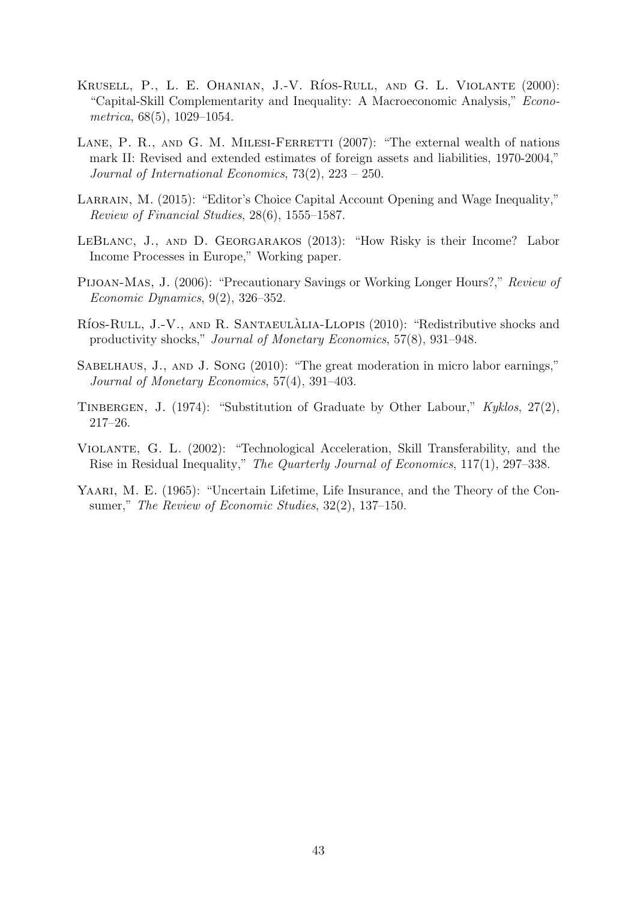Krusell, P., L. E. Ohanian, J.-V. Ríos-Rull, and G. L. Violante (2000): "Capital-Skill Complementarity and Inequality: A Macroeconomic Analysis," *Econometrica*, 68(5), 1029–1054.

Lane, P. R., and G. M. Milesi-Ferretti (2007): "The external wealth of nations mark II: Revised and extended estimates of foreign assets and liabilities, 1970-2004," *Journal of International Economics*, 73(2), 223 – 250.

Larrain, M. (2015): "Editor's Choice Capital Account Opening and Wage Inequality," *Review of Financial Studies*, 28(6), 1555–1587.

LeBlanc, J., and D. Georgarakos (2013): "How Risky is their Income? Labor Income Processes in Europe," Working paper.

Pijoan-Mas, J. (2006): "Precautionary Savings or Working Longer Hours?," *Review of Economic Dynamics*, 9(2), 326–352.

Ríos-Rull, J.-V., and R. Santaeulàlia-Llopis (2010): "Redistributive shocks and productivity shocks," *Journal of Monetary Economics*, 57(8), 931–948.

Sabelhaus, J., and J. Song (2010): "The great moderation in micro labor earnings," *Journal of Monetary Economics*, 57(4), 391–403.

Tinbergen, J. (1974): "Substitution of Graduate by Other Labour," *Kyklos*, 27(2), 217–26.

Violante, G. L. (2002): "Technological Acceleration, Skill Transferability, and the Rise in Residual Inequality," *The Quarterly Journal of Economics*, 117(1), 297–338.

Yaari, M. E. (1965): "Uncertain Lifetime, Life Insurance, and the Theory of the Consumer," *The Review of Economic Studies*, 32(2), 137–150.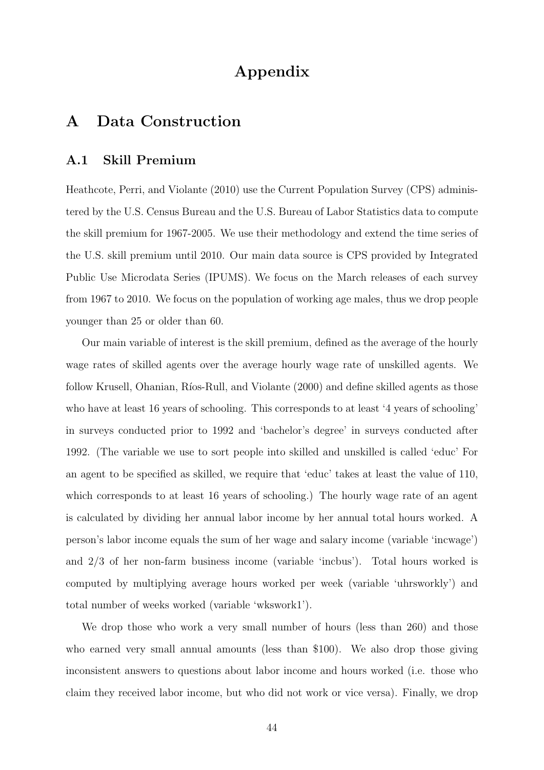# Appendix

## A Data Construction

### A.1 Skill Premium

Heathcote, Perri, and Violante (2010) use the Current Population Survey (CPS) administered by the U.S. Census Bureau and the U.S. Bureau of Labor Statistics data to compute the skill premium for 1967-2005. We use their methodology and extend the time series of the U.S. skill premium until 2010. Our main data source is CPS provided by Integrated Public Use Microdata Series (IPUMS). We focus on the March releases of each survey from 1967 to 2010. We focus on the population of working age males, thus we drop people younger than 25 or older than 60.

Our main variable of interest is the skill premium, defined as the average of the hourly wage rates of skilled agents over the average hourly wage rate of unskilled agents. We follow Krusell, Ohanian, Ríos-Rull, and Violante (2000) and define skilled agents as those who have at least 16 years of schooling. This corresponds to at least '4 years of schooling' in surveys conducted prior to 1992 and 'bachelor's degree' in surveys conducted after 1992. (The variable we use to sort people into skilled and unskilled is called 'educ' For an agent to be specified as skilled, we require that 'educ' takes at least the value of 110, which corresponds to at least 16 years of schooling.) The hourly wage rate of an agent is calculated by dividing her annual labor income by her annual total hours worked. A person's labor income equals the sum of her wage and salary income (variable 'incwage') and 2/3 of her non-farm business income (variable 'incbus'). Total hours worked is computed by multiplying average hours worked per week (variable 'uhrsworkly') and total number of weeks worked (variable 'wkswork1').

We drop those who work a very small number of hours (less than 260) and those who earned very small annual amounts (less than $100). We also drop those giving inconsistent answers to questions about labor income and hours worked (i.e. those who claim they received labor income, but who did not work or vice versa). Finally, we drop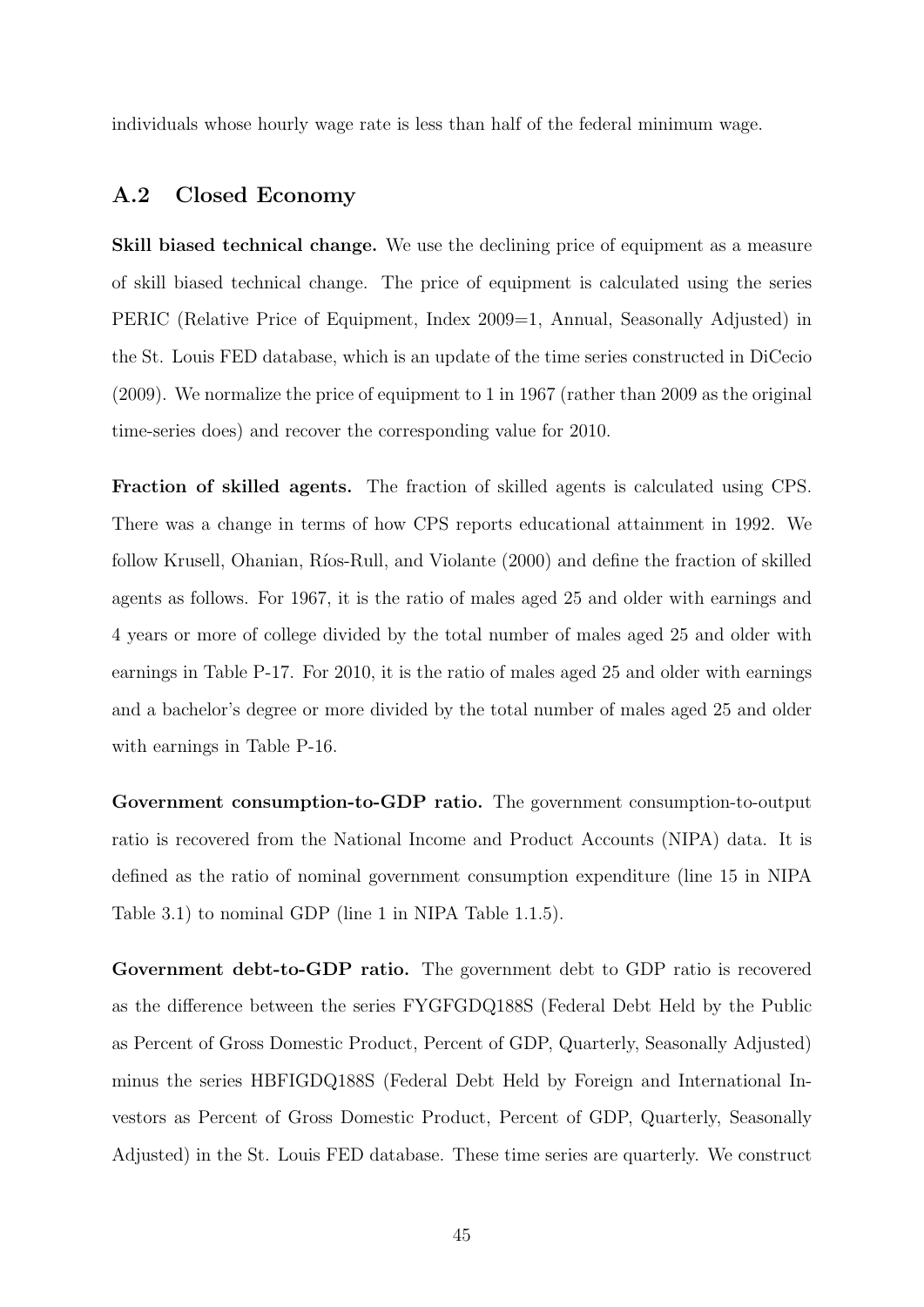individuals whose hourly wage rate is less than half of the federal minimum wage.

## A.2 Closed Economy

**Skill biased technical change.** We use the declining price of equipment as a measure of skill biased technical change. The price of equipment is calculated using the series PERIC (Relative Price of Equipment, Index 2009=1, Annual, Seasonally Adjusted) in the St. Louis FED database, which is an update of the time series constructed in DiCecio (2009). We normalize the price of equipment to 1 in 1967 (rather than 2009 as the original time-series does) and recover the corresponding value for 2010.

**Fraction of skilled agents.** The fraction of skilled agents is calculated using CPS. There was a change in terms of how CPS reports educational attainment in 1992. We follow Krusell, Ohanian, Ríos-Rull, and Violante (2000) and define the fraction of skilled agents as follows. For 1967, it is the ratio of males aged 25 and older with earnings and 4 years or more of college divided by the total number of males aged 25 and older with earnings in Table P-17. For 2010, it is the ratio of males aged 25 and older with earnings and a bachelor's degree or more divided by the total number of males aged 25 and older with earnings in Table P-16.

**Government consumption-to-GDP ratio.** The government consumption-to-output ratio is recovered from the National Income and Product Accounts (NIPA) data. It is defined as the ratio of nominal government consumption expenditure (line 15 in NIPA Table 3.1) to nominal GDP (line 1 in NIPA Table 1.1.5).

**Government debt-to-GDP ratio.** The government debt to GDP ratio is recovered as the difference between the series FYGFGDQ188S (Federal Debt Held by the Public as Percent of Gross Domestic Product, Percent of GDP, Quarterly, Seasonally Adjusted) minus the series HBFIGDQ188S (Federal Debt Held by Foreign and International Investors as Percent of Gross Domestic Product, Percent of GDP, Quarterly, Seasonally Adjusted) in the St. Louis FED database. These time series are quarterly. We construct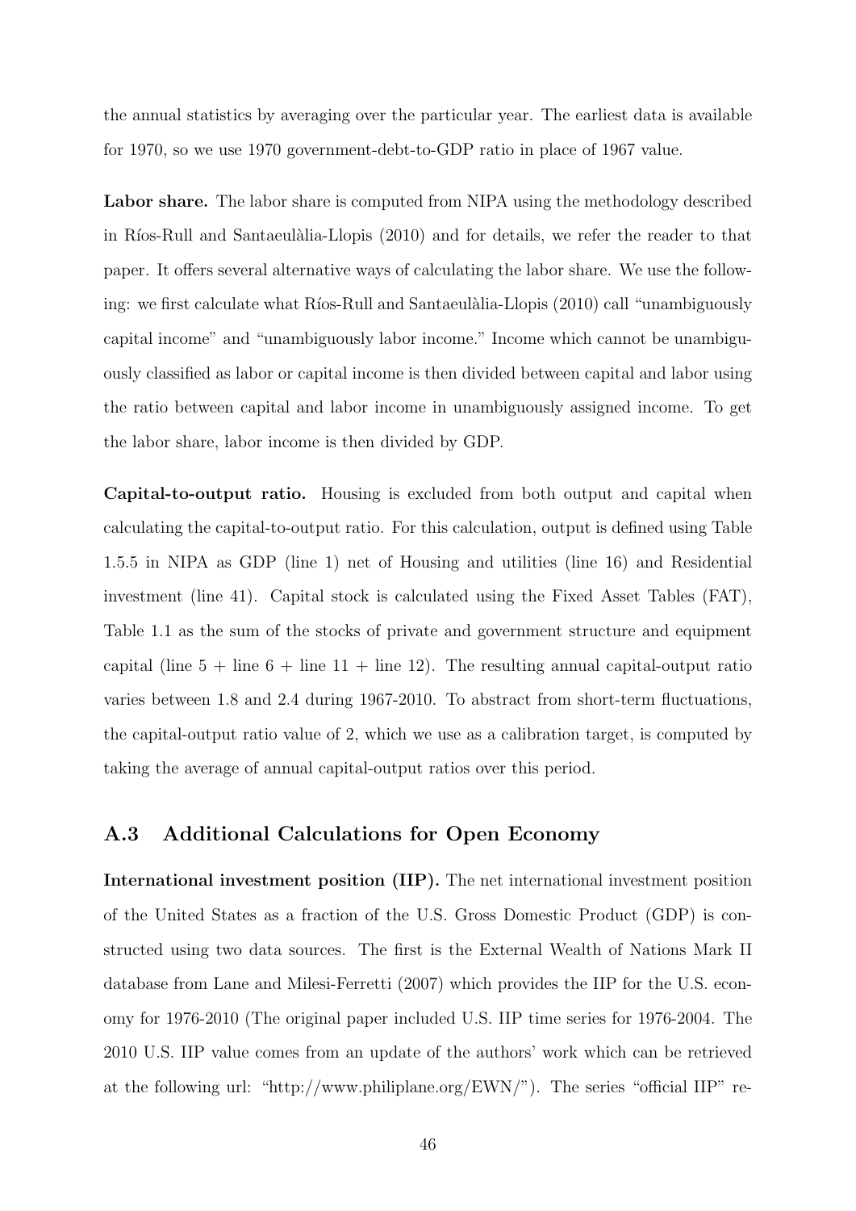the annual statistics by averaging over the particular year. The earliest data is available for 1970, so we use 1970 government-debt-to-GDP ratio in place of 1967 value.

**Labor share.** The labor share is computed from NIPA using the methodology described in Ríos-Rull and Santaeulàlia-Llopis (2010) and for details, we refer the reader to that paper. It offers several alternative ways of calculating the labor share. We use the following: we first calculate what Ríos-Rull and Santaeulàlia-Llopis (2010) call "unambiguously capital income" and "unambiguously labor income." Income which cannot be unambiguously classified as labor or capital income is then divided between capital and labor using the ratio between capital and labor income in unambiguously assigned income. To get the labor share, labor income is then divided by GDP.

**Capital-to-output ratio.** Housing is excluded from both output and capital when calculating the capital-to-output ratio. For this calculation, output is defined using Table 1.5.5 in NIPA as GDP (line 1) net of Housing and utilities (line 16) and Residential investment (line 41). Capital stock is calculated using the Fixed Asset Tables (FAT), Table 1.1 as the sum of the stocks of private and government structure and equipment capital (line 5 + line 6 + line 11 + line 12). The resulting annual capital-output ratio varies between 1.8 and 2.4 during 1967-2010. To abstract from short-term fluctuations, the capital-output ratio value of 2, which we use as a calibration target, is computed by taking the average of annual capital-output ratios over this period.

## A.3 Additional Calculations for Open Economy

**International investment position (IIP).** The net international investment position of the United States as a fraction of the U.S. Gross Domestic Product (GDP) is constructed using two data sources. The first is the External Wealth of Nations Mark II database from Lane and Milesi-Ferretti (2007) which provides the IIP for the U.S. economy for 1976-2010 (The original paper included U.S. IIP time series for 1976-2004. The 2010 U.S. IIP value comes from an update of the authors' work which can be retrieved at the following url: "http://www.philiplane.org/EWN/"). The series "official IIP" re-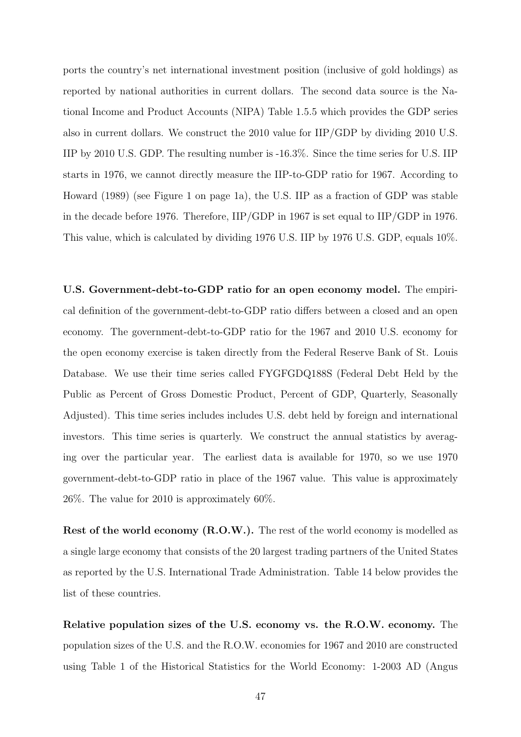ports the country's net international investment position (inclusive of gold holdings) as reported by national authorities in current dollars. The second data source is the National Income and Product Accounts (NIPA) Table 1.5.5 which provides the GDP series also in current dollars. We construct the 2010 value for IIP/GDP by dividing 2010 U.S. IIP by 2010 U.S. GDP. The resulting number is -16.3%. Since the time series for U.S. IIP starts in 1976, we cannot directly measure the IIP-to-GDP ratio for 1967. According to Howard (1989) (see Figure 1 on page 1a), the U.S. IIP as a fraction of GDP was stable in the decade before 1976. Therefore, IIP/GDP in 1967 is set equal to IIP/GDP in 1976. This value, which is calculated by dividing 1976 U.S. IIP by 1976 U.S. GDP, equals 10%.

**U.S. Government-debt-to-GDP ratio for an open economy model.** The empirical definition of the government-debt-to-GDP ratio differs between a closed and an open economy. The government-debt-to-GDP ratio for the 1967 and 2010 U.S. economy for the open economy exercise is taken directly from the Federal Reserve Bank of St. Louis Database. We use their time series called FYGFGDQ188S (Federal Debt Held by the Public as Percent of Gross Domestic Product, Percent of GDP, Quarterly, Seasonally Adjusted). This time series includes includes U.S. debt held by foreign and international investors. This time series is quarterly. We construct the annual statistics by averaging over the particular year. The earliest data is available for 1970, so we use 1970 government-debt-to-GDP ratio in place of the 1967 value. This value is approximately 26%. The value for 2010 is approximately 60%.

**Rest of the world economy (R.O.W.).** The rest of the world economy is modelled as a single large economy that consists of the 20 largest trading partners of the United States as reported by the U.S. International Trade Administration. Table 14 below provides the list of these countries.

**Relative population sizes of the U.S. economy vs. the R.O.W. economy.** The population sizes of the U.S. and the R.O.W. economies for 1967 and 2010 are constructed using Table 1 of the Historical Statistics for the World Economy: 1-2003 AD (Angus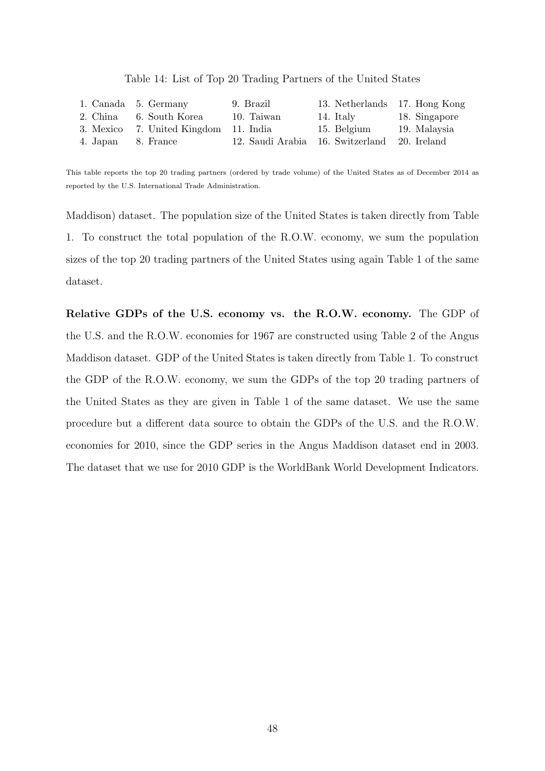Table 14: List of Top 20 Trading Partners of the United States

| | | | | |
|---|---|---|---|---|
| 1. Canada | 5. Germany | 9. Brazil | 13. Netherlands | 17. Hong Kong |
| 2. China | 6. South Korea | 10. Taiwan | 14. Italy | 18. Singapore |
| 3. Mexico | 7. United Kingdom | 11. India | 15. Belgium | 19. Malaysia |
| 4. Japan | 8. France | 12. Saudi Arabia | 16. Switzerland | 20. Ireland |

This table reports the top 20 trading partners (ordered by trade volume) of the United States as of December 2014 as reported by the U.S. International Trade Administration.

Maddison) dataset. The population size of the United States is taken directly from Table 1. To construct the total population of the R.O.W. economy, we sum the population sizes of the top 20 trading partners of the United States using again Table 1 of the same dataset.

**Relative GDPs of the U.S. economy vs. the R.O.W. economy.** The GDP of the U.S. and the R.O.W. economies for 1967 are constructed using Table 2 of the Angus Maddison dataset. GDP of the United States is taken directly from Table 1. To construct the GDP of the R.O.W. economy, we sum the GDPs of the top 20 trading partners of the United States as they are given in Table 1 of the same dataset. We use the same procedure but a different data source to obtain the GDPs of the U.S. and the R.O.W. economies for 2010, since the GDP series in the Angus Maddison dataset end in 2003. The dataset that we use for 2010 GDP is the WorldBank World Development Indicators.